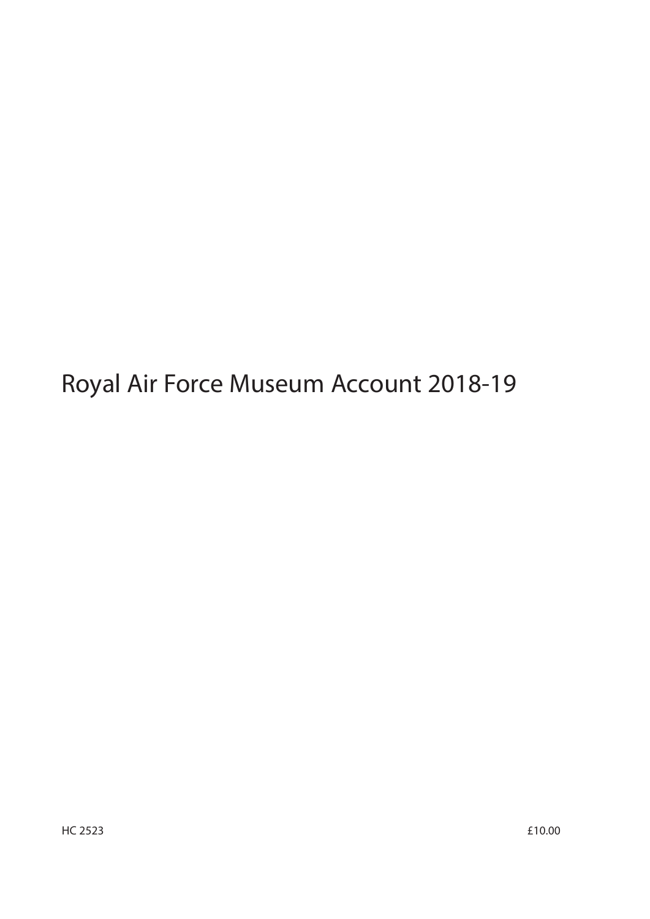# Royal Air Force Museum Account 2018-19

HC 2523 £10.00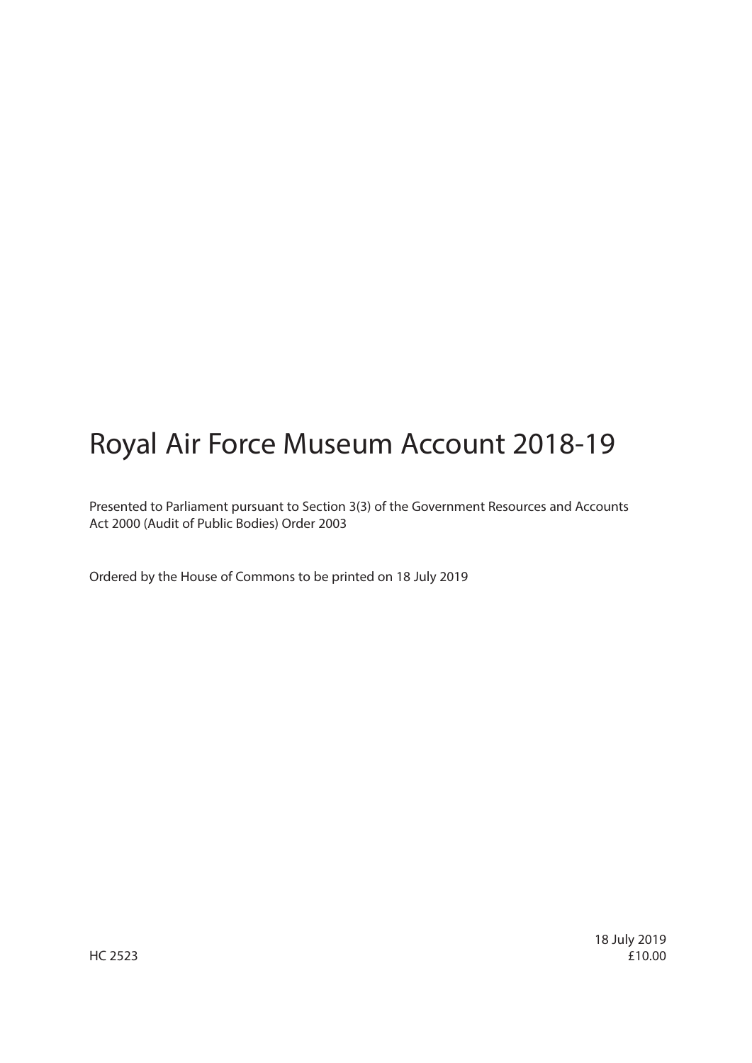# Royal Air Force Museum Account 2018-19

Presented to Parliament pursuant to Section 3(3) of the Government Resources and Accounts Act 2000 (Audit of Public Bodies) Order 2003

Ordered by the House of Commons to be printed on 18 July 2019

HC 2523

18 July 2019
£10.00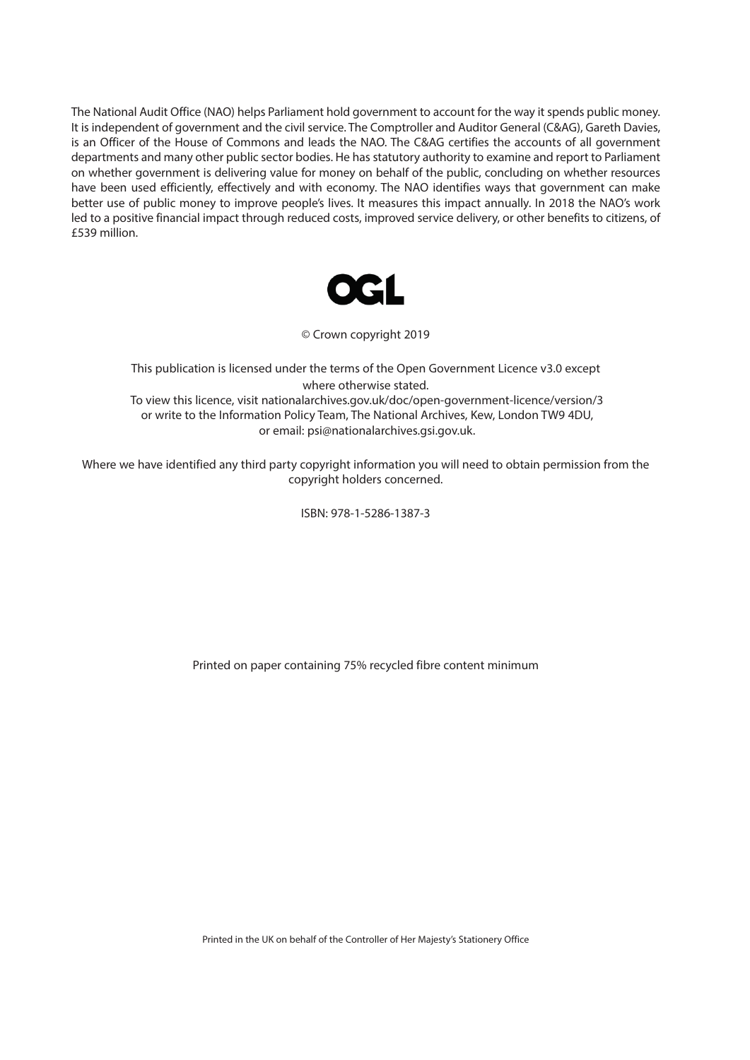The National Audit Office (NAO) helps Parliament hold government to account for the way it spends public money. It is independent of government and the civil service. The Comptroller and Auditor General (C&AG), Gareth Davies, is an Officer of the House of Commons and leads the NAO. The C&AG certifies the accounts of all government departments and many other public sector bodies. He has statutory authority to examine and report to Parliament on whether government is delivering value for money on behalf of the public, concluding on whether resources have been used efficiently, effectively and with economy. The NAO identifies ways that government can make better use of public money to improve people's lives. It measures this impact annually. In 2018 the NAO's work led to a positive financial impact through reduced costs, improved service delivery, or other benefits to citizens, of £539 million.

OGL

© Crown copyright 2019

This publication is licensed under the terms of the Open Government Licence v3.0 except where otherwise stated.
To view this licence, visit nationalarchives.gov.uk/doc/open-government-licence/version/3 or write to the Information Policy Team, The National Archives, Kew, London TW9 4DU, or email: psi@nationalarchives.gsi.gov.uk.

Where we have identified any third party copyright information you will need to obtain permission from the copyright holders concerned.

ISBN: 978-1-5286-1387-3

Printed on paper containing 75% recycled fibre content minimum

Printed in the UK on behalf of the Controller of Her Majesty's Stationery Office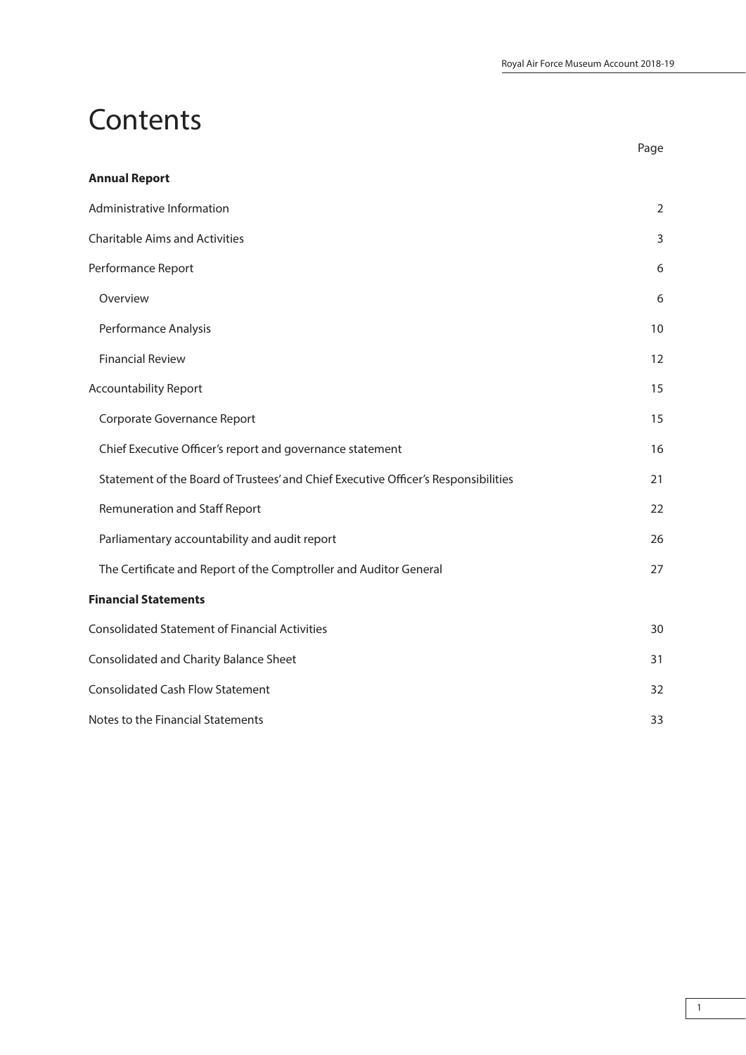# Contents

| | Page |
|---|---|
| **Annual Report** | |
| Administrative Information | 2 |
| Charitable Aims and Activities | 3 |
| Performance Report | 6 |
| Overview | 6 |
| Performance Analysis | 10 |
| Financial Review | 12 |
| Accountability Report | 15 |
| Corporate Governance Report | 15 |
| Chief Executive Officer's report and governance statement | 16 |
| Statement of the Board of Trustees' and Chief Executive Officer's Responsibilities | 21 |
| Remuneration and Staff Report | 22 |
| Parliamentary accountability and audit report | 26 |
| The Certificate and Report of the Comptroller and Auditor General | 27 |
| **Financial Statements** | |
| Consolidated Statement of Financial Activities | 30 |
| Consolidated and Charity Balance Sheet | 31 |
| Consolidated Cash Flow Statement | 32 |
| Notes to the Financial Statements | 33 |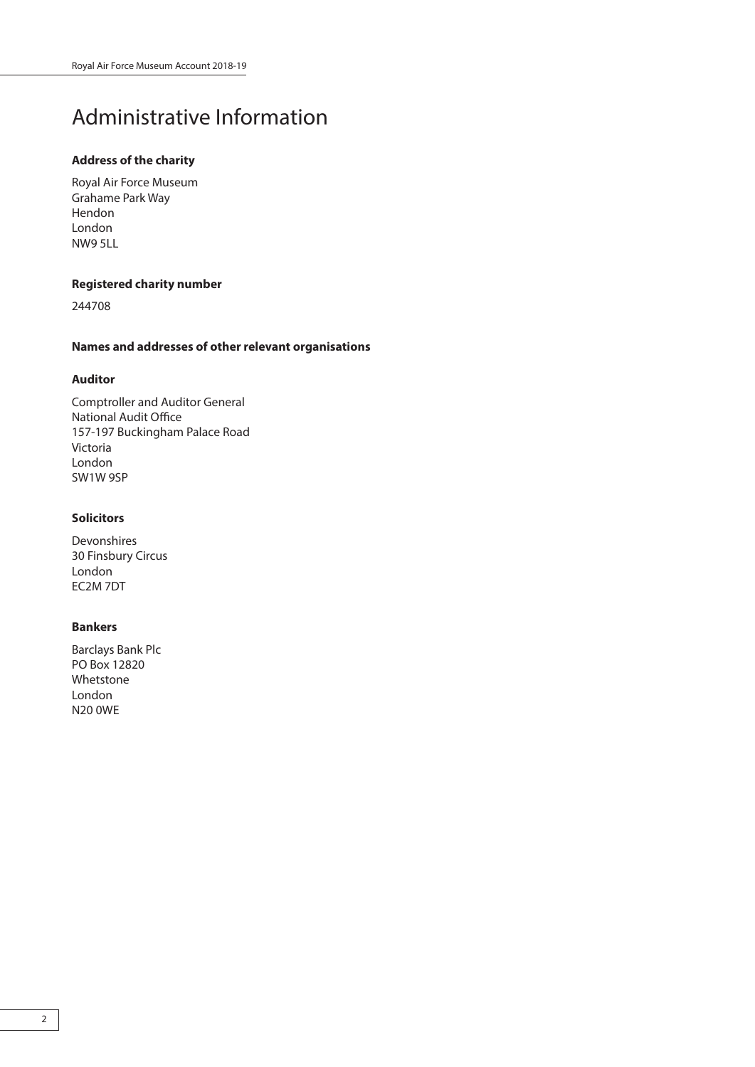# Administrative Information

**Address of the charity**

Royal Air Force Museum
Grahame Park Way
Hendon
London
NW9 5LL

**Registered charity number**

244708

**Names and addresses of other relevant organisations**

**Auditor**

Comptroller and Auditor General
National Audit Office
157-197 Buckingham Palace Road
Victoria
London
SW1W 9SP

**Solicitors**

Devonshires
30 Finsbury Circus
London
EC2M 7DT

**Bankers**

Barclays Bank Plc
PO Box 12820
Whetstone
London
N20 0WE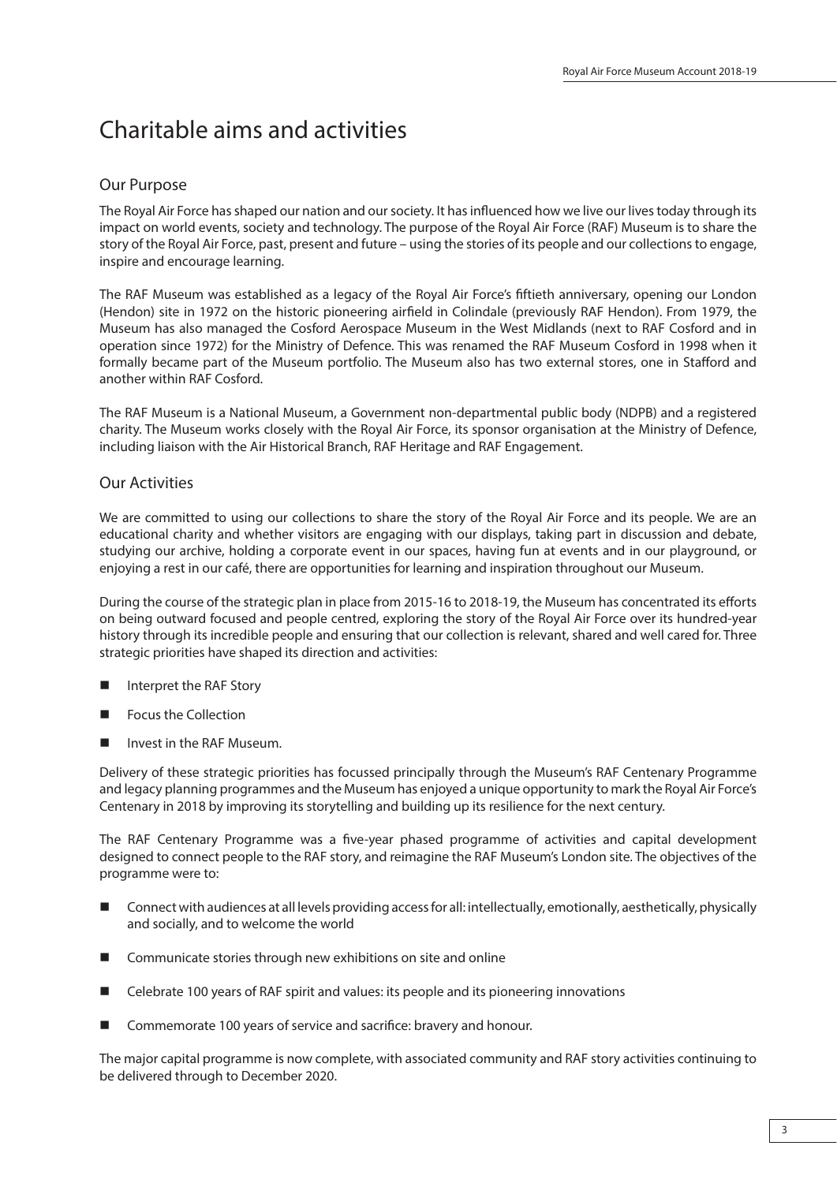# Charitable aims and activities

## Our Purpose

The Royal Air Force has shaped our nation and our society. It has influenced how we live our lives today through its impact on world events, society and technology. The purpose of the Royal Air Force (RAF) Museum is to share the story of the Royal Air Force, past, present and future – using the stories of its people and our collections to engage, inspire and encourage learning.

The RAF Museum was established as a legacy of the Royal Air Force's fiftieth anniversary, opening our London (Hendon) site in 1972 on the historic pioneering airfield in Colindale (previously RAF Hendon). From 1979, the Museum has also managed the Cosford Aerospace Museum in the West Midlands (next to RAF Cosford and in operation since 1972) for the Ministry of Defence. This was renamed the RAF Museum Cosford in 1998 when it formally became part of the Museum portfolio. The Museum also has two external stores, one in Stafford and another within RAF Cosford.

The RAF Museum is a National Museum, a Government non-departmental public body (NDPB) and a registered charity. The Museum works closely with the Royal Air Force, its sponsor organisation at the Ministry of Defence, including liaison with the Air Historical Branch, RAF Heritage and RAF Engagement.

## Our Activities

We are committed to using our collections to share the story of the Royal Air Force and its people. We are an educational charity and whether visitors are engaging with our displays, taking part in discussion and debate, studying our archive, holding a corporate event in our spaces, having fun at events and in our playground, or enjoying a rest in our café, there are opportunities for learning and inspiration throughout our Museum.

During the course of the strategic plan in place from 2015-16 to 2018-19, the Museum has concentrated its efforts on being outward focused and people centred, exploring the story of the Royal Air Force over its hundred-year history through its incredible people and ensuring that our collection is relevant, shared and well cared for. Three strategic priorities have shaped its direction and activities:

- Interpret the RAF Story
- Focus the Collection
- Invest in the RAF Museum.

Delivery of these strategic priorities has focussed principally through the Museum's RAF Centenary Programme and legacy planning programmes and the Museum has enjoyed a unique opportunity to mark the Royal Air Force's Centenary in 2018 by improving its storytelling and building up its resilience for the next century.

The RAF Centenary Programme was a five-year phased programme of activities and capital development designed to connect people to the RAF story, and reimagine the RAF Museum's London site. The objectives of the programme were to:

- Connect with audiences at all levels providing access for all: intellectually, emotionally, aesthetically, physically and socially, and to welcome the world
- Communicate stories through new exhibitions on site and online
- Celebrate 100 years of RAF spirit and values: its people and its pioneering innovations
- Commemorate 100 years of service and sacrifice: bravery and honour.

The major capital programme is now complete, with associated community and RAF story activities continuing to be delivered through to December 2020.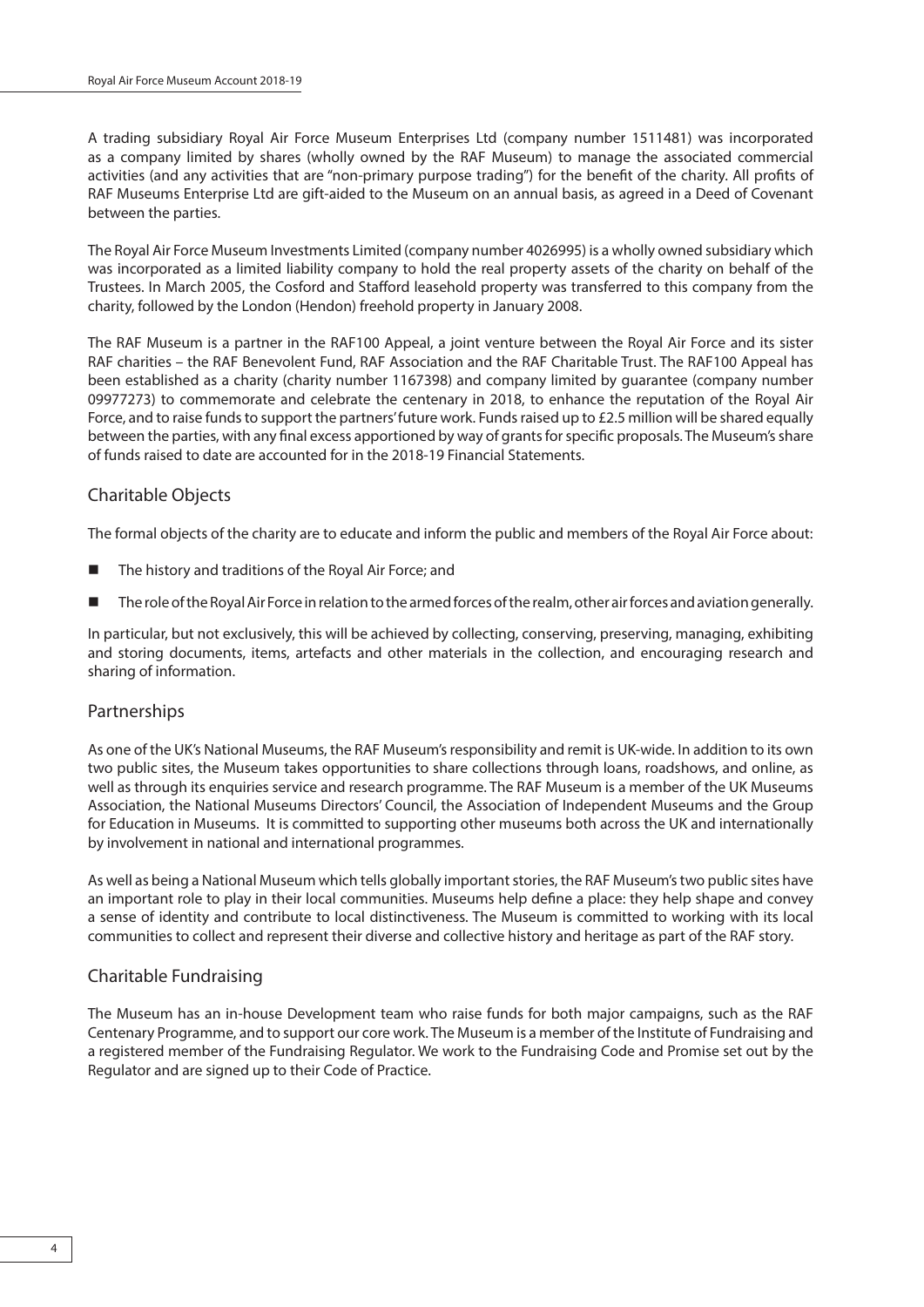A trading subsidiary Royal Air Force Museum Enterprises Ltd (company number 1511481) was incorporated as a company limited by shares (wholly owned by the RAF Museum) to manage the associated commercial activities (and any activities that are "non-primary purpose trading") for the benefit of the charity. All profits of RAF Museums Enterprise Ltd are gift-aided to the Museum on an annual basis, as agreed in a Deed of Covenant between the parties.

The Royal Air Force Museum Investments Limited (company number 4026995) is a wholly owned subsidiary which was incorporated as a limited liability company to hold the real property assets of the charity on behalf of the Trustees. In March 2005, the Cosford and Stafford leasehold property was transferred to this company from the charity, followed by the London (Hendon) freehold property in January 2008.

The RAF Museum is a partner in the RAF100 Appeal, a joint venture between the Royal Air Force and its sister RAF charities – the RAF Benevolent Fund, RAF Association and the RAF Charitable Trust. The RAF100 Appeal has been established as a charity (charity number 1167398) and company limited by guarantee (company number 09977273) to commemorate and celebrate the centenary in 2018, to enhance the reputation of the Royal Air Force, and to raise funds to support the partners' future work. Funds raised up to £2.5 million will be shared equally between the parties, with any final excess apportioned by way of grants for specific proposals. The Museum's share of funds raised to date are accounted for in the 2018-19 Financial Statements.

## Charitable Objects

The formal objects of the charity are to educate and inform the public and members of the Royal Air Force about:

- The history and traditions of the Royal Air Force; and
- The role of the Royal Air Force in relation to the armed forces of the realm, other air forces and aviation generally.

In particular, but not exclusively, this will be achieved by collecting, conserving, preserving, managing, exhibiting and storing documents, items, artefacts and other materials in the collection, and encouraging research and sharing of information.

## Partnerships

As one of the UK's National Museums, the RAF Museum's responsibility and remit is UK-wide. In addition to its own two public sites, the Museum takes opportunities to share collections through loans, roadshows, and online, as well as through its enquiries service and research programme. The RAF Museum is a member of the UK Museums Association, the National Museums Directors' Council, the Association of Independent Museums and the Group for Education in Museums. It is committed to supporting other museums both across the UK and internationally by involvement in national and international programmes.

As well as being a National Museum which tells globally important stories, the RAF Museum's two public sites have an important role to play in their local communities. Museums help define a place: they help shape and convey a sense of identity and contribute to local distinctiveness. The Museum is committed to working with its local communities to collect and represent their diverse and collective history and heritage as part of the RAF story.

## Charitable Fundraising

The Museum has an in-house Development team who raise funds for both major campaigns, such as the RAF Centenary Programme, and to support our core work. The Museum is a member of the Institute of Fundraising and a registered member of the Fundraising Regulator. We work to the Fundraising Code and Promise set out by the Regulator and are signed up to their Code of Practice.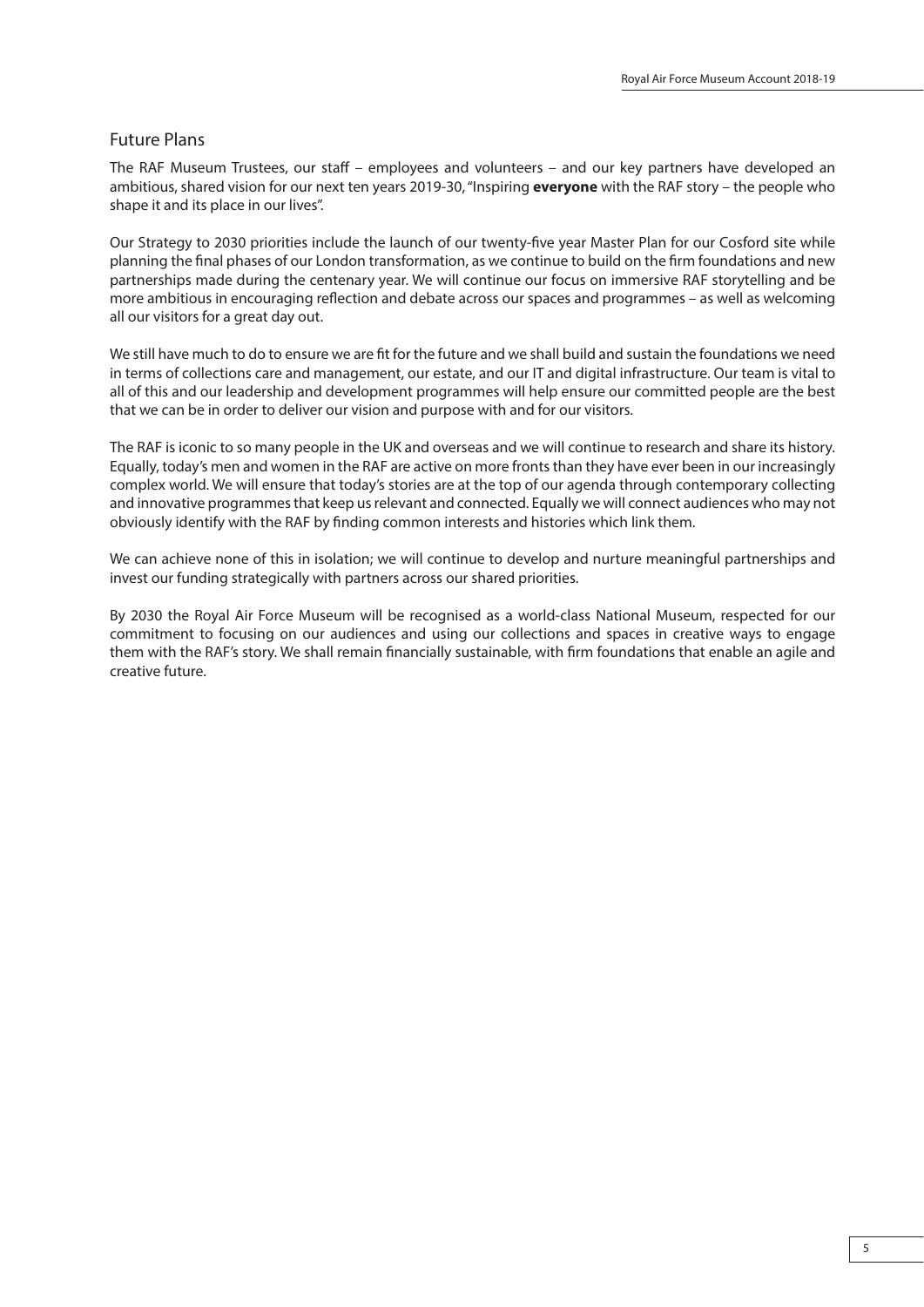## Future Plans

The RAF Museum Trustees, our staff – employees and volunteers – and our key partners have developed an ambitious, shared vision for our next ten years 2019-30, "Inspiring **everyone** with the RAF story – the people who shape it and its place in our lives".

Our Strategy to 2030 priorities include the launch of our twenty-five year Master Plan for our Cosford site while planning the final phases of our London transformation, as we continue to build on the firm foundations and new partnerships made during the centenary year. We will continue our focus on immersive RAF storytelling and be more ambitious in encouraging reflection and debate across our spaces and programmes – as well as welcoming all our visitors for a great day out.

We still have much to do to ensure we are fit for the future and we shall build and sustain the foundations we need in terms of collections care and management, our estate, and our IT and digital infrastructure. Our team is vital to all of this and our leadership and development programmes will help ensure our committed people are the best that we can be in order to deliver our vision and purpose with and for our visitors.

The RAF is iconic to so many people in the UK and overseas and we will continue to research and share its history. Equally, today's men and women in the RAF are active on more fronts than they have ever been in our increasingly complex world. We will ensure that today's stories are at the top of our agenda through contemporary collecting and innovative programmes that keep us relevant and connected. Equally we will connect audiences who may not obviously identify with the RAF by finding common interests and histories which link them.

We can achieve none of this in isolation; we will continue to develop and nurture meaningful partnerships and invest our funding strategically with partners across our shared priorities.

By 2030 the Royal Air Force Museum will be recognised as a world-class National Museum, respected for our commitment to focusing on our audiences and using our collections and spaces in creative ways to engage them with the RAF's story. We shall remain financially sustainable, with firm foundations that enable an agile and creative future.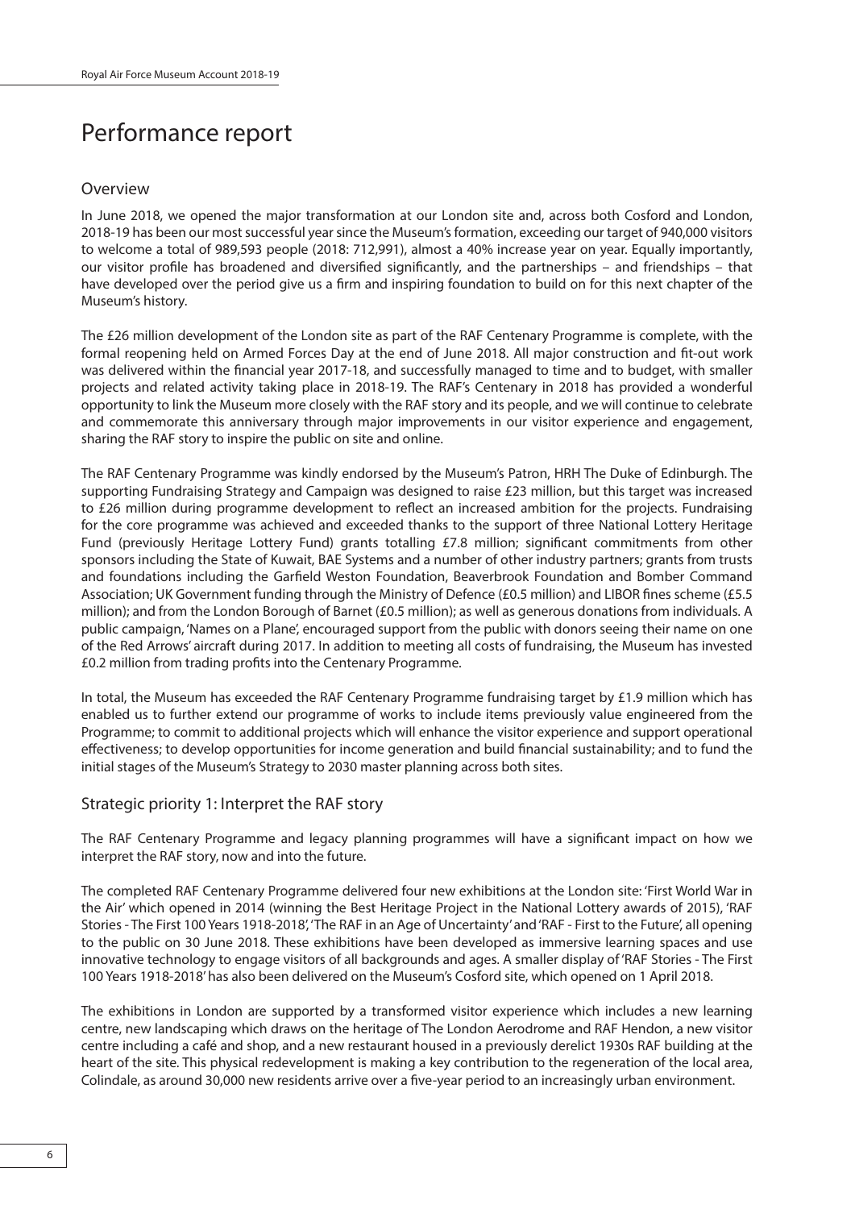# Performance report

## Overview

In June 2018, we opened the major transformation at our London site and, across both Cosford and London, 2018-19 has been our most successful year since the Museum's formation, exceeding our target of 940,000 visitors to welcome a total of 989,593 people (2018: 712,991), almost a 40% increase year on year. Equally importantly, our visitor profile has broadened and diversified significantly, and the partnerships – and friendships – that have developed over the period give us a firm and inspiring foundation to build on for this next chapter of the Museum's history.

The £26 million development of the London site as part of the RAF Centenary Programme is complete, with the formal reopening held on Armed Forces Day at the end of June 2018. All major construction and fit-out work was delivered within the financial year 2017-18, and successfully managed to time and to budget, with smaller projects and related activity taking place in 2018-19. The RAF's Centenary in 2018 has provided a wonderful opportunity to link the Museum more closely with the RAF story and its people, and we will continue to celebrate and commemorate this anniversary through major improvements in our visitor experience and engagement, sharing the RAF story to inspire the public on site and online.

The RAF Centenary Programme was kindly endorsed by the Museum's Patron, HRH The Duke of Edinburgh. The supporting Fundraising Strategy and Campaign was designed to raise £23 million, but this target was increased to £26 million during programme development to reflect an increased ambition for the projects. Fundraising for the core programme was achieved and exceeded thanks to the support of three National Lottery Heritage Fund (previously Heritage Lottery Fund) grants totalling £7.8 million; significant commitments from other sponsors including the State of Kuwait, BAE Systems and a number of other industry partners; grants from trusts and foundations including the Garfield Weston Foundation, Beaverbrook Foundation and Bomber Command Association; UK Government funding through the Ministry of Defence (£0.5 million) and LIBOR fines scheme (£5.5 million); and from the London Borough of Barnet (£0.5 million); as well as generous donations from individuals. A public campaign, 'Names on a Plane', encouraged support from the public with donors seeing their name on one of the Red Arrows' aircraft during 2017. In addition to meeting all costs of fundraising, the Museum has invested £0.2 million from trading profits into the Centenary Programme.

In total, the Museum has exceeded the RAF Centenary Programme fundraising target by £1.9 million which has enabled us to further extend our programme of works to include items previously value engineered from the Programme; to commit to additional projects which will enhance the visitor experience and support operational effectiveness; to develop opportunities for income generation and build financial sustainability; and to fund the initial stages of the Museum's Strategy to 2030 master planning across both sites.

## Strategic priority 1: Interpret the RAF story

The RAF Centenary Programme and legacy planning programmes will have a significant impact on how we interpret the RAF story, now and into the future.

The completed RAF Centenary Programme delivered four new exhibitions at the London site: 'First World War in the Air' which opened in 2014 (winning the Best Heritage Project in the National Lottery awards of 2015), 'RAF Stories - The First 100 Years 1918-2018', 'The RAF in an Age of Uncertainty' and 'RAF - First to the Future', all opening to the public on 30 June 2018. These exhibitions have been developed as immersive learning spaces and use innovative technology to engage visitors of all backgrounds and ages. A smaller display of 'RAF Stories - The First 100 Years 1918-2018' has also been delivered on the Museum's Cosford site, which opened on 1 April 2018.

The exhibitions in London are supported by a transformed visitor experience which includes a new learning centre, new landscaping which draws on the heritage of The London Aerodrome and RAF Hendon, a new visitor centre including a café and shop, and a new restaurant housed in a previously derelict 1930s RAF building at the heart of the site. This physical redevelopment is making a key contribution to the regeneration of the local area, Colindale, as around 30,000 new residents arrive over a five-year period to an increasingly urban environment.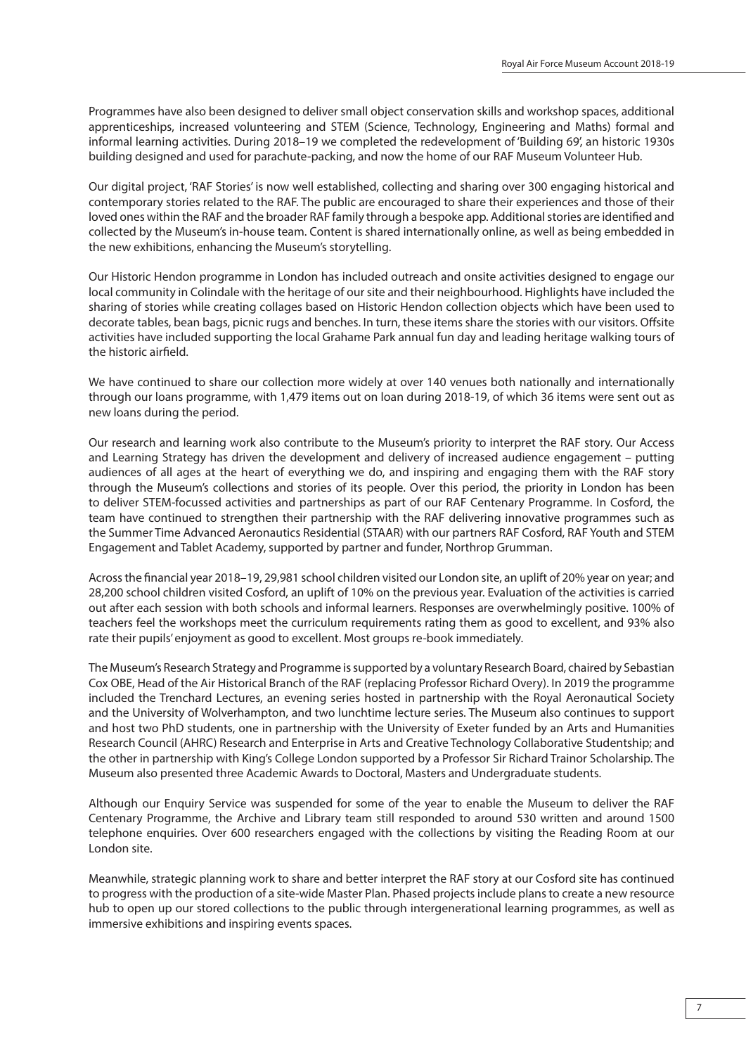Programmes have also been designed to deliver small object conservation skills and workshop spaces, additional apprenticeships, increased volunteering and STEM (Science, Technology, Engineering and Maths) formal and informal learning activities. During 2018–19 we completed the redevelopment of 'Building 69', an historic 1930s building designed and used for parachute-packing, and now the home of our RAF Museum Volunteer Hub.

Our digital project, 'RAF Stories' is now well established, collecting and sharing over 300 engaging historical and contemporary stories related to the RAF. The public are encouraged to share their experiences and those of their loved ones within the RAF and the broader RAF family through a bespoke app. Additional stories are identified and collected by the Museum's in-house team. Content is shared internationally online, as well as being embedded in the new exhibitions, enhancing the Museum's storytelling.

Our Historic Hendon programme in London has included outreach and onsite activities designed to engage our local community in Colindale with the heritage of our site and their neighbourhood. Highlights have included the sharing of stories while creating collages based on Historic Hendon collection objects which have been used to decorate tables, bean bags, picnic rugs and benches. In turn, these items share the stories with our visitors. Offsite activities have included supporting the local Grahame Park annual fun day and leading heritage walking tours of the historic airfield.

We have continued to share our collection more widely at over 140 venues both nationally and internationally through our loans programme, with 1,479 items out on loan during 2018-19, of which 36 items were sent out as new loans during the period.

Our research and learning work also contribute to the Museum's priority to interpret the RAF story. Our Access and Learning Strategy has driven the development and delivery of increased audience engagement – putting audiences of all ages at the heart of everything we do, and inspiring and engaging them with the RAF story through the Museum's collections and stories of its people. Over this period, the priority in London has been to deliver STEM-focussed activities and partnerships as part of our RAF Centenary Programme. In Cosford, the team have continued to strengthen their partnership with the RAF delivering innovative programmes such as the Summer Time Advanced Aeronautics Residential (STAAR) with our partners RAF Cosford, RAF Youth and STEM Engagement and Tablet Academy, supported by partner and funder, Northrop Grumman.

Across the financial year 2018–19, 29,981 school children visited our London site, an uplift of 20% year on year; and 28,200 school children visited Cosford, an uplift of 10% on the previous year. Evaluation of the activities is carried out after each session with both schools and informal learners. Responses are overwhelmingly positive. 100% of teachers feel the workshops meet the curriculum requirements rating them as good to excellent, and 93% also rate their pupils' enjoyment as good to excellent. Most groups re-book immediately.

The Museum's Research Strategy and Programme is supported by a voluntary Research Board, chaired by Sebastian Cox OBE, Head of the Air Historical Branch of the RAF (replacing Professor Richard Overy). In 2019 the programme included the Trenchard Lectures, an evening series hosted in partnership with the Royal Aeronautical Society and the University of Wolverhampton, and two lunchtime lecture series. The Museum also continues to support and host two PhD students, one in partnership with the University of Exeter funded by an Arts and Humanities Research Council (AHRC) Research and Enterprise in Arts and Creative Technology Collaborative Studentship; and the other in partnership with King's College London supported by a Professor Sir Richard Trainor Scholarship. The Museum also presented three Academic Awards to Doctoral, Masters and Undergraduate students.

Although our Enquiry Service was suspended for some of the year to enable the Museum to deliver the RAF Centenary Programme, the Archive and Library team still responded to around 530 written and around 1500 telephone enquiries. Over 600 researchers engaged with the collections by visiting the Reading Room at our London site.

Meanwhile, strategic planning work to share and better interpret the RAF story at our Cosford site has continued to progress with the production of a site-wide Master Plan. Phased projects include plans to create a new resource hub to open up our stored collections to the public through intergenerational learning programmes, as well as immersive exhibitions and inspiring events spaces.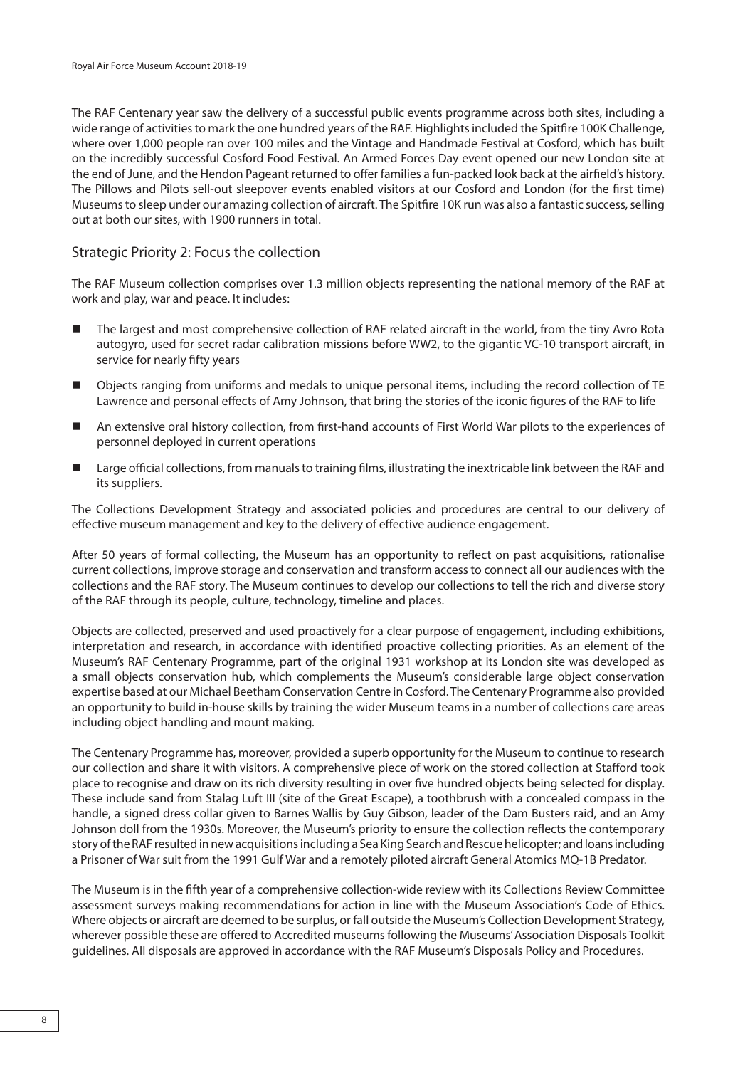The RAF Centenary year saw the delivery of a successful public events programme across both sites, including a wide range of activities to mark the one hundred years of the RAF. Highlights included the Spitfire 100K Challenge, where over 1,000 people ran over 100 miles and the Vintage and Handmade Festival at Cosford, which has built on the incredibly successful Cosford Food Festival. An Armed Forces Day event opened our new London site at the end of June, and the Hendon Pageant returned to offer families a fun-packed look back at the airfield's history. The Pillows and Pilots sell-out sleepover events enabled visitors at our Cosford and London (for the first time) Museums to sleep under our amazing collection of aircraft. The Spitfire 10K run was also a fantastic success, selling out at both our sites, with 1900 runners in total.

## Strategic Priority 2: Focus the collection

The RAF Museum collection comprises over 1.3 million objects representing the national memory of the RAF at work and play, war and peace. It includes:

- The largest and most comprehensive collection of RAF related aircraft in the world, from the tiny Avro Rota autogyro, used for secret radar calibration missions before WW2, to the gigantic VC-10 transport aircraft, in service for nearly fifty years
- Objects ranging from uniforms and medals to unique personal items, including the record collection of TE Lawrence and personal effects of Amy Johnson, that bring the stories of the iconic figures of the RAF to life
- An extensive oral history collection, from first-hand accounts of First World War pilots to the experiences of personnel deployed in current operations
- Large official collections, from manuals to training films, illustrating the inextricable link between the RAF and its suppliers.

The Collections Development Strategy and associated policies and procedures are central to our delivery of effective museum management and key to the delivery of effective audience engagement.

After 50 years of formal collecting, the Museum has an opportunity to reflect on past acquisitions, rationalise current collections, improve storage and conservation and transform access to connect all our audiences with the collections and the RAF story. The Museum continues to develop our collections to tell the rich and diverse story of the RAF through its people, culture, technology, timeline and places.

Objects are collected, preserved and used proactively for a clear purpose of engagement, including exhibitions, interpretation and research, in accordance with identified proactive collecting priorities. As an element of the Museum's RAF Centenary Programme, part of the original 1931 workshop at its London site was developed as a small objects conservation hub, which complements the Museum's considerable large object conservation expertise based at our Michael Beetham Conservation Centre in Cosford. The Centenary Programme also provided an opportunity to build in-house skills by training the wider Museum teams in a number of collections care areas including object handling and mount making.

The Centenary Programme has, moreover, provided a superb opportunity for the Museum to continue to research our collection and share it with visitors. A comprehensive piece of work on the stored collection at Stafford took place to recognise and draw on its rich diversity resulting in over five hundred objects being selected for display. These include sand from Stalag Luft III (site of the Great Escape), a toothbrush with a concealed compass in the handle, a signed dress collar given to Barnes Wallis by Guy Gibson, leader of the Dam Busters raid, and an Amy Johnson doll from the 1930s. Moreover, the Museum's priority to ensure the collection reflects the contemporary story of the RAF resulted in new acquisitions including a Sea King Search and Rescue helicopter; and loans including a Prisoner of War suit from the 1991 Gulf War and a remotely piloted aircraft General Atomics MQ-1B Predator.

The Museum is in the fifth year of a comprehensive collection-wide review with its Collections Review Committee assessment surveys making recommendations for action in line with the Museum Association's Code of Ethics. Where objects or aircraft are deemed to be surplus, or fall outside the Museum's Collection Development Strategy, wherever possible these are offered to Accredited museums following the Museums' Association Disposals Toolkit guidelines. All disposals are approved in accordance with the RAF Museum's Disposals Policy and Procedures.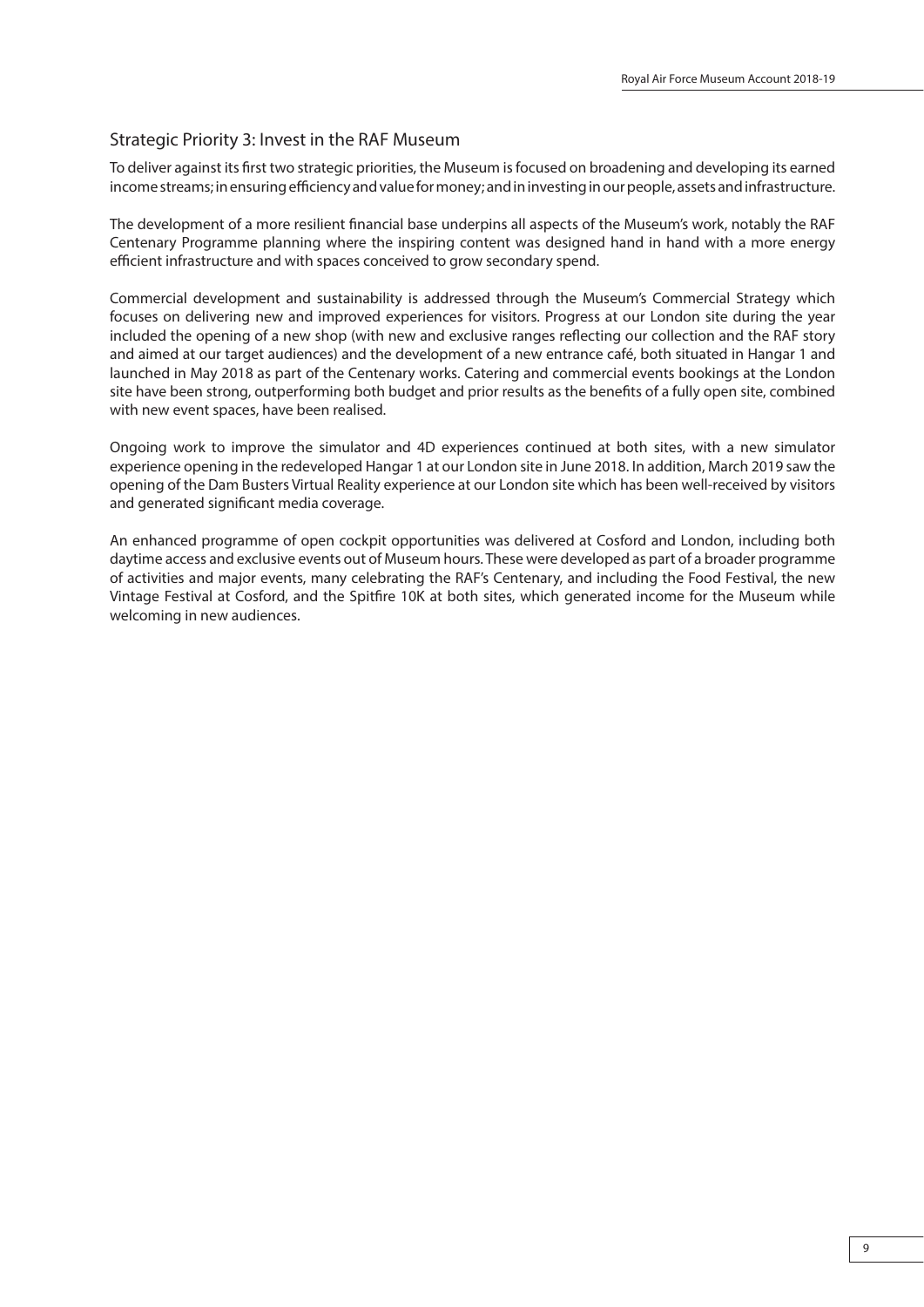## Strategic Priority 3: Invest in the RAF Museum

To deliver against its first two strategic priorities, the Museum is focused on broadening and developing its earned income streams; in ensuring efficiency and value for money; and in investing in our people, assets and infrastructure.

The development of a more resilient financial base underpins all aspects of the Museum's work, notably the RAF Centenary Programme planning where the inspiring content was designed hand in hand with a more energy efficient infrastructure and with spaces conceived to grow secondary spend.

Commercial development and sustainability is addressed through the Museum's Commercial Strategy which focuses on delivering new and improved experiences for visitors. Progress at our London site during the year included the opening of a new shop (with new and exclusive ranges reflecting our collection and the RAF story and aimed at our target audiences) and the development of a new entrance café, both situated in Hangar 1 and launched in May 2018 as part of the Centenary works. Catering and commercial events bookings at the London site have been strong, outperforming both budget and prior results as the benefits of a fully open site, combined with new event spaces, have been realised.

Ongoing work to improve the simulator and 4D experiences continued at both sites, with a new simulator experience opening in the redeveloped Hangar 1 at our London site in June 2018. In addition, March 2019 saw the opening of the Dam Busters Virtual Reality experience at our London site which has been well-received by visitors and generated significant media coverage.

An enhanced programme of open cockpit opportunities was delivered at Cosford and London, including both daytime access and exclusive events out of Museum hours. These were developed as part of a broader programme of activities and major events, many celebrating the RAF's Centenary, and including the Food Festival, the new Vintage Festival at Cosford, and the Spitfire 10K at both sites, which generated income for the Museum while welcoming in new audiences.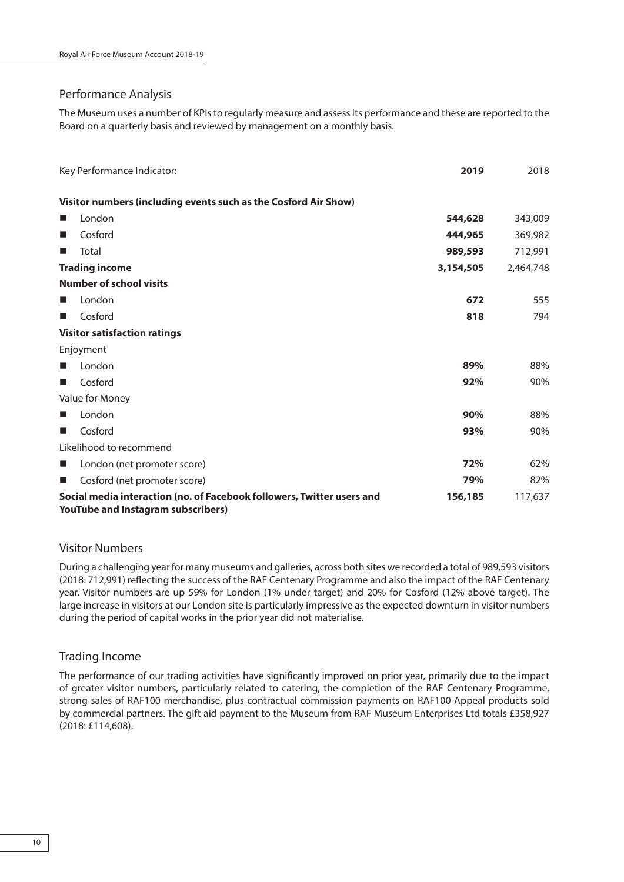## Performance Analysis

The Museum uses a number of KPIs to regularly measure and assess its performance and these are reported to the Board on a quarterly basis and reviewed by management on a monthly basis.

| Key Performance Indicator: | **2019** | 2018 |
|---|---|---|
| **Visitor numbers (including events such as the Cosford Air Show)** | | |
| ■ London | **544,628** | 343,009 |
| ■ Cosford | **444,965** | 369,982 |
| ■ Total | **989,593** | 712,991 |
| **Trading income** | **3,154,505** | 2,464,748 |
| **Number of school visits** | | |
| ■ London | **672** | 555 |
| ■ Cosford | **818** | 794 |
| **Visitor satisfaction ratings** | | |
| Enjoyment | | |
| ■ London | **89%** | 88% |
| ■ Cosford | **92%** | 90% |
| Value for Money | | |
| ■ London | **90%** | 88% |
| ■ Cosford | **93%** | 90% |
| Likelihood to recommend | | |
| ■ London (net promoter score) | **72%** | 62% |
| ■ Cosford (net promoter score) | **79%** | 82% |
| **Social media interaction (no. of Facebook followers, Twitter users and YouTube and Instagram subscribers)** | **156,185** | 117,637 |

## Visitor Numbers

During a challenging year for many museums and galleries, across both sites we recorded a total of 989,593 visitors (2018: 712,991) reflecting the success of the RAF Centenary Programme and also the impact of the RAF Centenary year. Visitor numbers are up 59% for London (1% under target) and 20% for Cosford (12% above target). The large increase in visitors at our London site is particularly impressive as the expected downturn in visitor numbers during the period of capital works in the prior year did not materialise.

## Trading Income

The performance of our trading activities have significantly improved on prior year, primarily due to the impact of greater visitor numbers, particularly related to catering, the completion of the RAF Centenary Programme, strong sales of RAF100 merchandise, plus contractual commission payments on RAF100 Appeal products sold by commercial partners. The gift aid payment to the Museum from RAF Museum Enterprises Ltd totals £358,927 (2018: £114,608).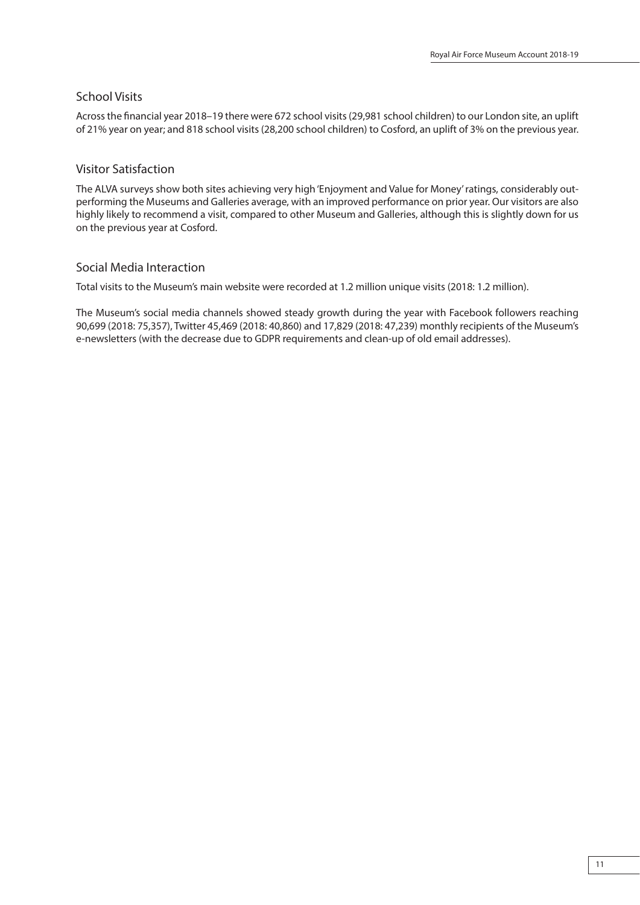## School Visits

Across the financial year 2018–19 there were 672 school visits (29,981 school children) to our London site, an uplift of 21% year on year; and 818 school visits (28,200 school children) to Cosford, an uplift of 3% on the previous year.

## Visitor Satisfaction

The ALVA surveys show both sites achieving very high 'Enjoyment and Value for Money' ratings, considerably out-performing the Museums and Galleries average, with an improved performance on prior year. Our visitors are also highly likely to recommend a visit, compared to other Museum and Galleries, although this is slightly down for us on the previous year at Cosford.

## Social Media Interaction

Total visits to the Museum's main website were recorded at 1.2 million unique visits (2018: 1.2 million).

The Museum's social media channels showed steady growth during the year with Facebook followers reaching 90,699 (2018: 75,357), Twitter 45,469 (2018: 40,860) and 17,829 (2018: 47,239) monthly recipients of the Museum's e-newsletters (with the decrease due to GDPR requirements and clean-up of old email addresses).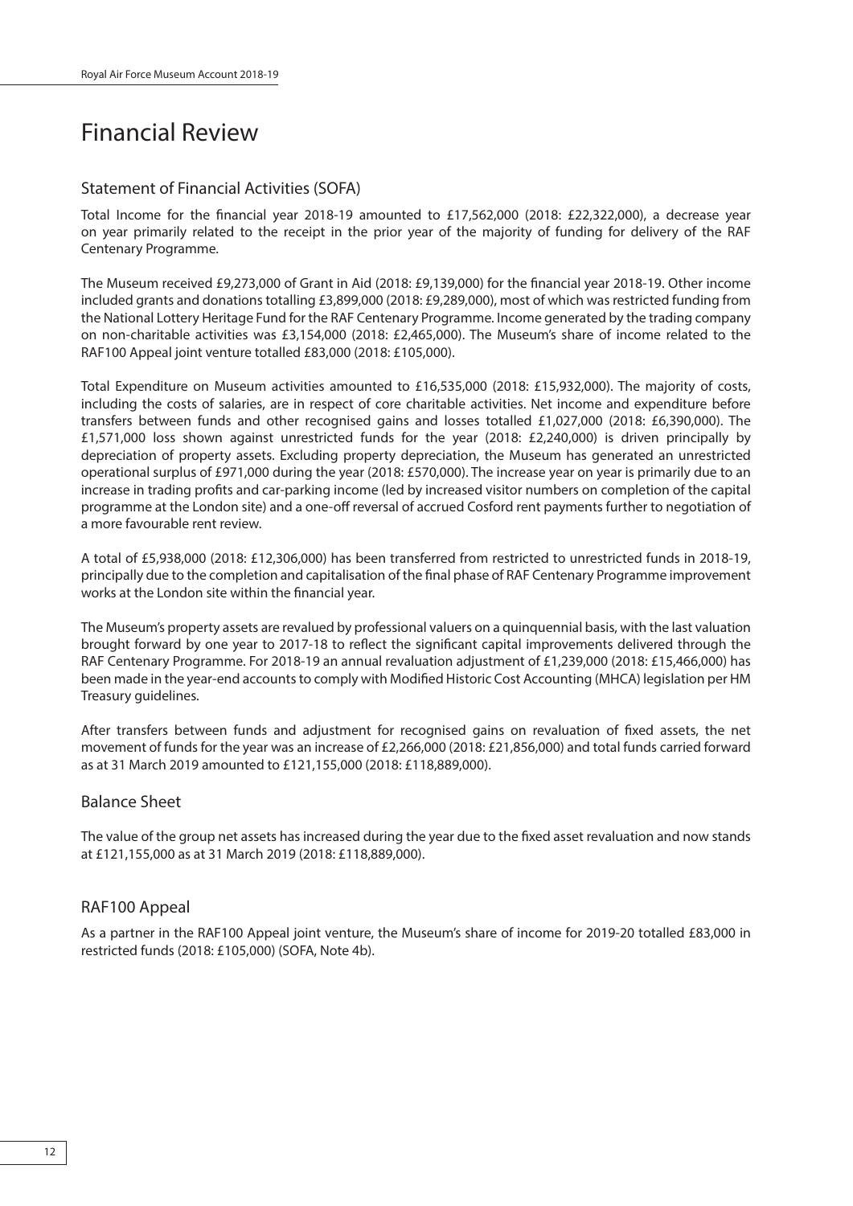# Financial Review

## Statement of Financial Activities (SOFA)

Total Income for the financial year 2018-19 amounted to £17,562,000 (2018: £22,322,000), a decrease year on year primarily related to the receipt in the prior year of the majority of funding for delivery of the RAF Centenary Programme.

The Museum received £9,273,000 of Grant in Aid (2018: £9,139,000) for the financial year 2018-19. Other income included grants and donations totalling £3,899,000 (2018: £9,289,000), most of which was restricted funding from the National Lottery Heritage Fund for the RAF Centenary Programme. Income generated by the trading company on non-charitable activities was £3,154,000 (2018: £2,465,000). The Museum's share of income related to the RAF100 Appeal joint venture totalled £83,000 (2018: £105,000).

Total Expenditure on Museum activities amounted to £16,535,000 (2018: £15,932,000). The majority of costs, including the costs of salaries, are in respect of core charitable activities. Net income and expenditure before transfers between funds and other recognised gains and losses totalled £1,027,000 (2018: £6,390,000). The £1,571,000 loss shown against unrestricted funds for the year (2018: £2,240,000) is driven principally by depreciation of property assets. Excluding property depreciation, the Museum has generated an unrestricted operational surplus of £971,000 during the year (2018: £570,000). The increase year on year is primarily due to an increase in trading profits and car-parking income (led by increased visitor numbers on completion of the capital programme at the London site) and a one-off reversal of accrued Cosford rent payments further to negotiation of a more favourable rent review.

A total of £5,938,000 (2018: £12,306,000) has been transferred from restricted to unrestricted funds in 2018-19, principally due to the completion and capitalisation of the final phase of RAF Centenary Programme improvement works at the London site within the financial year.

The Museum's property assets are revalued by professional valuers on a quinquennial basis, with the last valuation brought forward by one year to 2017-18 to reflect the significant capital improvements delivered through the RAF Centenary Programme. For 2018-19 an annual revaluation adjustment of £1,239,000 (2018: £15,466,000) has been made in the year-end accounts to comply with Modified Historic Cost Accounting (MHCA) legislation per HM Treasury guidelines.

After transfers between funds and adjustment for recognised gains on revaluation of fixed assets, the net movement of funds for the year was an increase of £2,266,000 (2018: £21,856,000) and total funds carried forward as at 31 March 2019 amounted to £121,155,000 (2018: £118,889,000).

## Balance Sheet

The value of the group net assets has increased during the year due to the fixed asset revaluation and now stands at £121,155,000 as at 31 March 2019 (2018: £118,889,000).

## RAF100 Appeal

As a partner in the RAF100 Appeal joint venture, the Museum's share of income for 2019-20 totalled £83,000 in restricted funds (2018: £105,000) (SOFA, Note 4b).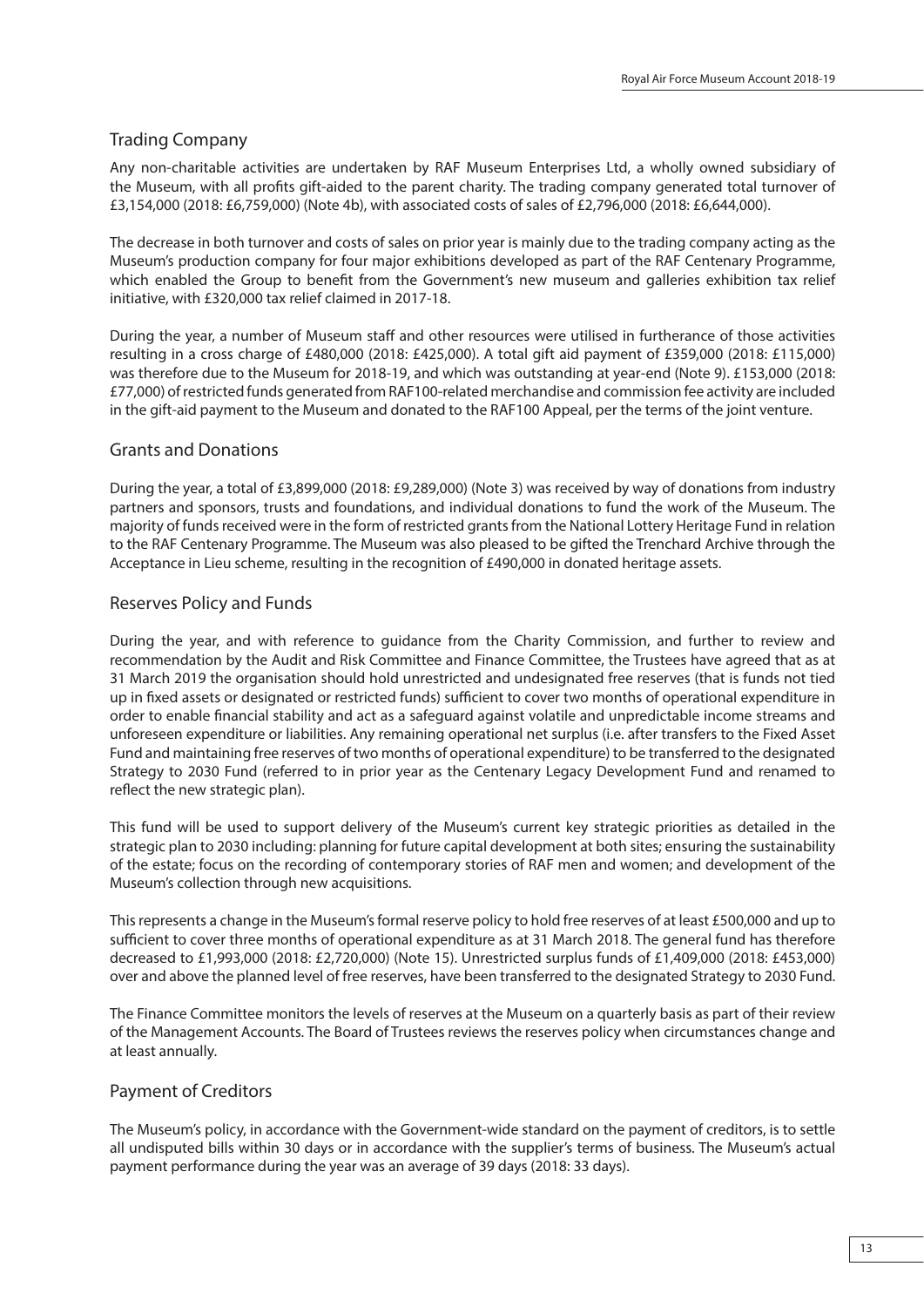## Trading Company

Any non-charitable activities are undertaken by RAF Museum Enterprises Ltd, a wholly owned subsidiary of the Museum, with all profits gift-aided to the parent charity. The trading company generated total turnover of £3,154,000 (2018: £6,759,000) (Note 4b), with associated costs of sales of £2,796,000 (2018: £6,644,000).

The decrease in both turnover and costs of sales on prior year is mainly due to the trading company acting as the Museum's production company for four major exhibitions developed as part of the RAF Centenary Programme, which enabled the Group to benefit from the Government's new museum and galleries exhibition tax relief initiative, with £320,000 tax relief claimed in 2017-18.

During the year, a number of Museum staff and other resources were utilised in furtherance of those activities resulting in a cross charge of £480,000 (2018: £425,000). A total gift aid payment of £359,000 (2018: £115,000) was therefore due to the Museum for 2018-19, and which was outstanding at year-end (Note 9). £153,000 (2018: £77,000) of restricted funds generated from RAF100-related merchandise and commission fee activity are included in the gift-aid payment to the Museum and donated to the RAF100 Appeal, per the terms of the joint venture.

## Grants and Donations

During the year, a total of £3,899,000 (2018: £9,289,000) (Note 3) was received by way of donations from industry partners and sponsors, trusts and foundations, and individual donations to fund the work of the Museum. The majority of funds received were in the form of restricted grants from the National Lottery Heritage Fund in relation to the RAF Centenary Programme. The Museum was also pleased to be gifted the Trenchard Archive through the Acceptance in Lieu scheme, resulting in the recognition of £490,000 in donated heritage assets.

## Reserves Policy and Funds

During the year, and with reference to guidance from the Charity Commission, and further to review and recommendation by the Audit and Risk Committee and Finance Committee, the Trustees have agreed that as at 31 March 2019 the organisation should hold unrestricted and undesignated free reserves (that is funds not tied up in fixed assets or designated or restricted funds) sufficient to cover two months of operational expenditure in order to enable financial stability and act as a safeguard against volatile and unpredictable income streams and unforeseen expenditure or liabilities. Any remaining operational net surplus (i.e. after transfers to the Fixed Asset Fund and maintaining free reserves of two months of operational expenditure) to be transferred to the designated Strategy to 2030 Fund (referred to in prior year as the Centenary Legacy Development Fund and renamed to reflect the new strategic plan).

This fund will be used to support delivery of the Museum's current key strategic priorities as detailed in the strategic plan to 2030 including: planning for future capital development at both sites; ensuring the sustainability of the estate; focus on the recording of contemporary stories of RAF men and women; and development of the Museum's collection through new acquisitions.

This represents a change in the Museum's formal reserve policy to hold free reserves of at least £500,000 and up to sufficient to cover three months of operational expenditure as at 31 March 2018. The general fund has therefore decreased to £1,993,000 (2018: £2,720,000) (Note 15). Unrestricted surplus funds of £1,409,000 (2018: £453,000) over and above the planned level of free reserves, have been transferred to the designated Strategy to 2030 Fund.

The Finance Committee monitors the levels of reserves at the Museum on a quarterly basis as part of their review of the Management Accounts. The Board of Trustees reviews the reserves policy when circumstances change and at least annually.

## Payment of Creditors

The Museum's policy, in accordance with the Government-wide standard on the payment of creditors, is to settle all undisputed bills within 30 days or in accordance with the supplier's terms of business. The Museum's actual payment performance during the year was an average of 39 days (2018: 33 days).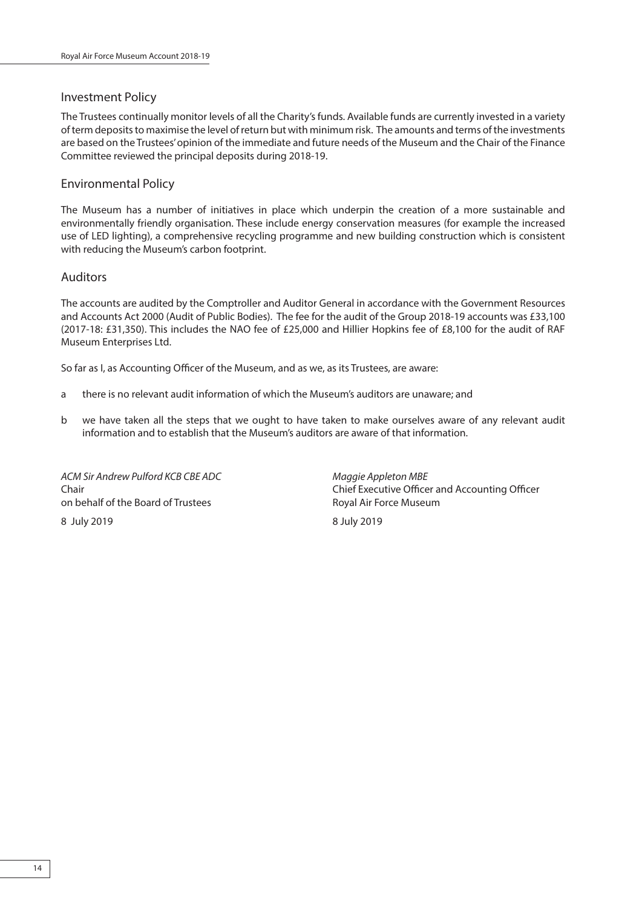## Investment Policy

The Trustees continually monitor levels of all the Charity's funds. Available funds are currently invested in a variety of term deposits to maximise the level of return but with minimum risk. The amounts and terms of the investments are based on the Trustees' opinion of the immediate and future needs of the Museum and the Chair of the Finance Committee reviewed the principal deposits during 2018-19.

## Environmental Policy

The Museum has a number of initiatives in place which underpin the creation of a more sustainable and environmentally friendly organisation. These include energy conservation measures (for example the increased use of LED lighting), a comprehensive recycling programme and new building construction which is consistent with reducing the Museum's carbon footprint.

## Auditors

The accounts are audited by the Comptroller and Auditor General in accordance with the Government Resources and Accounts Act 2000 (Audit of Public Bodies). The fee for the audit of the Group 2018-19 accounts was £33,100 (2017-18: £31,350). This includes the NAO fee of £25,000 and Hillier Hopkins fee of £8,100 for the audit of RAF Museum Enterprises Ltd.

So far as I, as Accounting Officer of the Museum, and as we, as its Trustees, are aware:

a there is no relevant audit information of which the Museum's auditors are unaware; and

b we have taken all the steps that we ought to have taken to make ourselves aware of any relevant audit information and to establish that the Museum's auditors are aware of that information.

*ACM Sir Andrew Pulford KCB CBE ADC*
Chair
on behalf of the Board of Trustees
8 July 2019

*Maggie Appleton MBE*
Chief Executive Officer and Accounting Officer
Royal Air Force Museum
8 July 2019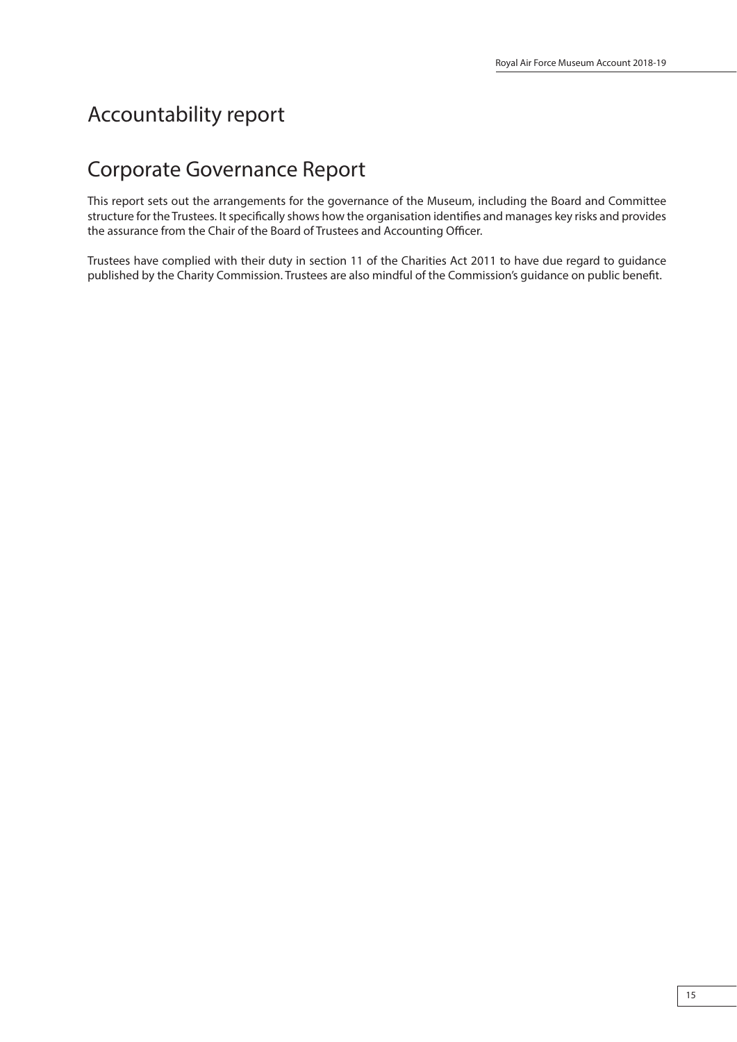# Accountability report

# Corporate Governance Report

This report sets out the arrangements for the governance of the Museum, including the Board and Committee structure for the Trustees. It specifically shows how the organisation identifies and manages key risks and provides the assurance from the Chair of the Board of Trustees and Accounting Officer.

Trustees have complied with their duty in section 11 of the Charities Act 2011 to have due regard to guidance published by the Charity Commission. Trustees are also mindful of the Commission's guidance on public benefit.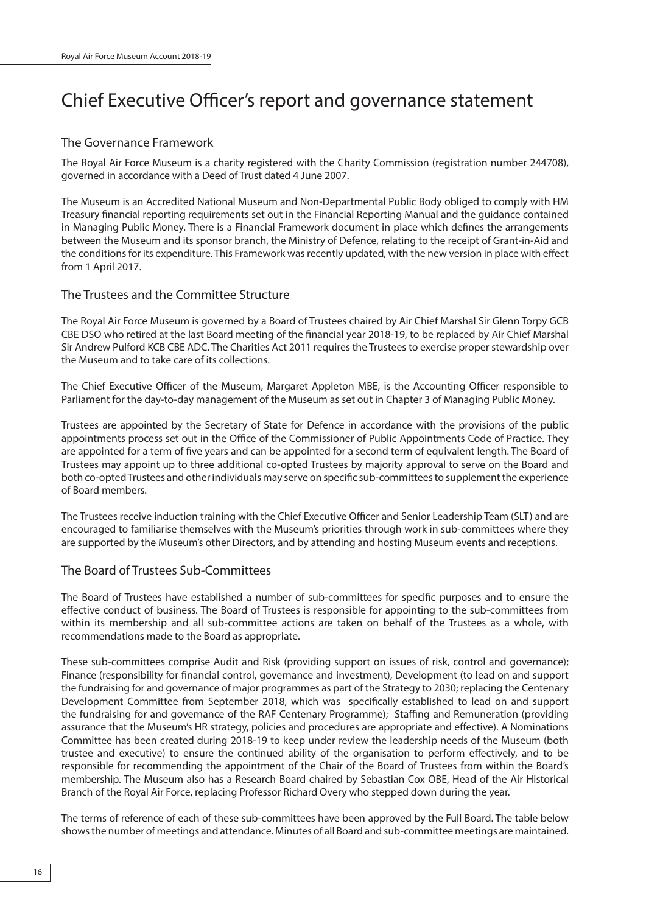# Chief Executive Officer's report and governance statement

## The Governance Framework

The Royal Air Force Museum is a charity registered with the Charity Commission (registration number 244708), governed in accordance with a Deed of Trust dated 4 June 2007.

The Museum is an Accredited National Museum and Non-Departmental Public Body obliged to comply with HM Treasury financial reporting requirements set out in the Financial Reporting Manual and the guidance contained in Managing Public Money. There is a Financial Framework document in place which defines the arrangements between the Museum and its sponsor branch, the Ministry of Defence, relating to the receipt of Grant-in-Aid and the conditions for its expenditure. This Framework was recently updated, with the new version in place with effect from 1 April 2017.

## The Trustees and the Committee Structure

The Royal Air Force Museum is governed by a Board of Trustees chaired by Air Chief Marshal Sir Glenn Torpy GCB CBE DSO who retired at the last Board meeting of the financial year 2018-19, to be replaced by Air Chief Marshal Sir Andrew Pulford KCB CBE ADC. The Charities Act 2011 requires the Trustees to exercise proper stewardship over the Museum and to take care of its collections.

The Chief Executive Officer of the Museum, Margaret Appleton MBE, is the Accounting Officer responsible to Parliament for the day-to-day management of the Museum as set out in Chapter 3 of Managing Public Money.

Trustees are appointed by the Secretary of State for Defence in accordance with the provisions of the public appointments process set out in the Office of the Commissioner of Public Appointments Code of Practice. They are appointed for a term of five years and can be appointed for a second term of equivalent length. The Board of Trustees may appoint up to three additional co-opted Trustees by majority approval to serve on the Board and both co-opted Trustees and other individuals may serve on specific sub-committees to supplement the experience of Board members.

The Trustees receive induction training with the Chief Executive Officer and Senior Leadership Team (SLT) and are encouraged to familiarise themselves with the Museum's priorities through work in sub-committees where they are supported by the Museum's other Directors, and by attending and hosting Museum events and receptions.

## The Board of Trustees Sub-Committees

The Board of Trustees have established a number of sub-committees for specific purposes and to ensure the effective conduct of business. The Board of Trustees is responsible for appointing to the sub-committees from within its membership and all sub-committee actions are taken on behalf of the Trustees as a whole, with recommendations made to the Board as appropriate.

These sub-committees comprise Audit and Risk (providing support on issues of risk, control and governance); Finance (responsibility for financial control, governance and investment), Development (to lead on and support the fundraising for and governance of major programmes as part of the Strategy to 2030; replacing the Centenary Development Committee from September 2018, which was specifically established to lead on and support the fundraising for and governance of the RAF Centenary Programme); Staffing and Remuneration (providing assurance that the Museum's HR strategy, policies and procedures are appropriate and effective). A Nominations Committee has been created during 2018-19 to keep under review the leadership needs of the Museum (both trustee and executive) to ensure the continued ability of the organisation to perform effectively, and to be responsible for recommending the appointment of the Chair of the Board of Trustees from within the Board's membership. The Museum also has a Research Board chaired by Sebastian Cox OBE, Head of the Air Historical Branch of the Royal Air Force, replacing Professor Richard Overy who stepped down during the year.

The terms of reference of each of these sub-committees have been approved by the Full Board. The table below shows the number of meetings and attendance. Minutes of all Board and sub-committee meetings are maintained.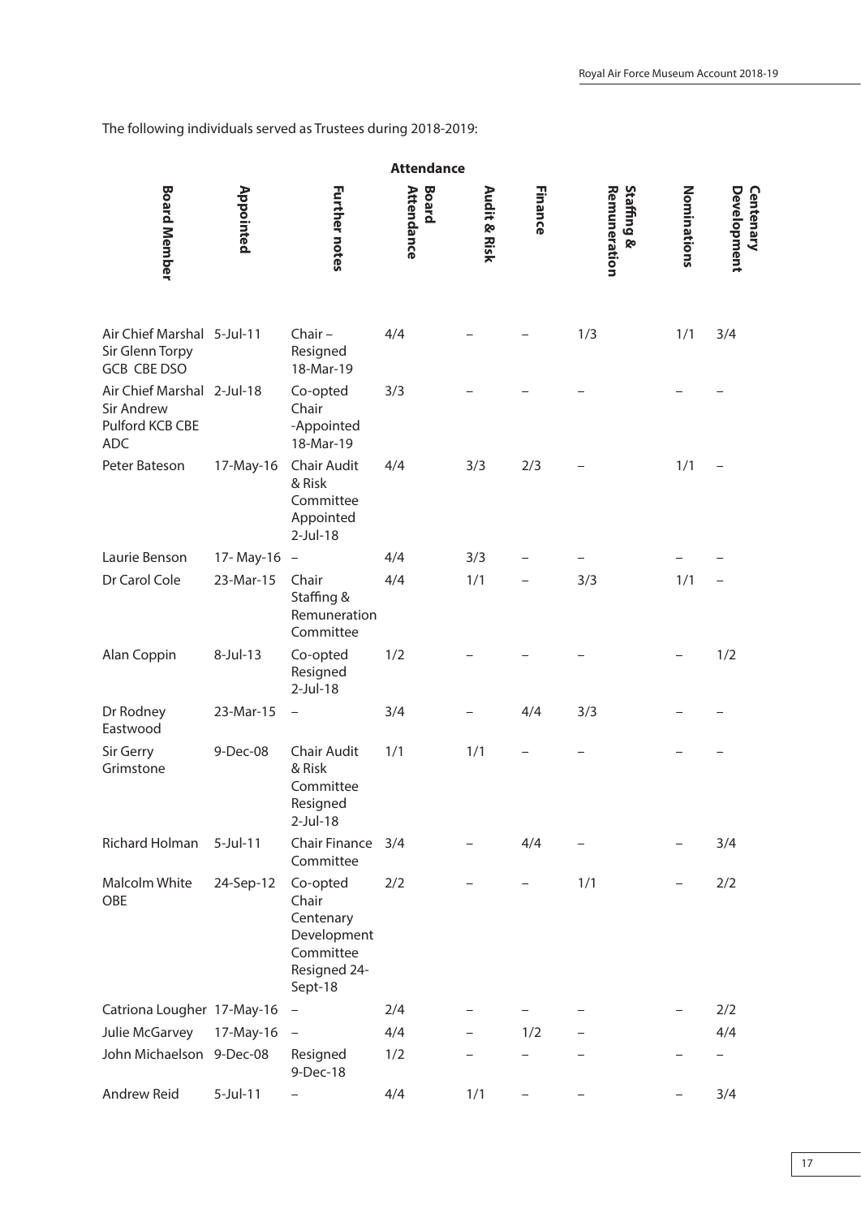The following individuals served as Trustees during 2018-2019:

| Board Member | Appointed | Further notes | Attendance | | | | | |
|---|---|---|---|---|---|---|---|---|
| | | | Board Attendance | Audit & Risk | Finance | Staffing & Remuneration | Nominations | Centenary Development |
| Air Chief Marshal Sir Glenn Torpy GCB CBE DSO | 5-Jul-11 | Chair – Resigned 18-Mar-19 | 4/4 | – | – | 1/3 | 1/1 | 3/4 |
| Air Chief Marshal Sir Andrew Pulford KCB CBE ADC | 2-Jul-18 | Co-opted Chair -Appointed 18-Mar-19 | 3/3 | – | – | – | – | – |
| Peter Bateson | 17-May-16 | Chair Audit & Risk Committee Appointed 2-Jul-18 | 4/4 | 3/3 | 2/3 | – | 1/1 | – |
| Laurie Benson | 17- May-16 | – | 4/4 | 3/3 | – | – | – | – |
| Dr Carol Cole | 23-Mar-15 | Chair Staffing & Remuneration Committee | 4/4 | 1/1 | – | 3/3 | 1/1 | – |
| Alan Coppin | 8-Jul-13 | Co-opted Resigned 2-Jul-18 | 1/2 | – | – | – | – | 1/2 |
| Dr Rodney Eastwood | 23-Mar-15 | – | 3/4 | – | 4/4 | 3/3 | – | – |
| Sir Gerry Grimstone | 9-Dec-08 | Chair Audit & Risk Committee Resigned 2-Jul-18 | 1/1 | 1/1 | – | – | – | – |
| Richard Holman | 5-Jul-11 | Chair Finance Committee | 3/4 | – | 4/4 | – | – | 3/4 |
| Malcolm White OBE | 24-Sep-12 | Co-opted Chair Centenary Development Committee Resigned 24-Sept-18 | 2/2 | – | – | 1/1 | – | 2/2 |
| Catriona Lougher | 17-May-16 | – | 2/4 | – | – | – | – | 2/2 |
| Julie McGarvey | 17-May-16 | – | 4/4 | – | 1/2 | – | | 4/4 |
| John Michaelson | 9-Dec-08 | Resigned 9-Dec-18 | 1/2 | – | – | – | – | – |
| Andrew Reid | 5-Jul-11 | – | 4/4 | 1/1 | – | – | – | 3/4 |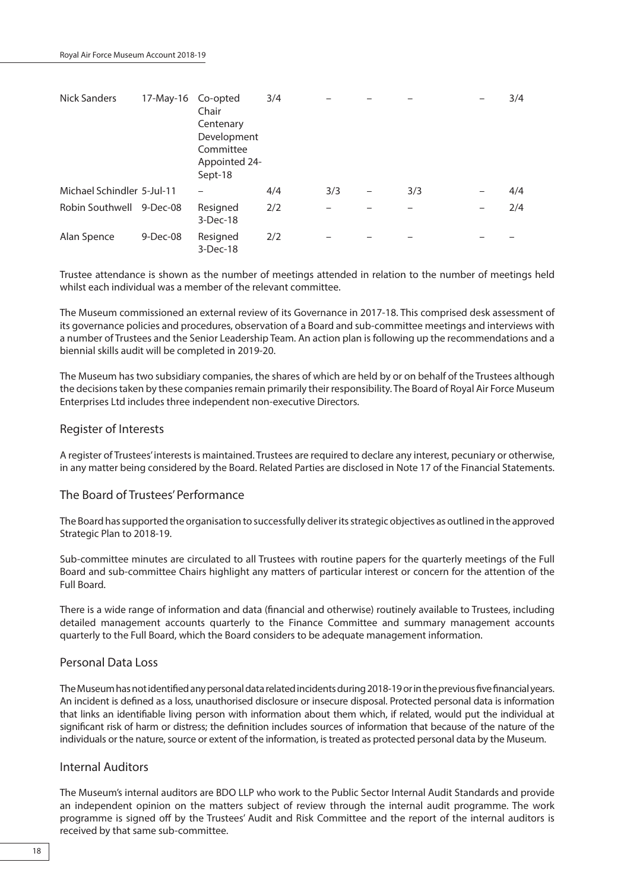| | | | | | | | | |
|---|---|---|---|---|---|---|---|---|
| Nick Sanders | 17-May-16 | Co-opted Chair Centenary Development Committee Appointed 24-Sept-18 | 3/4 | – | – | – | – | 3/4 |
| Michael Schindler | 5-Jul-11 | – | 4/4 | 3/3 | – | 3/3 | – | 4/4 |
| Robin Southwell | 9-Dec-08 | Resigned 3-Dec-18 | 2/2 | – | – | – | – | 2/4 |
| Alan Spence | 9-Dec-08 | Resigned 3-Dec-18 | 2/2 | – | – | – | – | – |

Trustee attendance is shown as the number of meetings attended in relation to the number of meetings held whilst each individual was a member of the relevant committee.

The Museum commissioned an external review of its Governance in 2017-18. This comprised desk assessment of its governance policies and procedures, observation of a Board and sub-committee meetings and interviews with a number of Trustees and the Senior Leadership Team. An action plan is following up the recommendations and a biennial skills audit will be completed in 2019-20.

The Museum has two subsidiary companies, the shares of which are held by or on behalf of the Trustees although the decisions taken by these companies remain primarily their responsibility. The Board of Royal Air Force Museum Enterprises Ltd includes three independent non-executive Directors.

## Register of Interests

A register of Trustees' interests is maintained. Trustees are required to declare any interest, pecuniary or otherwise, in any matter being considered by the Board. Related Parties are disclosed in Note 17 of the Financial Statements.

## The Board of Trustees' Performance

The Board has supported the organisation to successfully deliver its strategic objectives as outlined in the approved Strategic Plan to 2018-19.

Sub-committee minutes are circulated to all Trustees with routine papers for the quarterly meetings of the Full Board and sub-committee Chairs highlight any matters of particular interest or concern for the attention of the Full Board.

There is a wide range of information and data (financial and otherwise) routinely available to Trustees, including detailed management accounts quarterly to the Finance Committee and summary management accounts quarterly to the Full Board, which the Board considers to be adequate management information.

## Personal Data Loss

The Museum has not identified any personal data related incidents during 2018-19 or in the previous five financial years. An incident is defined as a loss, unauthorised disclosure or insecure disposal. Protected personal data is information that links an identifiable living person with information about them which, if related, would put the individual at significant risk of harm or distress; the definition includes sources of information that because of the nature of the individuals or the nature, source or extent of the information, is treated as protected personal data by the Museum.

## Internal Auditors

The Museum's internal auditors are BDO LLP who work to the Public Sector Internal Audit Standards and provide an independent opinion on the matters subject of review through the internal audit programme. The work programme is signed off by the Trustees' Audit and Risk Committee and the report of the internal auditors is received by that same sub-committee.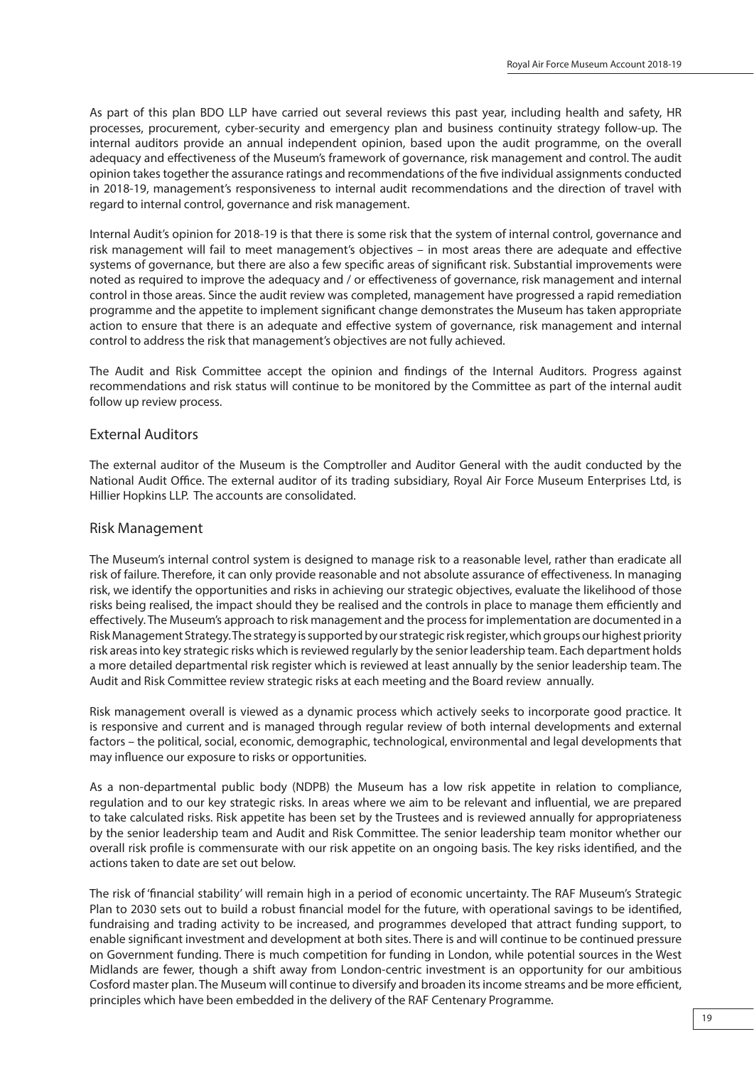As part of this plan BDO LLP have carried out several reviews this past year, including health and safety, HR processes, procurement, cyber-security and emergency plan and business continuity strategy follow-up. The internal auditors provide an annual independent opinion, based upon the audit programme, on the overall adequacy and effectiveness of the Museum's framework of governance, risk management and control. The audit opinion takes together the assurance ratings and recommendations of the five individual assignments conducted in 2018-19, management's responsiveness to internal audit recommendations and the direction of travel with regard to internal control, governance and risk management.

Internal Audit's opinion for 2018-19 is that there is some risk that the system of internal control, governance and risk management will fail to meet management's objectives – in most areas there are adequate and effective systems of governance, but there are also a few specific areas of significant risk. Substantial improvements were noted as required to improve the adequacy and / or effectiveness of governance, risk management and internal control in those areas. Since the audit review was completed, management have progressed a rapid remediation programme and the appetite to implement significant change demonstrates the Museum has taken appropriate action to ensure that there is an adequate and effective system of governance, risk management and internal control to address the risk that management's objectives are not fully achieved.

The Audit and Risk Committee accept the opinion and findings of the Internal Auditors. Progress against recommendations and risk status will continue to be monitored by the Committee as part of the internal audit follow up review process.

## External Auditors

The external auditor of the Museum is the Comptroller and Auditor General with the audit conducted by the National Audit Office. The external auditor of its trading subsidiary, Royal Air Force Museum Enterprises Ltd, is Hillier Hopkins LLP. The accounts are consolidated.

## Risk Management

The Museum's internal control system is designed to manage risk to a reasonable level, rather than eradicate all risk of failure. Therefore, it can only provide reasonable and not absolute assurance of effectiveness. In managing risk, we identify the opportunities and risks in achieving our strategic objectives, evaluate the likelihood of those risks being realised, the impact should they be realised and the controls in place to manage them efficiently and effectively. The Museum's approach to risk management and the process for implementation are documented in a Risk Management Strategy. The strategy is supported by our strategic risk register, which groups our highest priority risk areas into key strategic risks which is reviewed regularly by the senior leadership team. Each department holds a more detailed departmental risk register which is reviewed at least annually by the senior leadership team. The Audit and Risk Committee review strategic risks at each meeting and the Board review annually.

Risk management overall is viewed as a dynamic process which actively seeks to incorporate good practice. It is responsive and current and is managed through regular review of both internal developments and external factors – the political, social, economic, demographic, technological, environmental and legal developments that may influence our exposure to risks or opportunities.

As a non-departmental public body (NDPB) the Museum has a low risk appetite in relation to compliance, regulation and to our key strategic risks. In areas where we aim to be relevant and influential, we are prepared to take calculated risks. Risk appetite has been set by the Trustees and is reviewed annually for appropriateness by the senior leadership team and Audit and Risk Committee. The senior leadership team monitor whether our overall risk profile is commensurate with our risk appetite on an ongoing basis. The key risks identified, and the actions taken to date are set out below.

The risk of 'financial stability' will remain high in a period of economic uncertainty. The RAF Museum's Strategic Plan to 2030 sets out to build a robust financial model for the future, with operational savings to be identified, fundraising and trading activity to be increased, and programmes developed that attract funding support, to enable significant investment and development at both sites. There is and will continue to be continued pressure on Government funding. There is much competition for funding in London, while potential sources in the West Midlands are fewer, though a shift away from London-centric investment is an opportunity for our ambitious Cosford master plan. The Museum will continue to diversify and broaden its income streams and be more efficient, principles which have been embedded in the delivery of the RAF Centenary Programme.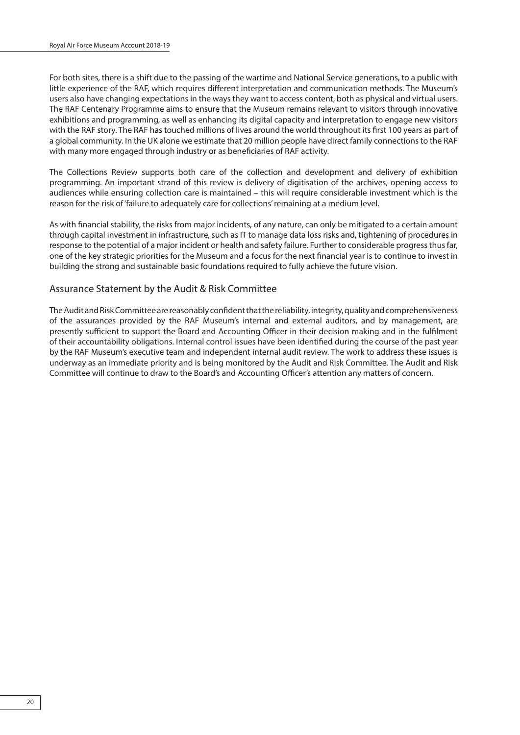For both sites, there is a shift due to the passing of the wartime and National Service generations, to a public with little experience of the RAF, which requires different interpretation and communication methods. The Museum's users also have changing expectations in the ways they want to access content, both as physical and virtual users. The RAF Centenary Programme aims to ensure that the Museum remains relevant to visitors through innovative exhibitions and programming, as well as enhancing its digital capacity and interpretation to engage new visitors with the RAF story. The RAF has touched millions of lives around the world throughout its first 100 years as part of a global community. In the UK alone we estimate that 20 million people have direct family connections to the RAF with many more engaged through industry or as beneficiaries of RAF activity.

The Collections Review supports both care of the collection and development and delivery of exhibition programming. An important strand of this review is delivery of digitisation of the archives, opening access to audiences while ensuring collection care is maintained – this will require considerable investment which is the reason for the risk of 'failure to adequately care for collections' remaining at a medium level.

As with financial stability, the risks from major incidents, of any nature, can only be mitigated to a certain amount through capital investment in infrastructure, such as IT to manage data loss risks and, tightening of procedures in response to the potential of a major incident or health and safety failure. Further to considerable progress thus far, one of the key strategic priorities for the Museum and a focus for the next financial year is to continue to invest in building the strong and sustainable basic foundations required to fully achieve the future vision.

## Assurance Statement by the Audit & Risk Committee

The Audit and Risk Committee are reasonably confident that the reliability, integrity, quality and comprehensiveness of the assurances provided by the RAF Museum's internal and external auditors, and by management, are presently sufficient to support the Board and Accounting Officer in their decision making and in the fulfilment of their accountability obligations. Internal control issues have been identified during the course of the past year by the RAF Museum's executive team and independent internal audit review. The work to address these issues is underway as an immediate priority and is being monitored by the Audit and Risk Committee. The Audit and Risk Committee will continue to draw to the Board's and Accounting Officer's attention any matters of concern.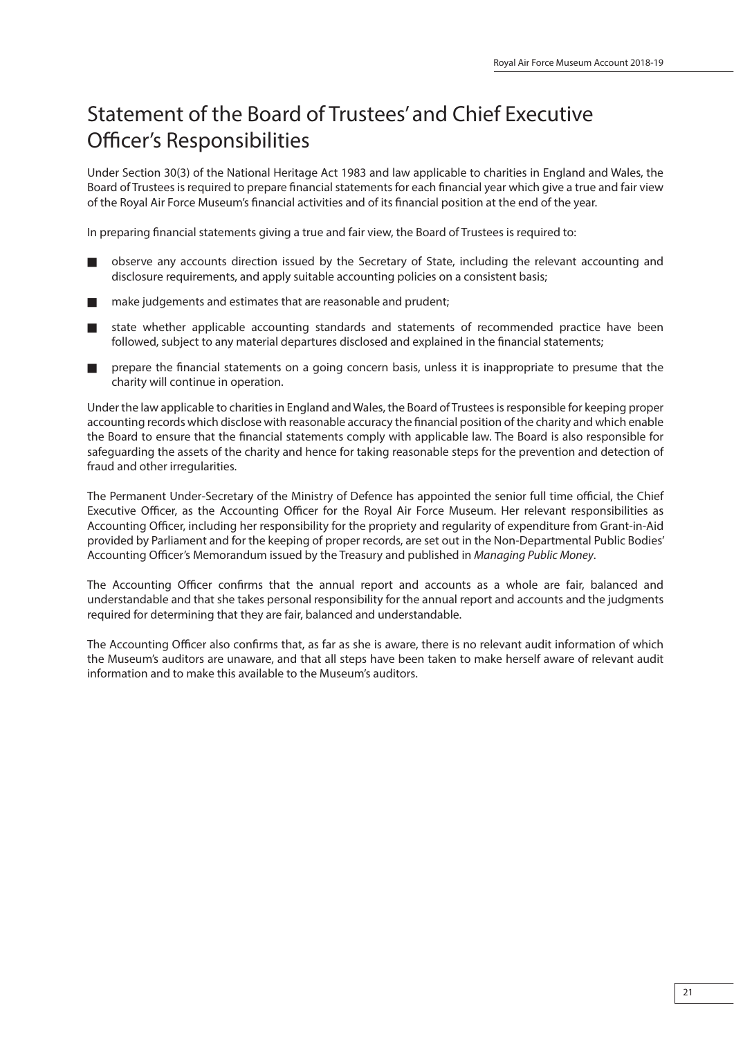# Statement of the Board of Trustees' and Chief Executive Officer's Responsibilities

Under Section 30(3) of the National Heritage Act 1983 and law applicable to charities in England and Wales, the Board of Trustees is required to prepare financial statements for each financial year which give a true and fair view of the Royal Air Force Museum's financial activities and of its financial position at the end of the year.

In preparing financial statements giving a true and fair view, the Board of Trustees is required to:

- observe any accounts direction issued by the Secretary of State, including the relevant accounting and disclosure requirements, and apply suitable accounting policies on a consistent basis;
- make judgements and estimates that are reasonable and prudent;
- state whether applicable accounting standards and statements of recommended practice have been followed, subject to any material departures disclosed and explained in the financial statements;
- prepare the financial statements on a going concern basis, unless it is inappropriate to presume that the charity will continue in operation.

Under the law applicable to charities in England and Wales, the Board of Trustees is responsible for keeping proper accounting records which disclose with reasonable accuracy the financial position of the charity and which enable the Board to ensure that the financial statements comply with applicable law. The Board is also responsible for safeguarding the assets of the charity and hence for taking reasonable steps for the prevention and detection of fraud and other irregularities.

The Permanent Under-Secretary of the Ministry of Defence has appointed the senior full time official, the Chief Executive Officer, as the Accounting Officer for the Royal Air Force Museum. Her relevant responsibilities as Accounting Officer, including her responsibility for the propriety and regularity of expenditure from Grant-in-Aid provided by Parliament and for the keeping of proper records, are set out in the Non-Departmental Public Bodies' Accounting Officer's Memorandum issued by the Treasury and published in *Managing Public Money*.

The Accounting Officer confirms that the annual report and accounts as a whole are fair, balanced and understandable and that she takes personal responsibility for the annual report and accounts and the judgments required for determining that they are fair, balanced and understandable.

The Accounting Officer also confirms that, as far as she is aware, there is no relevant audit information of which the Museum's auditors are unaware, and that all steps have been taken to make herself aware of relevant audit information and to make this available to the Museum's auditors.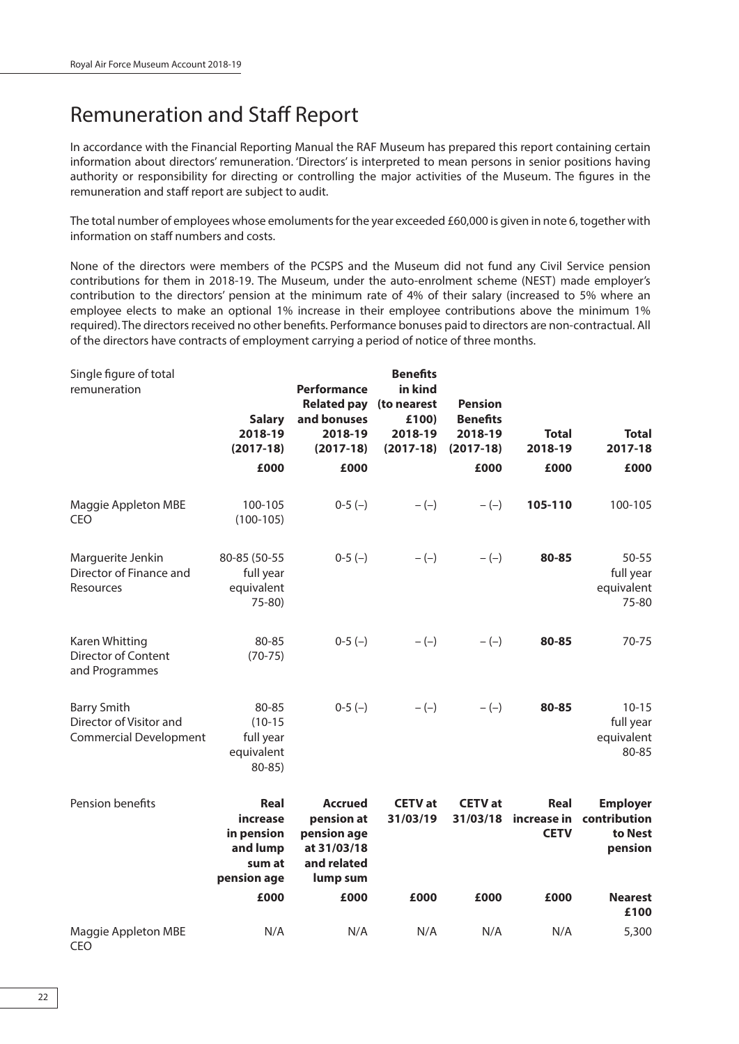# Remuneration and Staff Report

In accordance with the Financial Reporting Manual the RAF Museum has prepared this report containing certain information about directors' remuneration. 'Directors' is interpreted to mean persons in senior positions having authority or responsibility for directing or controlling the major activities of the Museum. The figures in the remuneration and staff report are subject to audit.

The total number of employees whose emoluments for the year exceeded £60,000 is given in note 6, together with information on staff numbers and costs.

None of the directors were members of the PCSPS and the Museum did not fund any Civil Service pension contributions for them in 2018-19. The Museum, under the auto-enrolment scheme (NEST) made employer's contribution to the directors' pension at the minimum rate of 4% of their salary (increased to 5% where an employee elects to make an optional 1% increase in their employee contributions above the minimum 1% required). The directors received no other benefits. Performance bonuses paid to directors are non-contractual. All of the directors have contracts of employment carrying a period of notice of three months.

| Single figure of total remuneration | **Salary 2018-19 (2017-18)** | **Performance Related pay and bonuses 2018-19 (2017-18)** | **Benefits in kind (to nearest £100) 2018-19 (2017-18)** | **Pension Benefits 2018-19 (2017-18)** | **Total 2018-19** | **Total 2017-18** |
|---|---|---|---|---|---|---|
| | **£000** | **£000** | | **£000** | **£000** | **£000** |
| Maggie Appleton MBE CEO | 100-105 (100-105) | 0-5 (–) | – (–) | – (–) | **105-110** | 100-105 |
| Marguerite Jenkin Director of Finance and Resources | 80-85 (50-55 full year equivalent 75-80) | 0-5 (–) | – (–) | – (–) | **80-85** | 50-55 full year equivalent 75-80 |
| Karen Whitting Director of Content and Programmes | 80-85 (70-75) | 0-5 (–) | – (–) | – (–) | **80-85** | 70-75 |
| Barry Smith Director of Visitor and Commercial Development | 80-85 (10-15 full year equivalent 80-85) | 0-5 (–) | – (–) | – (–) | **80-85** | 10-15 full year equivalent 80-85 |

| Pension benefits | **Real increase in pension and lump sum at pension age** | **Accrued pension at pension age at 31/03/18 and related lump sum** | **CETV at 31/03/19** | **CETV at 31/03/18** | **Real increase in CETV** | **Employer contribution to Nest pension** |
|---|---|---|---|---|---|---|
| | **£000** | **£000** | **£000** | **£000** | **£000** | **Nearest £100** |
| Maggie Appleton MBE CEO | N/A | N/A | N/A | N/A | N/A | 5,300 |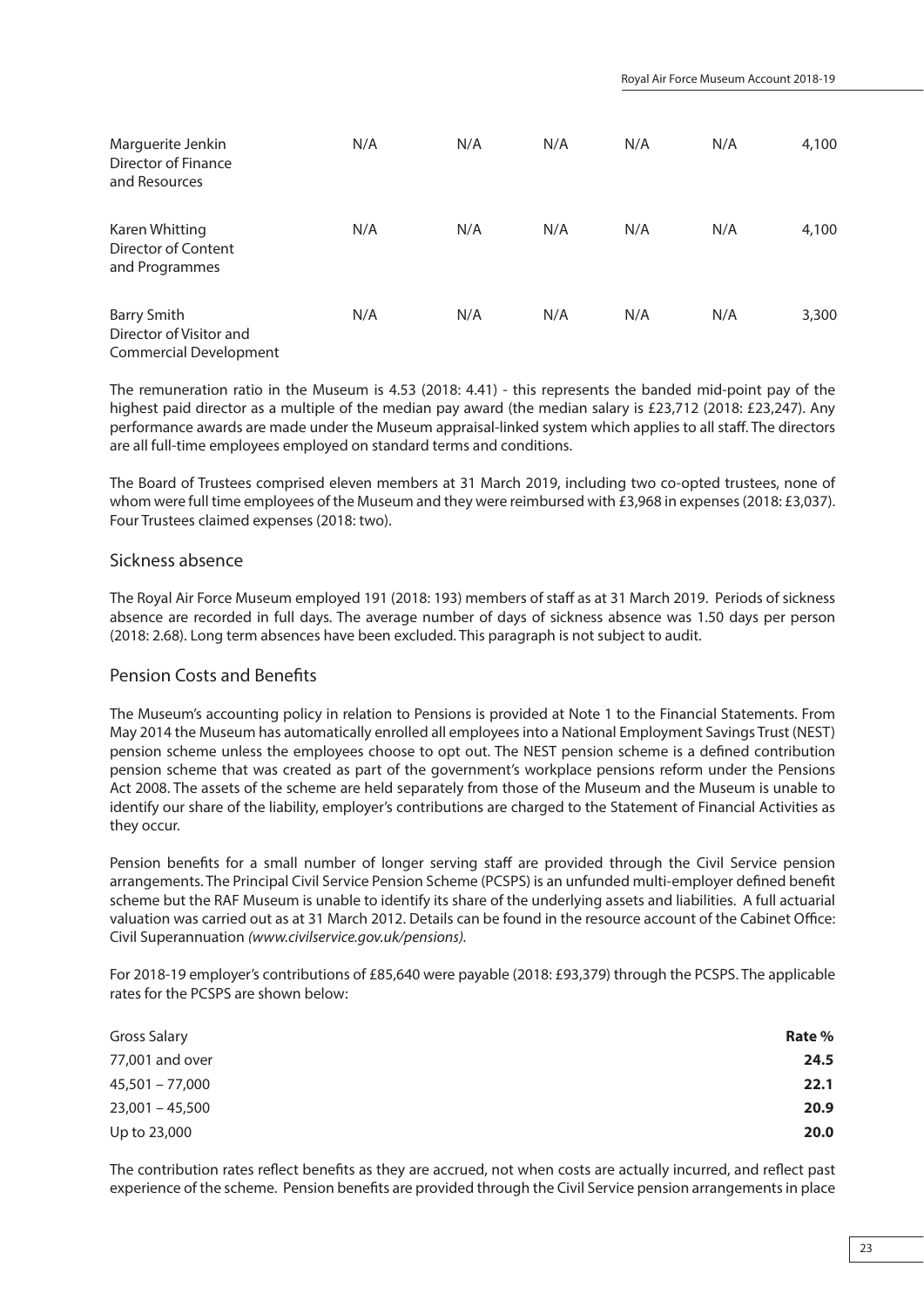| | | | | | | |
|---|---|---|---|---|---|---|
| Marguerite Jenkin<br>Director of Finance and Resources | N/A | N/A | N/A | N/A | N/A | 4,100 |
| Karen Whitting<br>Director of Content and Programmes | N/A | N/A | N/A | N/A | N/A | 4,100 |
| Barry Smith<br>Director of Visitor and Commercial Development | N/A | N/A | N/A | N/A | N/A | 3,300 |

The remuneration ratio in the Museum is 4.53 (2018: 4.41) - this represents the banded mid-point pay of the highest paid director as a multiple of the median pay award (the median salary is £23,712 (2018: £23,247). Any performance awards are made under the Museum appraisal-linked system which applies to all staff. The directors are all full-time employees employed on standard terms and conditions.

The Board of Trustees comprised eleven members at 31 March 2019, including two co-opted trustees, none of whom were full time employees of the Museum and they were reimbursed with £3,968 in expenses (2018: £3,037). Four Trustees claimed expenses (2018: two).

## Sickness absence

The Royal Air Force Museum employed 191 (2018: 193) members of staff as at 31 March 2019. Periods of sickness absence are recorded in full days. The average number of days of sickness absence was 1.50 days per person (2018: 2.68). Long term absences have been excluded. This paragraph is not subject to audit.

## Pension Costs and Benefits

The Museum's accounting policy in relation to Pensions is provided at Note 1 to the Financial Statements. From May 2014 the Museum has automatically enrolled all employees into a National Employment Savings Trust (NEST) pension scheme unless the employees choose to opt out. The NEST pension scheme is a defined contribution pension scheme that was created as part of the government's workplace pensions reform under the Pensions Act 2008. The assets of the scheme are held separately from those of the Museum and the Museum is unable to identify our share of the liability, employer's contributions are charged to the Statement of Financial Activities as they occur.

Pension benefits for a small number of longer serving staff are provided through the Civil Service pension arrangements. The Principal Civil Service Pension Scheme (PCSPS) is an unfunded multi-employer defined benefit scheme but the RAF Museum is unable to identify its share of the underlying assets and liabilities. A full actuarial valuation was carried out as at 31 March 2012. Details can be found in the resource account of the Cabinet Office: Civil Superannuation *(www.civilservice.gov.uk/pensions)*.

For 2018-19 employer's contributions of £85,640 were payable (2018: £93,379) through the PCSPS. The applicable rates for the PCSPS are shown below:

| Gross Salary | **Rate %** |
|---|---|
| 77,001 and over | **24.5** |
| 45,501 – 77,000 | **22.1** |
| 23,001 – 45,500 | **20.9** |
| Up to 23,000 | **20.0** |

The contribution rates reflect benefits as they are accrued, not when costs are actually incurred, and reflect past experience of the scheme. Pension benefits are provided through the Civil Service pension arrangements in place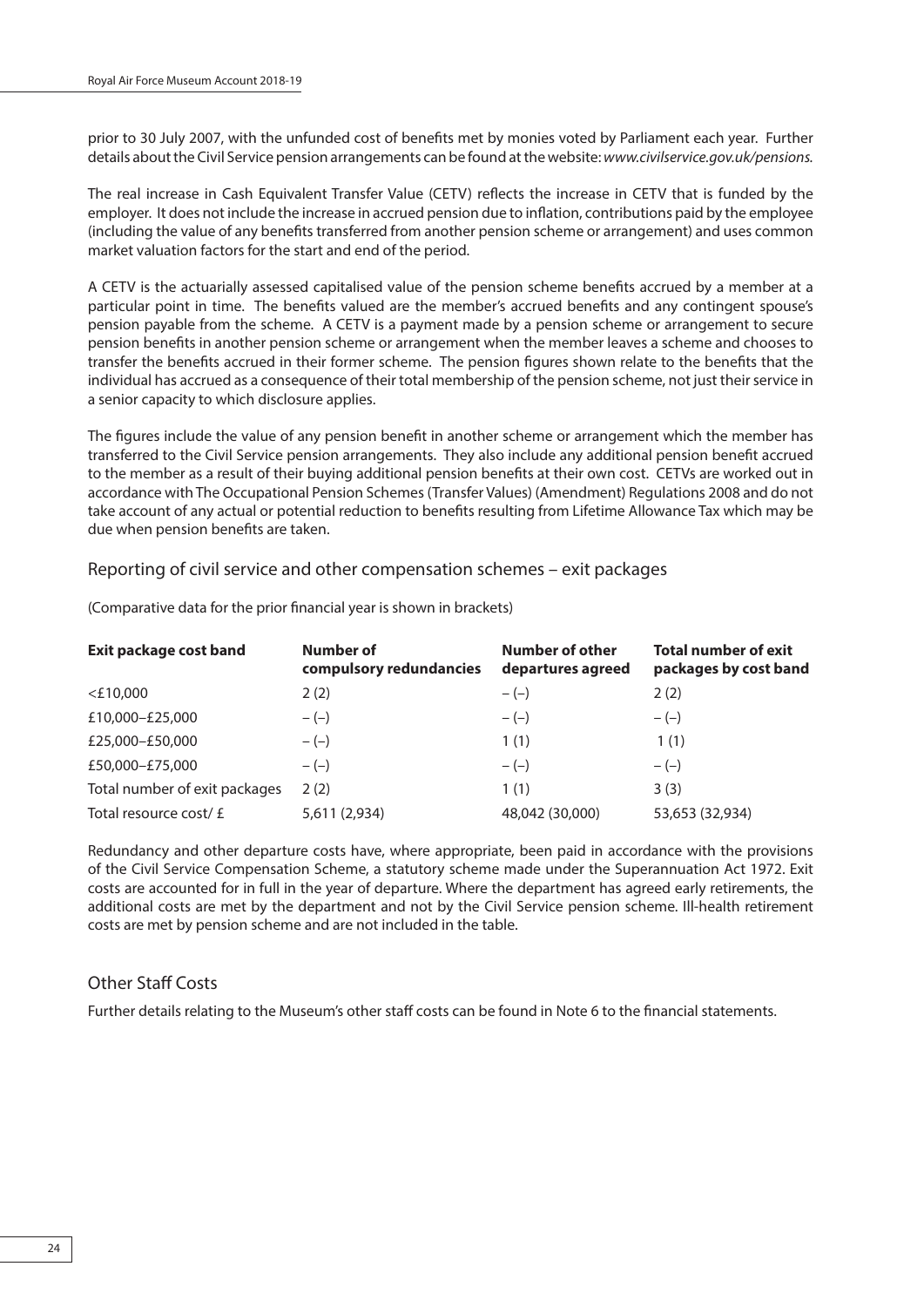prior to 30 July 2007, with the unfunded cost of benefits met by monies voted by Parliament each year. Further details about the Civil Service pension arrangements can be found at the website: *www.civilservice.gov.uk/pensions*.

The real increase in Cash Equivalent Transfer Value (CETV) reflects the increase in CETV that is funded by the employer. It does not include the increase in accrued pension due to inflation, contributions paid by the employee (including the value of any benefits transferred from another pension scheme or arrangement) and uses common market valuation factors for the start and end of the period.

A CETV is the actuarially assessed capitalised value of the pension scheme benefits accrued by a member at a particular point in time. The benefits valued are the member's accrued benefits and any contingent spouse's pension payable from the scheme. A CETV is a payment made by a pension scheme or arrangement to secure pension benefits in another pension scheme or arrangement when the member leaves a scheme and chooses to transfer the benefits accrued in their former scheme. The pension figures shown relate to the benefits that the individual has accrued as a consequence of their total membership of the pension scheme, not just their service in a senior capacity to which disclosure applies.

The figures include the value of any pension benefit in another scheme or arrangement which the member has transferred to the Civil Service pension arrangements. They also include any additional pension benefit accrued to the member as a result of their buying additional pension benefits at their own cost. CETVs are worked out in accordance with The Occupational Pension Schemes (Transfer Values) (Amendment) Regulations 2008 and do not take account of any actual or potential reduction to benefits resulting from Lifetime Allowance Tax which may be due when pension benefits are taken.

## Reporting of civil service and other compensation schemes – exit packages

(Comparative data for the prior financial year is shown in brackets)

| Exit package cost band | Number of compulsory redundancies | Number of other departures agreed | Total number of exit packages by cost band |
|---|---|---|---|
| <£10,000 | 2 (2) | – (–) | 2 (2) |
| £10,000–£25,000 | – (–) | – (–) | – (–) |
| £25,000–£50,000 | – (–) | 1 (1) | 1 (1) |
| £50,000–£75,000 | – (–) | – (–) | – (–) |
| Total number of exit packages | 2 (2) | 1 (1) | 3 (3) |
| Total resource cost/ £ | 5,611 (2,934) | 48,042 (30,000) | 53,653 (32,934) |

Redundancy and other departure costs have, where appropriate, been paid in accordance with the provisions of the Civil Service Compensation Scheme, a statutory scheme made under the Superannuation Act 1972. Exit costs are accounted for in full in the year of departure. Where the department has agreed early retirements, the additional costs are met by the department and not by the Civil Service pension scheme. Ill-health retirement costs are met by pension scheme and are not included in the table.

## Other Staff Costs

Further details relating to the Museum's other staff costs can be found in Note 6 to the financial statements.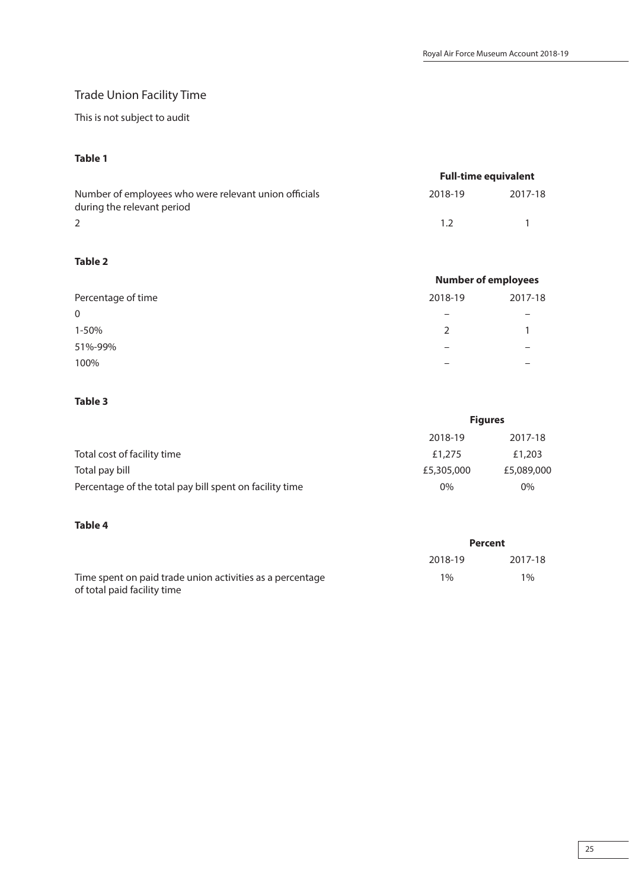## Trade Union Facility Time

This is not subject to audit

**Table 1**

| Number of employees who were relevant union officials during the relevant period | Full-time equivalent 2018-19 | Full-time equivalent 2017-18 |
|---|---|---|
| 2 | 1.2 | 1 |

**Table 2**

| Percentage of time | Number of employees 2018-19 | Number of employees 2017-18 |
|---|---|---|
| 0 | – | – |
| 1-50% | 2 | 1 |
| 51%-99% | – | – |
| 100% | – | – |

**Table 3**

| | Figures 2018-19 | Figures 2017-18 |
|---|---|---|
| Total cost of facility time | £1,275 | £1,203 |
| Total pay bill | £5,305,000 | £5,089,000 |
| Percentage of the total pay bill spent on facility time | 0% | 0% |

**Table 4**

| | Percent 2018-19 | Percent 2017-18 |
|---|---|---|
| Time spent on paid trade union activities as a percentage of total paid facility time | 1% | 1% |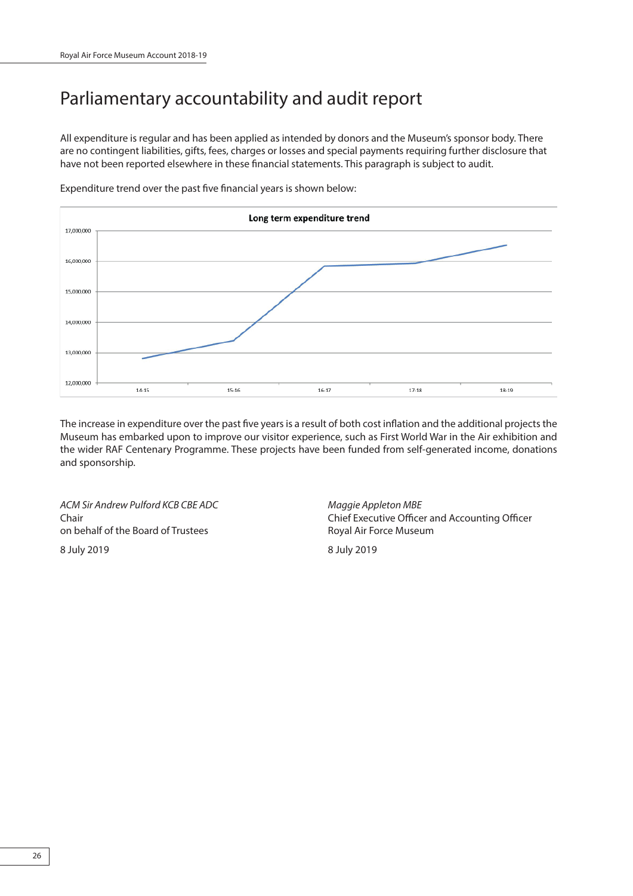# Parliamentary accountability and audit report

All expenditure is regular and has been applied as intended by donors and the Museum's sponsor body. There are no contingent liabilities, gifts, fees, charges or losses and special payments requiring further disclosure that have not been reported elsewhere in these financial statements. This paragraph is subject to audit.

Expenditure trend over the past five financial years is shown below:

**Long term expenditure trend**

The increase in expenditure over the past five years is a result of both cost inflation and the additional projects the Museum has embarked upon to improve our visitor experience, such as First World War in the Air exhibition and the wider RAF Centenary Programme. These projects have been funded from self-generated income, donations and sponsorship.

*ACM Sir Andrew Pulford KCB CBE ADC*
Chair
on behalf of the Board of Trustees

8 July 2019

*Maggie Appleton MBE*
Chief Executive Officer and Accounting Officer
Royal Air Force Museum

8 July 2019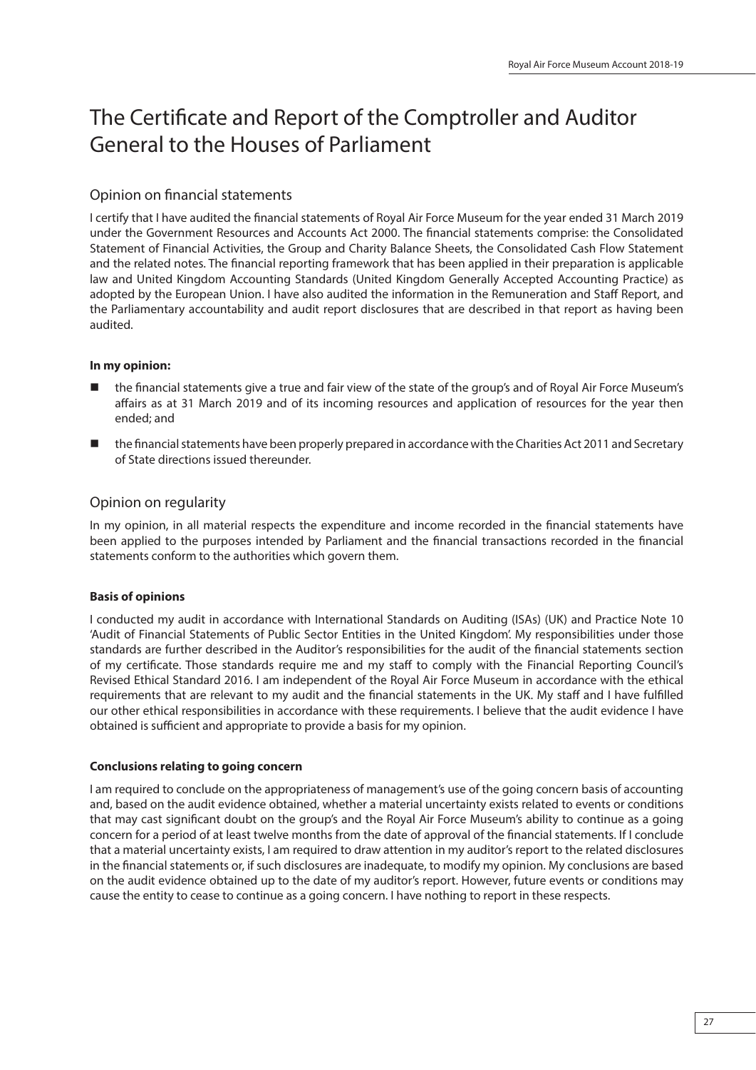# The Certificate and Report of the Comptroller and Auditor General to the Houses of Parliament

## Opinion on financial statements

I certify that I have audited the financial statements of Royal Air Force Museum for the year ended 31 March 2019 under the Government Resources and Accounts Act 2000. The financial statements comprise: the Consolidated Statement of Financial Activities, the Group and Charity Balance Sheets, the Consolidated Cash Flow Statement and the related notes. The financial reporting framework that has been applied in their preparation is applicable law and United Kingdom Accounting Standards (United Kingdom Generally Accepted Accounting Practice) as adopted by the European Union. I have also audited the information in the Remuneration and Staff Report, and the Parliamentary accountability and audit report disclosures that are described in that report as having been audited.

**In my opinion:**

- the financial statements give a true and fair view of the state of the group's and of Royal Air Force Museum's affairs as at 31 March 2019 and of its incoming resources and application of resources for the year then ended; and
- the financial statements have been properly prepared in accordance with the Charities Act 2011 and Secretary of State directions issued thereunder.

## Opinion on regularity

In my opinion, in all material respects the expenditure and income recorded in the financial statements have been applied to the purposes intended by Parliament and the financial transactions recorded in the financial statements conform to the authorities which govern them.

**Basis of opinions**

I conducted my audit in accordance with International Standards on Auditing (ISAs) (UK) and Practice Note 10 'Audit of Financial Statements of Public Sector Entities in the United Kingdom'. My responsibilities under those standards are further described in the Auditor's responsibilities for the audit of the financial statements section of my certificate. Those standards require me and my staff to comply with the Financial Reporting Council's Revised Ethical Standard 2016. I am independent of the Royal Air Force Museum in accordance with the ethical requirements that are relevant to my audit and the financial statements in the UK. My staff and I have fulfilled our other ethical responsibilities in accordance with these requirements. I believe that the audit evidence I have obtained is sufficient and appropriate to provide a basis for my opinion.

**Conclusions relating to going concern**

I am required to conclude on the appropriateness of management's use of the going concern basis of accounting and, based on the audit evidence obtained, whether a material uncertainty exists related to events or conditions that may cast significant doubt on the group's and the Royal Air Force Museum's ability to continue as a going concern for a period of at least twelve months from the date of approval of the financial statements. If I conclude that a material uncertainty exists, I am required to draw attention in my auditor's report to the related disclosures in the financial statements or, if such disclosures are inadequate, to modify my opinion. My conclusions are based on the audit evidence obtained up to the date of my auditor's report. However, future events or conditions may cause the entity to cease to continue as a going concern. I have nothing to report in these respects.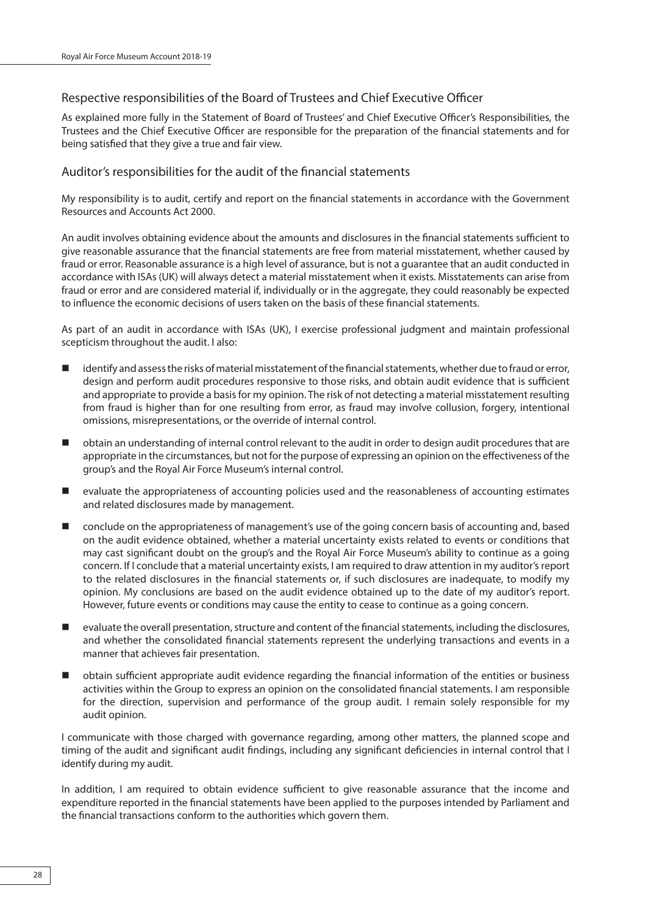## Respective responsibilities of the Board of Trustees and Chief Executive Officer

As explained more fully in the Statement of Board of Trustees' and Chief Executive Officer's Responsibilities, the Trustees and the Chief Executive Officer are responsible for the preparation of the financial statements and for being satisfied that they give a true and fair view.

## Auditor's responsibilities for the audit of the financial statements

My responsibility is to audit, certify and report on the financial statements in accordance with the Government Resources and Accounts Act 2000.

An audit involves obtaining evidence about the amounts and disclosures in the financial statements sufficient to give reasonable assurance that the financial statements are free from material misstatement, whether caused by fraud or error. Reasonable assurance is a high level of assurance, but is not a guarantee that an audit conducted in accordance with ISAs (UK) will always detect a material misstatement when it exists. Misstatements can arise from fraud or error and are considered material if, individually or in the aggregate, they could reasonably be expected to influence the economic decisions of users taken on the basis of these financial statements.

As part of an audit in accordance with ISAs (UK), I exercise professional judgment and maintain professional scepticism throughout the audit. I also:

- identify and assess the risks of material misstatement of the financial statements, whether due to fraud or error, design and perform audit procedures responsive to those risks, and obtain audit evidence that is sufficient and appropriate to provide a basis for my opinion. The risk of not detecting a material misstatement resulting from fraud is higher than for one resulting from error, as fraud may involve collusion, forgery, intentional omissions, misrepresentations, or the override of internal control.
- obtain an understanding of internal control relevant to the audit in order to design audit procedures that are appropriate in the circumstances, but not for the purpose of expressing an opinion on the effectiveness of the group's and the Royal Air Force Museum's internal control.
- evaluate the appropriateness of accounting policies used and the reasonableness of accounting estimates and related disclosures made by management.
- conclude on the appropriateness of management's use of the going concern basis of accounting and, based on the audit evidence obtained, whether a material uncertainty exists related to events or conditions that may cast significant doubt on the group's and the Royal Air Force Museum's ability to continue as a going concern. If I conclude that a material uncertainty exists, I am required to draw attention in my auditor's report to the related disclosures in the financial statements or, if such disclosures are inadequate, to modify my opinion. My conclusions are based on the audit evidence obtained up to the date of my auditor's report. However, future events or conditions may cause the entity to cease to continue as a going concern.
- evaluate the overall presentation, structure and content of the financial statements, including the disclosures, and whether the consolidated financial statements represent the underlying transactions and events in a manner that achieves fair presentation.
- obtain sufficient appropriate audit evidence regarding the financial information of the entities or business activities within the Group to express an opinion on the consolidated financial statements. I am responsible for the direction, supervision and performance of the group audit. I remain solely responsible for my audit opinion.

I communicate with those charged with governance regarding, among other matters, the planned scope and timing of the audit and significant audit findings, including any significant deficiencies in internal control that I identify during my audit.

In addition, I am required to obtain evidence sufficient to give reasonable assurance that the income and expenditure reported in the financial statements have been applied to the purposes intended by Parliament and the financial transactions conform to the authorities which govern them.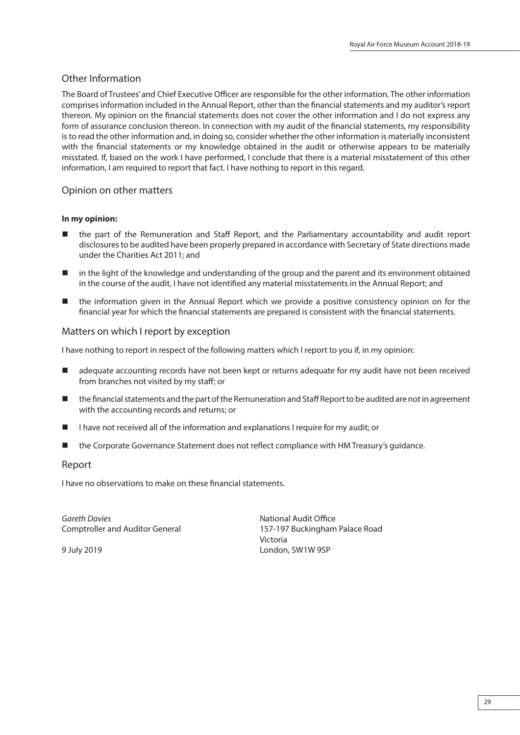## Other Information

The Board of Trustees' and Chief Executive Officer are responsible for the other information. The other information comprises information included in the Annual Report, other than the financial statements and my auditor's report thereon. My opinion on the financial statements does not cover the other information and I do not express any form of assurance conclusion thereon. In connection with my audit of the financial statements, my responsibility is to read the other information and, in doing so, consider whether the other information is materially inconsistent with the financial statements or my knowledge obtained in the audit or otherwise appears to be materially misstated. If, based on the work I have performed, I conclude that there is a material misstatement of this other information, I am required to report that fact. I have nothing to report in this regard.

## Opinion on other matters

**In my opinion:**

- the part of the Remuneration and Staff Report, and the Parliamentary accountability and audit report disclosures to be audited have been properly prepared in accordance with Secretary of State directions made under the Charities Act 2011; and
- in the light of the knowledge and understanding of the group and the parent and its environment obtained in the course of the audit, I have not identified any material misstatements in the Annual Report; and
- the information given in the Annual Report which we provide a positive consistency opinion on for the financial year for which the financial statements are prepared is consistent with the financial statements.

## Matters on which I report by exception

I have nothing to report in respect of the following matters which I report to you if, in my opinion:

- adequate accounting records have not been kept or returns adequate for my audit have not been received from branches not visited by my staff; or
- the financial statements and the part of the Remuneration and Staff Report to be audited are not in agreement with the accounting records and returns; or
- I have not received all of the information and explanations I require for my audit; or
- the Corporate Governance Statement does not reflect compliance with HM Treasury's guidance.

## Report

I have no observations to make on these financial statements.

*Gareth Davies*
Comptroller and Auditor General

9 July 2019

National Audit Office
157-197 Buckingham Palace Road
Victoria
London, SW1W 9SP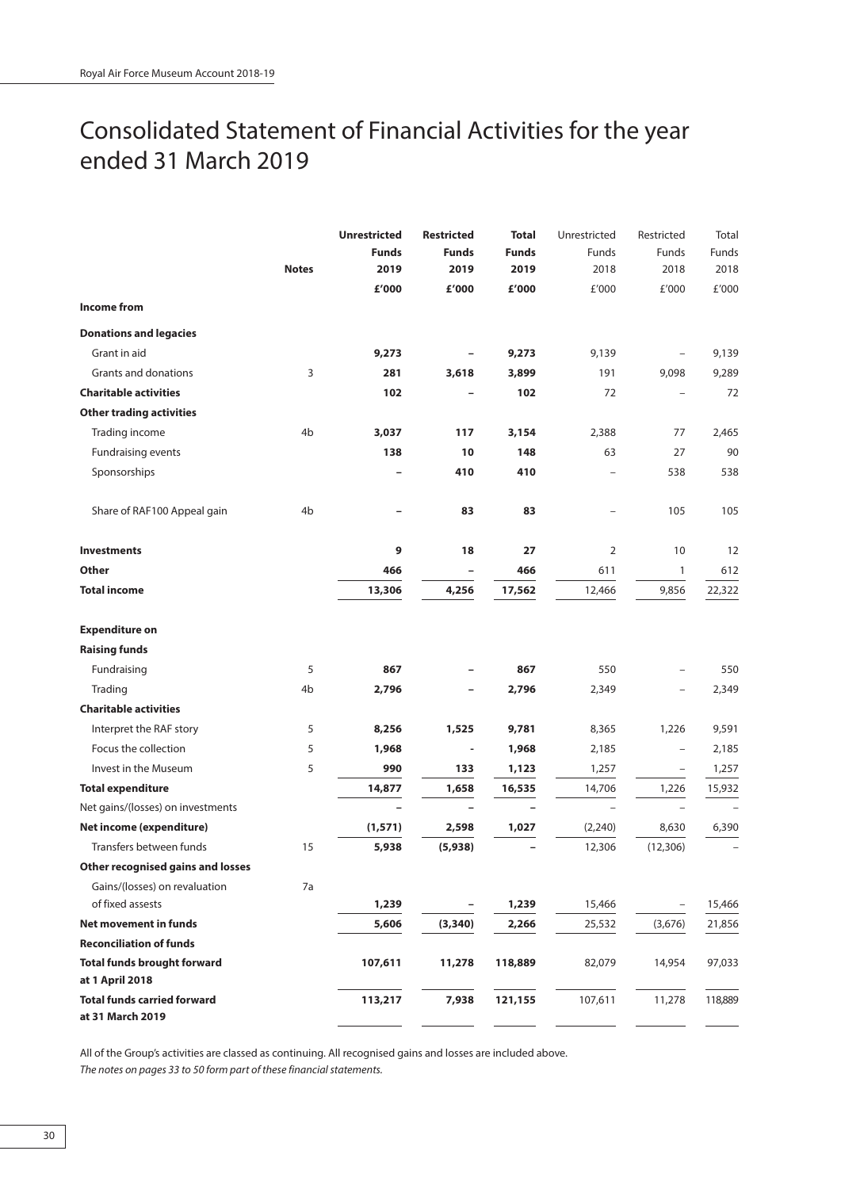# Consolidated Statement of Financial Activities for the year ended 31 March 2019

| | Notes | **Unrestricted Funds 2019** | **Restricted Funds 2019** | **Total Funds 2019** | Unrestricted Funds 2018 | Restricted Funds 2018 | Total Funds 2018 |
|---|---|---|---|---|---|---|---|
| | | **£'000** | **£'000** | **£'000** | £'000 | £'000 | £'000 |
| **Income from** | | | | | | | |
| **Donations and legacies** | | | | | | | |
| Grant in aid | | **9,273** | **–** | **9,273** | 9,139 | – | 9,139 |
| Grants and donations | 3 | **281** | **3,618** | **3,899** | 191 | 9,098 | 9,289 |
| **Charitable activities** | | **102** | **–** | **102** | 72 | – | 72 |
| **Other trading activities** | | | | | | | |
| Trading income | 4b | **3,037** | **117** | **3,154** | 2,388 | 77 | 2,465 |
| Fundraising events | | **138** | **10** | **148** | 63 | 27 | 90 |
| Sponsorships | | **–** | **410** | **410** | – | 538 | 538 |
| Share of RAF100 Appeal gain | 4b | **–** | **83** | **83** | – | 105 | 105 |
| **Investments** | | **9** | **18** | **27** | 2 | 10 | 12 |
| **Other** | | **466** | **–** | **466** | 611 | 1 | 612 |
| **Total income** | | **13,306** | **4,256** | **17,562** | 12,466 | 9,856 | 22,322 |
| **Expenditure on** | | | | | | | |
| **Raising funds** | | | | | | | |
| Fundraising | 5 | **867** | **–** | **867** | 550 | – | 550 |
| Trading | 4b | **2,796** | **–** | **2,796** | 2,349 | – | 2,349 |
| **Charitable activities** | | | | | | | |
| Interpret the RAF story | 5 | **8,256** | **1,525** | **9,781** | 8,365 | 1,226 | 9,591 |
| Focus the collection | 5 | **1,968** | **-** | **1,968** | 2,185 | – | 2,185 |
| Invest in the Museum | 5 | **990** | **133** | **1,123** | 1,257 | – | 1,257 |
| **Total expenditure** | | **14,877** | **1,658** | **16,535** | 14,706 | 1,226 | 15,932 |
| Net gains/(losses) on investments | | **–** | **–** | **–** | – | – | – |
| **Net income (expenditure)** | | **(1,571)** | **2,598** | **1,027** | (2,240) | 8,630 | 6,390 |
| Transfers between funds | 15 | **5,938** | **(5,938)** | **–** | 12,306 | (12,306) | – |
| **Other recognised gains and losses** | | | | | | | |
| Gains/(losses) on revaluation of fixed assests | 7a | **1,239** | **–** | **1,239** | 15,466 | – | 15,466 |
| **Net movement in funds** | | **5,606** | **(3,340)** | **2,266** | 25,532 | (3,676) | 21,856 |
| **Reconciliation of funds** | | | | | | | |
| **Total funds brought forward at 1 April 2018** | | **107,611** | **11,278** | **118,889** | 82,079 | 14,954 | 97,033 |
| **Total funds carried forward at 31 March 2019** | | **113,217** | **7,938** | **121,155** | 107,611 | 11,278 | 118,889 |

All of the Group's activities are classed as continuing. All recognised gains and losses are included above.

*The notes on pages 33 to 50 form part of these financial statements.*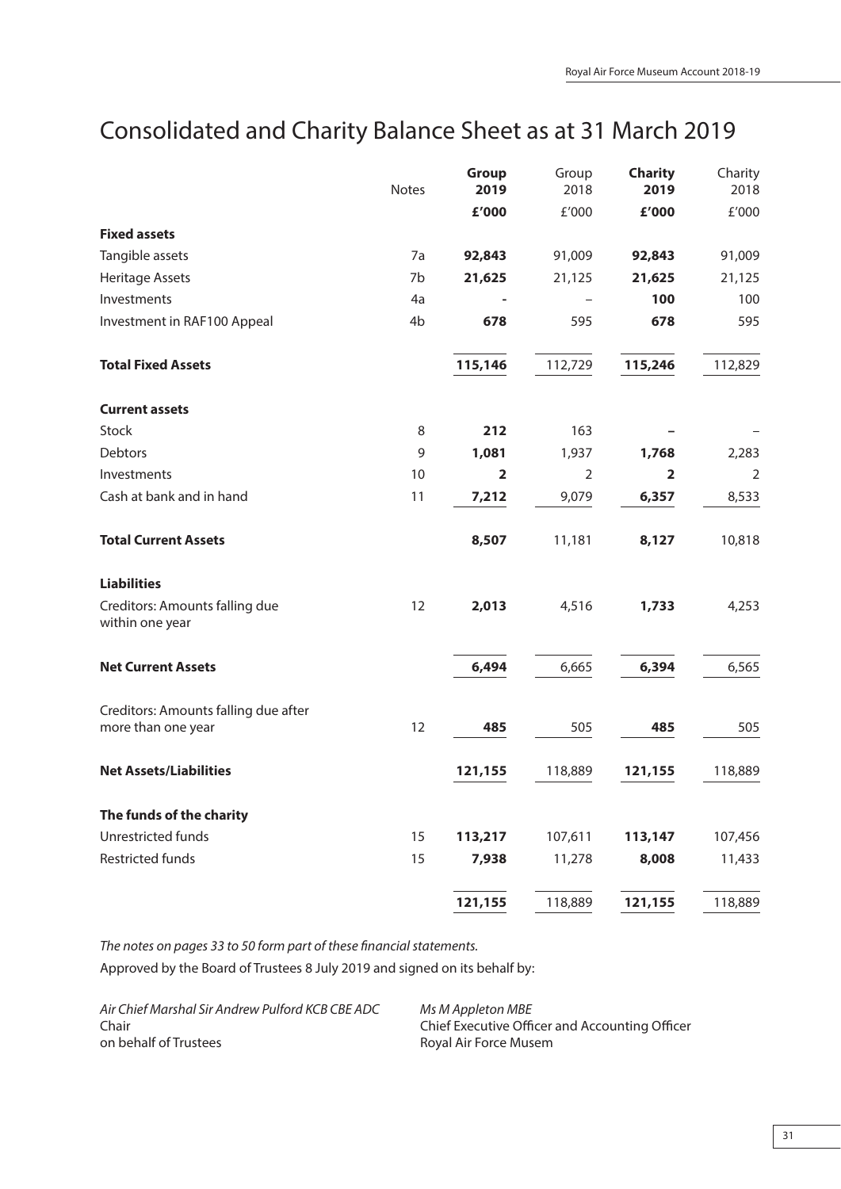# Consolidated and Charity Balance Sheet as at 31 March 2019

| | Notes | **Group 2019** | Group 2018 | **Charity 2019** | Charity 2018 |
|---|---|---|---|---|---|
| | | **£'000** | £'000 | **£'000** | £'000 |
| **Fixed assets** | | | | | |
| Tangible assets | 7a | **92,843** | 91,009 | **92,843** | 91,009 |
| Heritage Assets | 7b | **21,625** | 21,125 | **21,625** | 21,125 |
| Investments | 4a | **-** | – | **100** | 100 |
| Investment in RAF100 Appeal | 4b | **678** | 595 | **678** | 595 |
| **Total Fixed Assets** | | **115,146** | 112,729 | **115,246** | 112,829 |
| **Current assets** | | | | | |
| Stock | 8 | **212** | 163 | **–** | – |
| Debtors | 9 | **1,081** | 1,937 | **1,768** | 2,283 |
| Investments | 10 | **2** | 2 | **2** | 2 |
| Cash at bank and in hand | 11 | **7,212** | 9,079 | **6,357** | 8,533 |
| **Total Current Assets** | | **8,507** | 11,181 | **8,127** | 10,818 |
| **Liabilities** | | | | | |
| Creditors: Amounts falling due within one year | 12 | **2,013** | 4,516 | **1,733** | 4,253 |
| **Net Current Assets** | | **6,494** | 6,665 | **6,394** | 6,565 |
| Creditors: Amounts falling due after more than one year | 12 | **485** | 505 | **485** | 505 |
| **Net Assets/Liabilities** | | **121,155** | 118,889 | **121,155** | 118,889 |
| **The funds of the charity** | | | | | |
| Unrestricted funds | 15 | **113,217** | 107,611 | **113,147** | 107,456 |
| Restricted funds | 15 | **7,938** | 11,278 | **8,008** | 11,433 |
| | | **121,155** | 118,889 | **121,155** | 118,889 |

*The notes on pages 33 to 50 form part of these financial statements.*

Approved by the Board of Trustees 8 July 2019 and signed on its behalf by:

*Air Chief Marshal Sir Andrew Pulford KCB CBE ADC*
Chair
on behalf of Trustees

*Ms M Appleton MBE*
Chief Executive Officer and Accounting Officer
Royal Air Force Musem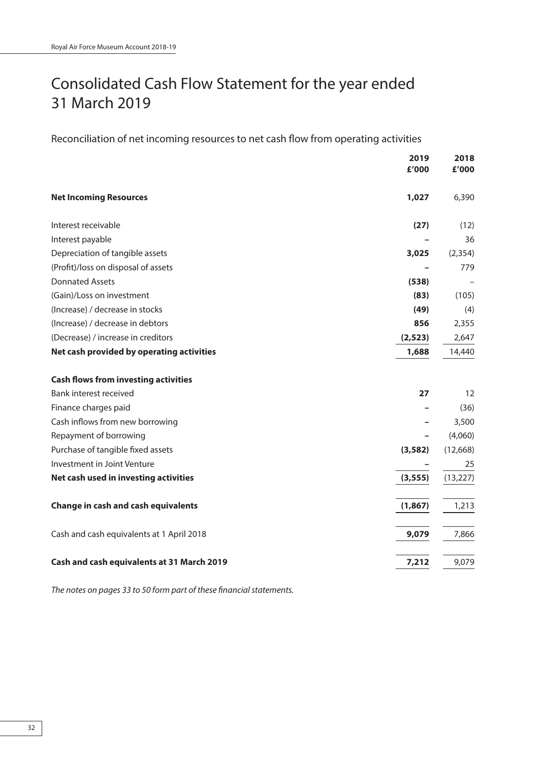# Consolidated Cash Flow Statement for the year ended 31 March 2019

Reconciliation of net incoming resources to net cash flow from operating activities

| | 2019 £'000 | 2018 £'000 |
|---|---|---|
| **Net Incoming Resources** | **1,027** | 6,390 |
| Interest receivable | **(27)** | (12) |
| Interest payable | **–** | 36 |
| Depreciation of tangible assets | **3,025** | (2,354) |
| (Profit)/loss on disposal of assets | **–** | 779 |
| Donnated Assets | **(538)** | – |
| (Gain)/Loss on investment | **(83)** | (105) |
| (Increase) / decrease in stocks | **(49)** | (4) |
| (Increase) / decrease in debtors | **856** | 2,355 |
| (Decrease) / increase in creditors | **(2,523)** | 2,647 |
| **Net cash provided by operating activities** | **1,688** | 14,440 |
| **Cash flows from investing activities** | | |
| Bank interest received | **27** | 12 |
| Finance charges paid | **–** | (36) |
| Cash inflows from new borrowing | **–** | 3,500 |
| Repayment of borrowing | **–** | (4,060) |
| Purchase of tangible fixed assets | **(3,582)** | (12,668) |
| Investment in Joint Venture | **–** | 25 |
| **Net cash used in investing activities** | **(3,555)** | (13,227) |
| **Change in cash and cash equivalents** | **(1,867)** | 1,213 |
| Cash and cash equivalents at 1 April 2018 | **9,079** | 7,866 |
| **Cash and cash equivalents at 31 March 2019** | **7,212** | 9,079 |

*The notes on pages 33 to 50 form part of these financial statements.*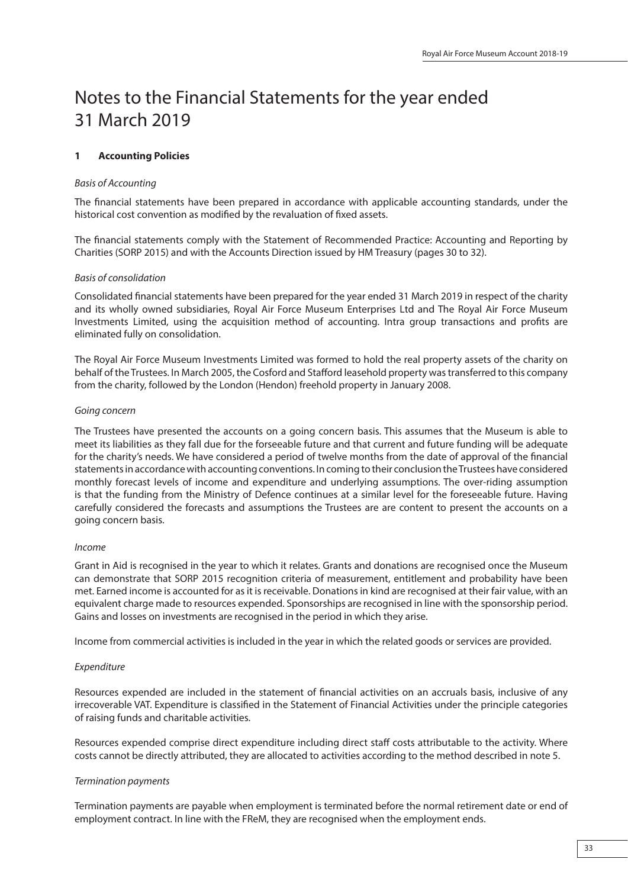# Notes to the Financial Statements for the year ended 31 March 2019

## 1 Accounting Policies

*Basis of Accounting*

The financial statements have been prepared in accordance with applicable accounting standards, under the historical cost convention as modified by the revaluation of fixed assets.

The financial statements comply with the Statement of Recommended Practice: Accounting and Reporting by Charities (SORP 2015) and with the Accounts Direction issued by HM Treasury (pages 30 to 32).

*Basis of consolidation*

Consolidated financial statements have been prepared for the year ended 31 March 2019 in respect of the charity and its wholly owned subsidiaries, Royal Air Force Museum Enterprises Ltd and The Royal Air Force Museum Investments Limited, using the acquisition method of accounting. Intra group transactions and profits are eliminated fully on consolidation.

The Royal Air Force Museum Investments Limited was formed to hold the real property assets of the charity on behalf of the Trustees. In March 2005, the Cosford and Stafford leasehold property was transferred to this company from the charity, followed by the London (Hendon) freehold property in January 2008.

*Going concern*

The Trustees have presented the accounts on a going concern basis. This assumes that the Museum is able to meet its liabilities as they fall due for the forseeable future and that current and future funding will be adequate for the charity's needs. We have considered a period of twelve months from the date of approval of the financial statements in accordance with accounting conventions. In coming to their conclusion the Trustees have considered monthly forecast levels of income and expenditure and underlying assumptions. The over-riding assumption is that the funding from the Ministry of Defence continues at a similar level for the foreseeable future. Having carefully considered the forecasts and assumptions the Trustees are are content to present the accounts on a going concern basis.

*Income*

Grant in Aid is recognised in the year to which it relates. Grants and donations are recognised once the Museum can demonstrate that SORP 2015 recognition criteria of measurement, entitlement and probability have been met. Earned income is accounted for as it is receivable. Donations in kind are recognised at their fair value, with an equivalent charge made to resources expended. Sponsorships are recognised in line with the sponsorship period. Gains and losses on investments are recognised in the period in which they arise.

Income from commercial activities is included in the year in which the related goods or services are provided.

*Expenditure*

Resources expended are included in the statement of financial activities on an accruals basis, inclusive of any irrecoverable VAT. Expenditure is classified in the Statement of Financial Activities under the principle categories of raising funds and charitable activities.

Resources expended comprise direct expenditure including direct staff costs attributable to the activity. Where costs cannot be directly attributed, they are allocated to activities according to the method described in note 5.

*Termination payments*

Termination payments are payable when employment is terminated before the normal retirement date or end of employment contract. In line with the FReM, they are recognised when the employment ends.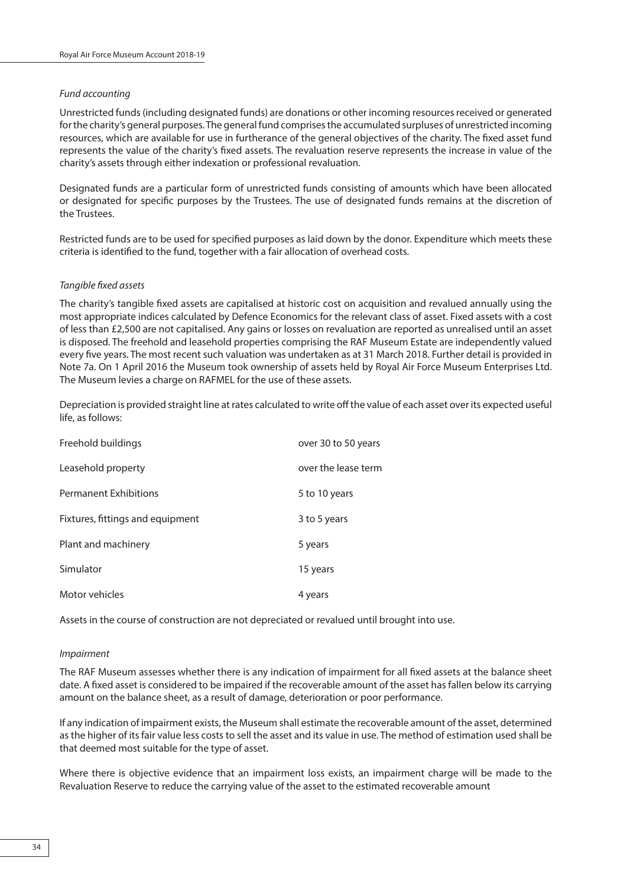*Fund accounting*

Unrestricted funds (including designated funds) are donations or other incoming resources received or generated for the charity's general purposes. The general fund comprises the accumulated surpluses of unrestricted incoming resources, which are available for use in furtherance of the general objectives of the charity. The fixed asset fund represents the value of the charity's fixed assets. The revaluation reserve represents the increase in value of the charity's assets through either indexation or professional revaluation.

Designated funds are a particular form of unrestricted funds consisting of amounts which have been allocated or designated for specific purposes by the Trustees. The use of designated funds remains at the discretion of the Trustees.

Restricted funds are to be used for specified purposes as laid down by the donor. Expenditure which meets these criteria is identified to the fund, together with a fair allocation of overhead costs.

*Tangible fixed assets*

The charity's tangible fixed assets are capitalised at historic cost on acquisition and revalued annually using the most appropriate indices calculated by Defence Economics for the relevant class of asset. Fixed assets with a cost of less than £2,500 are not capitalised. Any gains or losses on revaluation are reported as unrealised until an asset is disposed. The freehold and leasehold properties comprising the RAF Museum Estate are independently valued every five years. The most recent such valuation was undertaken as at 31 March 2018. Further detail is provided in Note 7a. On 1 April 2016 the Museum took ownership of assets held by Royal Air Force Museum Enterprises Ltd. The Museum levies a charge on RAFMEL for the use of these assets.

Depreciation is provided straight line at rates calculated to write off the value of each asset over its expected useful life, as follows:

| | |
|---|---|
| Freehold buildings | over 30 to 50 years |
| Leasehold property | over the lease term |
| Permanent Exhibitions | 5 to 10 years |
| Fixtures, fittings and equipment | 3 to 5 years |
| Plant and machinery | 5 years |
| Simulator | 15 years |
| Motor vehicles | 4 years |

Assets in the course of construction are not depreciated or revalued until brought into use.

*Impairment*

The RAF Museum assesses whether there is any indication of impairment for all fixed assets at the balance sheet date. A fixed asset is considered to be impaired if the recoverable amount of the asset has fallen below its carrying amount on the balance sheet, as a result of damage, deterioration or poor performance.

If any indication of impairment exists, the Museum shall estimate the recoverable amount of the asset, determined as the higher of its fair value less costs to sell the asset and its value in use. The method of estimation used shall be that deemed most suitable for the type of asset.

Where there is objective evidence that an impairment loss exists, an impairment charge will be made to the Revaluation Reserve to reduce the carrying value of the asset to the estimated recoverable amount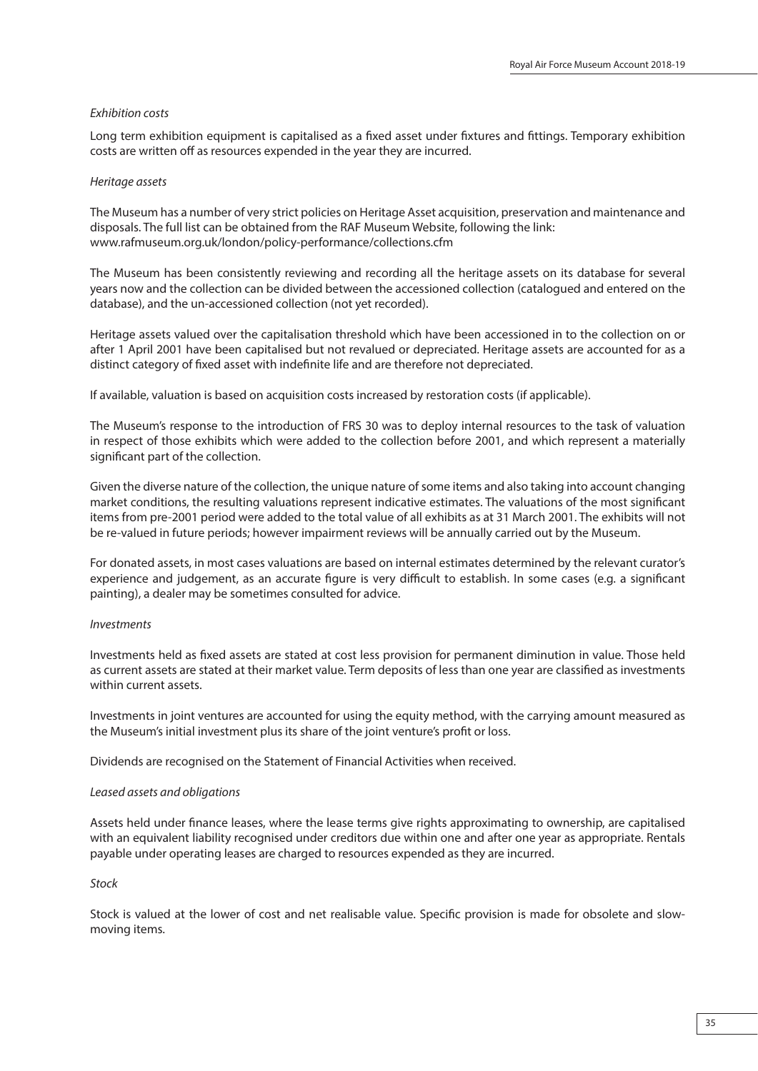*Exhibition costs*

Long term exhibition equipment is capitalised as a fixed asset under fixtures and fittings. Temporary exhibition costs are written off as resources expended in the year they are incurred.

*Heritage assets*

The Museum has a number of very strict policies on Heritage Asset acquisition, preservation and maintenance and disposals. The full list can be obtained from the RAF Museum Website, following the link: www.rafmuseum.org.uk/london/policy-performance/collections.cfm

The Museum has been consistently reviewing and recording all the heritage assets on its database for several years now and the collection can be divided between the accessioned collection (catalogued and entered on the database), and the un-accessioned collection (not yet recorded).

Heritage assets valued over the capitalisation threshold which have been accessioned in to the collection on or after 1 April 2001 have been capitalised but not revalued or depreciated. Heritage assets are accounted for as a distinct category of fixed asset with indefinite life and are therefore not depreciated.

If available, valuation is based on acquisition costs increased by restoration costs (if applicable).

The Museum's response to the introduction of FRS 30 was to deploy internal resources to the task of valuation in respect of those exhibits which were added to the collection before 2001, and which represent a materially significant part of the collection.

Given the diverse nature of the collection, the unique nature of some items and also taking into account changing market conditions, the resulting valuations represent indicative estimates. The valuations of the most significant items from pre-2001 period were added to the total value of all exhibits as at 31 March 2001. The exhibits will not be re-valued in future periods; however impairment reviews will be annually carried out by the Museum.

For donated assets, in most cases valuations are based on internal estimates determined by the relevant curator's experience and judgement, as an accurate figure is very difficult to establish. In some cases (e.g. a significant painting), a dealer may be sometimes consulted for advice.

*Investments*

Investments held as fixed assets are stated at cost less provision for permanent diminution in value. Those held as current assets are stated at their market value. Term deposits of less than one year are classified as investments within current assets.

Investments in joint ventures are accounted for using the equity method, with the carrying amount measured as the Museum's initial investment plus its share of the joint venture's profit or loss.

Dividends are recognised on the Statement of Financial Activities when received.

*Leased assets and obligations*

Assets held under finance leases, where the lease terms give rights approximating to ownership, are capitalised with an equivalent liability recognised under creditors due within one and after one year as appropriate. Rentals payable under operating leases are charged to resources expended as they are incurred.

*Stock*

Stock is valued at the lower of cost and net realisable value. Specific provision is made for obsolete and slow-moving items.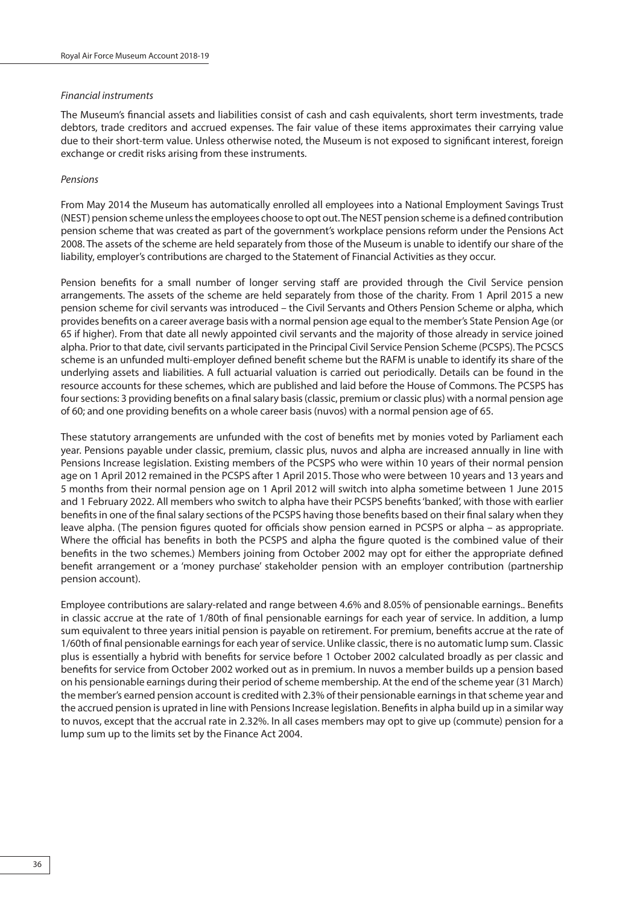*Financial instruments*

The Museum's financial assets and liabilities consist of cash and cash equivalents, short term investments, trade debtors, trade creditors and accrued expenses. The fair value of these items approximates their carrying value due to their short-term value. Unless otherwise noted, the Museum is not exposed to significant interest, foreign exchange or credit risks arising from these instruments.

*Pensions*

From May 2014 the Museum has automatically enrolled all employees into a National Employment Savings Trust (NEST) pension scheme unless the employees choose to opt out. The NEST pension scheme is a defined contribution pension scheme that was created as part of the government's workplace pensions reform under the Pensions Act 2008. The assets of the scheme are held separately from those of the Museum is unable to identify our share of the liability, employer's contributions are charged to the Statement of Financial Activities as they occur.

Pension benefits for a small number of longer serving staff are provided through the Civil Service pension arrangements. The assets of the scheme are held separately from those of the charity. From 1 April 2015 a new pension scheme for civil servants was introduced – the Civil Servants and Others Pension Scheme or alpha, which provides benefits on a career average basis with a normal pension age equal to the member's State Pension Age (or 65 if higher). From that date all newly appointed civil servants and the majority of those already in service joined alpha. Prior to that date, civil servants participated in the Principal Civil Service Pension Scheme (PCSPS). The PCSCS scheme is an unfunded multi-employer defined benefit scheme but the RAFM is unable to identify its share of the underlying assets and liabilities. A full actuarial valuation is carried out periodically. Details can be found in the resource accounts for these schemes, which are published and laid before the House of Commons. The PCSPS has four sections: 3 providing benefits on a final salary basis (classic, premium or classic plus) with a normal pension age of 60; and one providing benefits on a whole career basis (nuvos) with a normal pension age of 65.

These statutory arrangements are unfunded with the cost of benefits met by monies voted by Parliament each year. Pensions payable under classic, premium, classic plus, nuvos and alpha are increased annually in line with Pensions Increase legislation. Existing members of the PCSPS who were within 10 years of their normal pension age on 1 April 2012 remained in the PCSPS after 1 April 2015. Those who were between 10 years and 13 years and 5 months from their normal pension age on 1 April 2012 will switch into alpha sometime between 1 June 2015 and 1 February 2022. All members who switch to alpha have their PCSPS benefits 'banked', with those with earlier benefits in one of the final salary sections of the PCSPS having those benefits based on their final salary when they leave alpha. (The pension figures quoted for officials show pension earned in PCSPS or alpha – as appropriate. Where the official has benefits in both the PCSPS and alpha the figure quoted is the combined value of their benefits in the two schemes.) Members joining from October 2002 may opt for either the appropriate defined benefit arrangement or a 'money purchase' stakeholder pension with an employer contribution (partnership pension account).

Employee contributions are salary-related and range between 4.6% and 8.05% of pensionable earnings.. Benefits in classic accrue at the rate of 1/80th of final pensionable earnings for each year of service. In addition, a lump sum equivalent to three years initial pension is payable on retirement. For premium, benefits accrue at the rate of 1/60th of final pensionable earnings for each year of service. Unlike classic, there is no automatic lump sum. Classic plus is essentially a hybrid with benefits for service before 1 October 2002 calculated broadly as per classic and benefits for service from October 2002 worked out as in premium. In nuvos a member builds up a pension based on his pensionable earnings during their period of scheme membership. At the end of the scheme year (31 March) the member's earned pension account is credited with 2.3% of their pensionable earnings in that scheme year and the accrued pension is uprated in line with Pensions Increase legislation. Benefits in alpha build up in a similar way to nuvos, except that the accrual rate in 2.32%. In all cases members may opt to give up (commute) pension for a lump sum up to the limits set by the Finance Act 2004.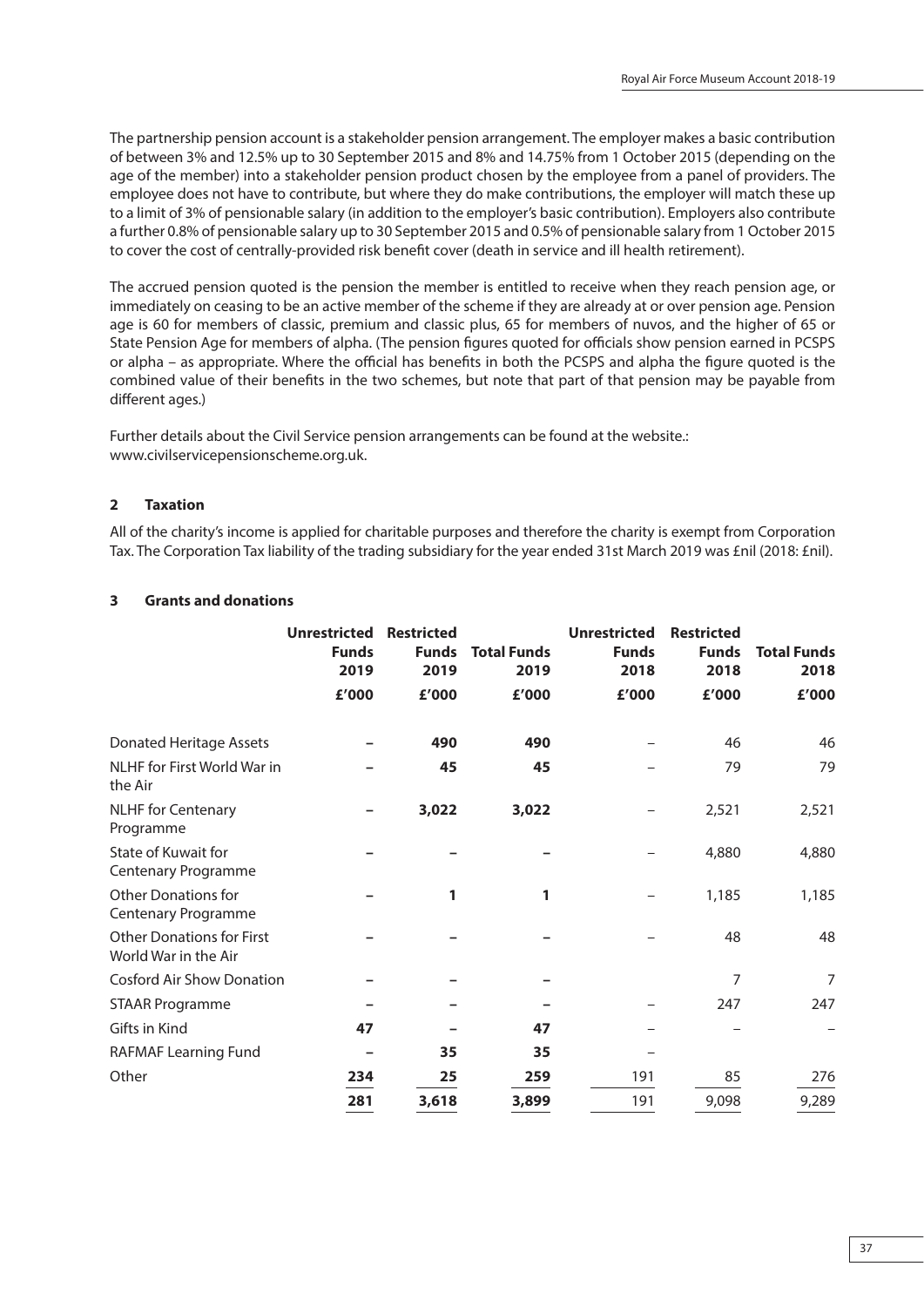The partnership pension account is a stakeholder pension arrangement. The employer makes a basic contribution of between 3% and 12.5% up to 30 September 2015 and 8% and 14.75% from 1 October 2015 (depending on the age of the member) into a stakeholder pension product chosen by the employee from a panel of providers. The employee does not have to contribute, but where they do make contributions, the employer will match these up to a limit of 3% of pensionable salary (in addition to the employer's basic contribution). Employers also contribute a further 0.8% of pensionable salary up to 30 September 2015 and 0.5% of pensionable salary from 1 October 2015 to cover the cost of centrally-provided risk benefit cover (death in service and ill health retirement).

The accrued pension quoted is the pension the member is entitled to receive when they reach pension age, or immediately on ceasing to be an active member of the scheme if they are already at or over pension age. Pension age is 60 for members of classic, premium and classic plus, 65 for members of nuvos, and the higher of 65 or State Pension Age for members of alpha. (The pension figures quoted for officials show pension earned in PCSPS or alpha – as appropriate. Where the official has benefits in both the PCSPS and alpha the figure quoted is the combined value of their benefits in the two schemes, but note that part of that pension may be payable from different ages.)

Further details about the Civil Service pension arrangements can be found at the website.: www.civilservicepensionscheme.org.uk.

## 2 Taxation

All of the charity's income is applied for charitable purposes and therefore the charity is exempt from Corporation Tax. The Corporation Tax liability of the trading subsidiary for the year ended 31st March 2019 was £nil (2018: £nil).

## 3 Grants and donations

| | **Unrestricted Funds 2019** | **Restricted Funds 2019** | **Total Funds 2019** | **Unrestricted Funds 2018** | **Restricted Funds 2018** | **Total Funds 2018** |
|---|---|---|---|---|---|---|
| | **£'000** | **£'000** | **£'000** | **£'000** | **£'000** | **£'000** |
| Donated Heritage Assets | **–** | **490** | **490** | – | 46 | 46 |
| NLHF for First World War in the Air | **–** | **45** | **45** | – | 79 | 79 |
| NLHF for Centenary Programme | **–** | **3,022** | **3,022** | – | 2,521 | 2,521 |
| State of Kuwait for Centenary Programme | **–** | **–** | **–** | – | 4,880 | 4,880 |
| Other Donations for Centenary Programme | **–** | **1** | **1** | – | 1,185 | 1,185 |
| Other Donations for First World War in the Air | **–** | **–** | **–** | – | 48 | 48 |
| Cosford Air Show Donation | **–** | **–** | **–** | | 7 | 7 |
| STAAR Programme | **–** | **–** | **–** | – | 247 | 247 |
| Gifts in Kind | **47** | **–** | **47** | – | – | – |
| RAFMAF Learning Fund | **–** | **35** | **35** | – | | |
| Other | **234** | **25** | **259** | 191 | 85 | 276 |
| | **281** | **3,618** | **3,899** | 191 | 9,098 | 9,289 |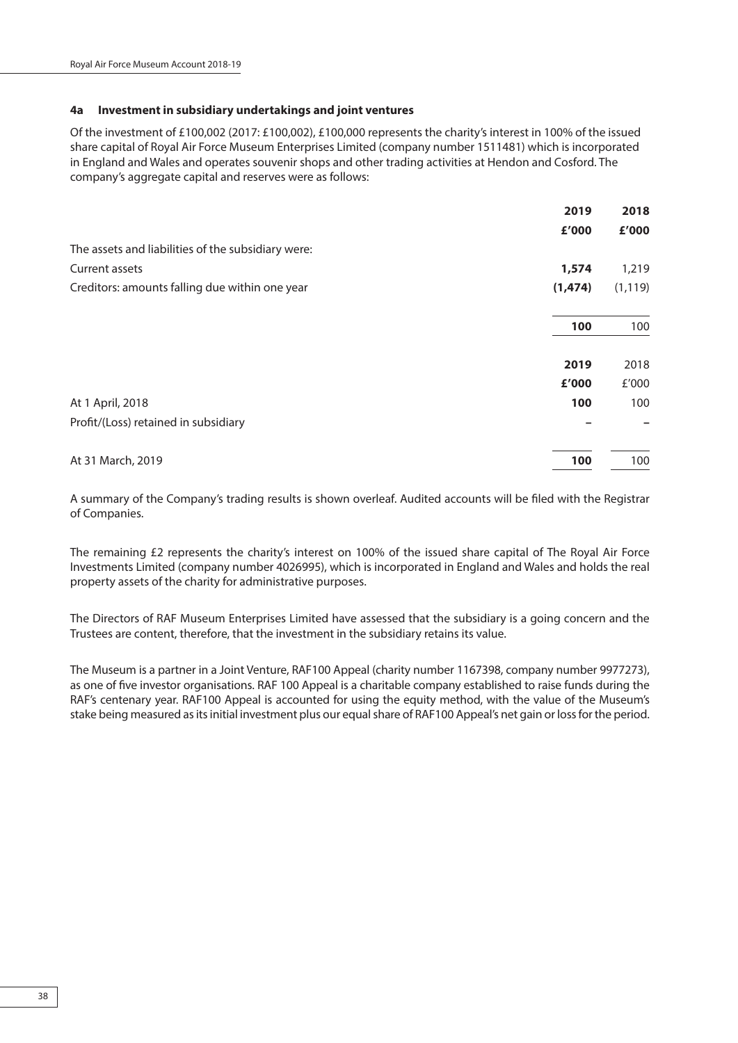### 4a Investment in subsidiary undertakings and joint ventures

Of the investment of £100,002 (2017: £100,002), £100,000 represents the charity's interest in 100% of the issued share capital of Royal Air Force Museum Enterprises Limited (company number 1511481) which is incorporated in England and Wales and operates souvenir shops and other trading activities at Hendon and Cosford. The company's aggregate capital and reserves were as follows:

| | 2019 | 2018 |
|---|---|---|
| | £'000 | £'000 |
| The assets and liabilities of the subsidiary were: | | |
| Current assets | **1,574** | 1,219 |
| Creditors: amounts falling due within one year | **(1,474)** | (1,119) |
| | **100** | 100 |

| | 2019 | 2018 |
|---|---|---|
| | £'000 | £'000 |
| At 1 April, 2018 | **100** | 100 |
| Profit/(Loss) retained in subsidiary | **–** | – |
| At 31 March, 2019 | **100** | 100 |

A summary of the Company's trading results is shown overleaf. Audited accounts will be filed with the Registrar of Companies.

The remaining £2 represents the charity's interest on 100% of the issued share capital of The Royal Air Force Investments Limited (company number 4026995), which is incorporated in England and Wales and holds the real property assets of the charity for administrative purposes.

The Directors of RAF Museum Enterprises Limited have assessed that the subsidiary is a going concern and the Trustees are content, therefore, that the investment in the subsidiary retains its value.

The Museum is a partner in a Joint Venture, RAF100 Appeal (charity number 1167398, company number 9977273), as one of five investor organisations. RAF 100 Appeal is a charitable company established to raise funds during the RAF's centenary year. RAF100 Appeal is accounted for using the equity method, with the value of the Museum's stake being measured as its initial investment plus our equal share of RAF100 Appeal's net gain or loss for the period.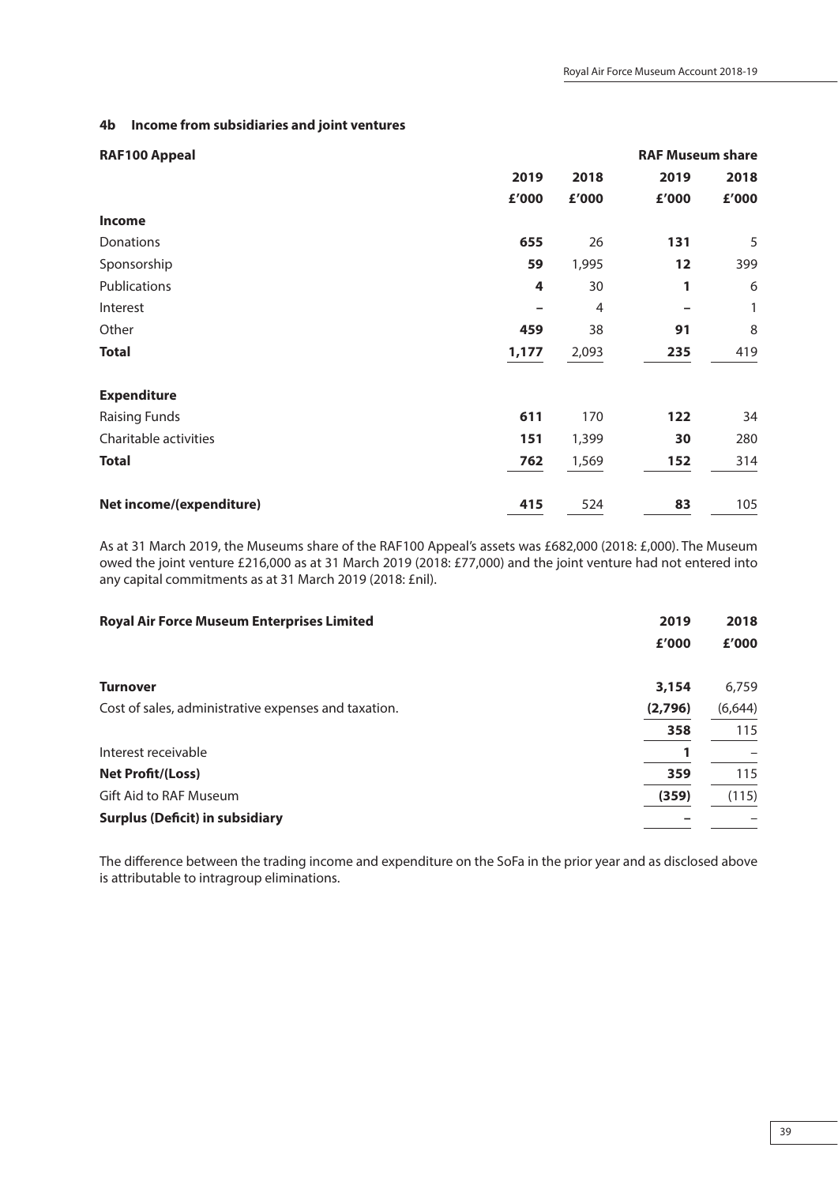### 4b Income from subsidiaries and joint ventures

| RAF100 Appeal | | | RAF Museum share | |
|---|---|---|---|---|
| | **2019** | **2018** | **2019** | **2018** |
| | **£'000** | **£'000** | **£'000** | **£'000** |
| **Income** | | | | |
| Donations | **655** | 26 | **131** | 5 |
| Sponsorship | **59** | 1,995 | **12** | 399 |
| Publications | **4** | 30 | **1** | 6 |
| Interest | **–** | 4 | **–** | 1 |
| Other | **459** | 38 | **91** | 8 |
| **Total** | **1,177** | 2,093 | **235** | 419 |
| **Expenditure** | | | | |
| Raising Funds | **611** | 170 | **122** | 34 |
| Charitable activities | **151** | 1,399 | **30** | 280 |
| **Total** | **762** | 1,569 | **152** | 314 |
| **Net income/(expenditure)** | **415** | 524 | **83** | 105 |

As at 31 March 2019, the Museums share of the RAF100 Appeal's assets was £682,000 (2018: £,000). The Museum owed the joint venture £216,000 as at 31 March 2019 (2018: £77,000) and the joint venture had not entered into any capital commitments as at 31 March 2019 (2018: £nil).

| Royal Air Force Museum Enterprises Limited | 2019 | 2018 |
|---|---|---|
| | **£'000** | **£'000** |
| **Turnover** | **3,154** | 6,759 |
| Cost of sales, administrative expenses and taxation. | **(2,796)** | (6,644) |
| | **358** | 115 |
| Interest receivable | **1** | – |
| **Net Profit/(Loss)** | **359** | 115 |
| Gift Aid to RAF Museum | **(359)** | (115) |
| **Surplus (Deficit) in subsidiary** | **–** | – |

The difference between the trading income and expenditure on the SoFa in the prior year and as disclosed above is attributable to intragroup eliminations.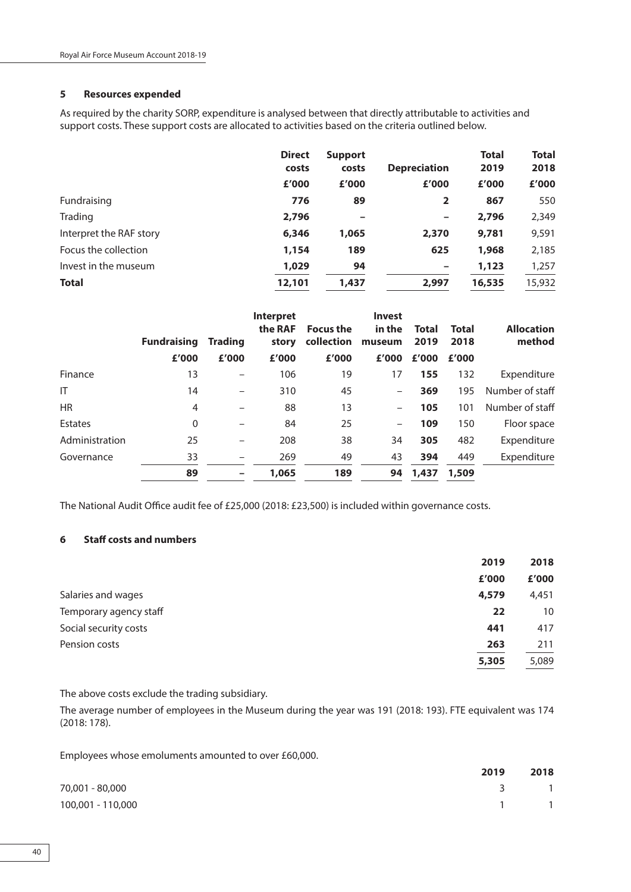## 5 Resources expended

As required by the charity SORP, expenditure is analysed between that directly attributable to activities and support costs. These support costs are allocated to activities based on the criteria outlined below.

| | Direct costs | Support costs | Depreciation | Total 2019 | Total 2018 |
|---|---|---|---|---|---|
| | £'000 | £'000 | £'000 | £'000 | £'000 |
| Fundraising | **776** | **89** | **2** | **867** | 550 |
| Trading | **2,796** | **–** | **–** | **2,796** | 2,349 |
| Interpret the RAF story | **6,346** | **1,065** | **2,370** | **9,781** | 9,591 |
| Focus the collection | **1,154** | **189** | **625** | **1,968** | 2,185 |
| Invest in the museum | **1,029** | **94** | **–** | **1,123** | 1,257 |
| **Total** | **12,101** | **1,437** | **2,997** | **16,535** | 15,932 |

| | Fundraising | Trading | Interpret the RAF story | Focus the collection | Invest in the museum | Total 2019 | Total 2018 | Allocation method |
|---|---|---|---|---|---|---|---|---|
| | £'000 | £'000 | £'000 | £'000 | £'000 | £'000 | £'000 | |
| Finance | 13 | – | 106 | 19 | 17 | **155** | 132 | Expenditure |
| IT | 14 | – | 310 | 45 | – | **369** | 195 | Number of staff |
| HR | 4 | – | 88 | 13 | – | **105** | 101 | Number of staff |
| Estates | 0 | – | 84 | 25 | – | **109** | 150 | Floor space |
| Administration | 25 | – | 208 | 38 | 34 | **305** | 482 | Expenditure |
| Governance | 33 | – | 269 | 49 | 43 | **394** | 449 | Expenditure |
| | **89** | **–** | **1,065** | **189** | **94** | **1,437** | **1,509** | |

The National Audit Office audit fee of £25,000 (2018: £23,500) is included within governance costs.

## 6 Staff costs and numbers

| | 2019 | 2018 |
|---|---|---|
| | £'000 | £'000 |
| Salaries and wages | **4,579** | 4,451 |
| Temporary agency staff | **22** | 10 |
| Social security costs | **441** | 417 |
| Pension costs | **263** | 211 |
| | **5,305** | 5,089 |

The above costs exclude the trading subsidiary.

The average number of employees in the Museum during the year was 191 (2018: 193). FTE equivalent was 174 (2018: 178).

Employees whose emoluments amounted to over £60,000.

| | 2019 | 2018 |
|---|---|---|
| 70,001 - 80,000 | 3 | 1 |
| 100,001 - 110,000 | 1 | 1 |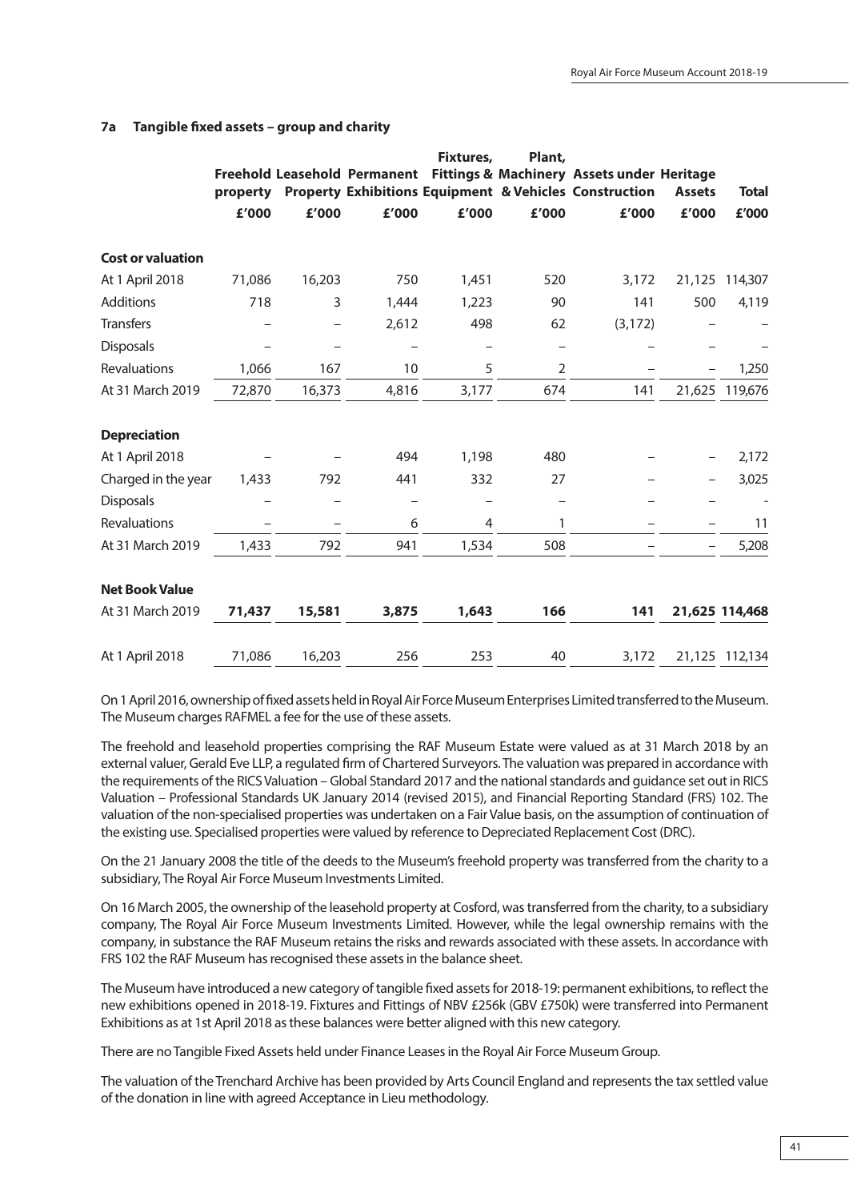## 7a Tangible fixed assets – group and charity

| | Freehold property | Leasehold Property | Permanent Exhibitions | Fixtures, Fittings & Equipment | Plant, Machinery & Vehicles | Assets under Construction | Heritage Assets | Total |
|---|---|---|---|---|---|---|---|---|
| | £'000 | £'000 | £'000 | £'000 | £'000 | £'000 | £'000 | £'000 |
| **Cost or valuation** | | | | | | | | |
| At 1 April 2018 | 71,086 | 16,203 | 750 | 1,451 | 520 | 3,172 | 21,125 | 114,307 |
| Additions | 718 | 3 | 1,444 | 1,223 | 90 | 141 | 500 | 4,119 |
| Transfers | – | – | 2,612 | 498 | 62 | (3,172) | – | – |
| Disposals | – | – | – | – | – | – | – | – |
| Revaluations | 1,066 | 167 | 10 | 5 | 2 | – | – | 1,250 |
| At 31 March 2019 | 72,870 | 16,373 | 4,816 | 3,177 | 674 | 141 | 21,625 | 119,676 |
| **Depreciation** | | | | | | | | |
| At 1 April 2018 | – | – | 494 | 1,198 | 480 | – | – | 2,172 |
| Charged in the year | 1,433 | 792 | 441 | 332 | 27 | – | – | 3,025 |
| Disposals | – | – | – | – | – | – | – | - |
| Revaluations | – | – | 6 | 4 | 1 | – | – | 11 |
| At 31 March 2019 | 1,433 | 792 | 941 | 1,534 | 508 | – | – | 5,208 |
| **Net Book Value** | | | | | | | | |
| At 31 March 2019 | **71,437** | **15,581** | **3,875** | **1,643** | **166** | **141** | **21,625** | **114,468** |
| At 1 April 2018 | 71,086 | 16,203 | 256 | 253 | 40 | 3,172 | 21,125 | 112,134 |

On 1 April 2016, ownership of fixed assets held in Royal Air Force Museum Enterprises Limited transferred to the Museum. The Museum charges RAFMEL a fee for the use of these assets.

The freehold and leasehold properties comprising the RAF Museum Estate were valued as at 31 March 2018 by an external valuer, Gerald Eve LLP, a regulated firm of Chartered Surveyors. The valuation was prepared in accordance with the requirements of the RICS Valuation – Global Standard 2017 and the national standards and guidance set out in RICS Valuation – Professional Standards UK January 2014 (revised 2015), and Financial Reporting Standard (FRS) 102. The valuation of the non-specialised properties was undertaken on a Fair Value basis, on the assumption of continuation of the existing use. Specialised properties were valued by reference to Depreciated Replacement Cost (DRC).

On the 21 January 2008 the title of the deeds to the Museum's freehold property was transferred from the charity to a subsidiary, The Royal Air Force Museum Investments Limited.

On 16 March 2005, the ownership of the leasehold property at Cosford, was transferred from the charity, to a subsidiary company, The Royal Air Force Museum Investments Limited. However, while the legal ownership remains with the company, in substance the RAF Museum retains the risks and rewards associated with these assets. In accordance with FRS 102 the RAF Museum has recognised these assets in the balance sheet.

The Museum have introduced a new category of tangible fixed assets for 2018-19: permanent exhibitions, to reflect the new exhibitions opened in 2018-19. Fixtures and Fittings of NBV £256k (GBV £750k) were transferred into Permanent Exhibitions as at 1st April 2018 as these balances were better aligned with this new category.

There are no Tangible Fixed Assets held under Finance Leases in the Royal Air Force Museum Group.

The valuation of the Trenchard Archive has been provided by Arts Council England and represents the tax settled value of the donation in line with agreed Acceptance in Lieu methodology.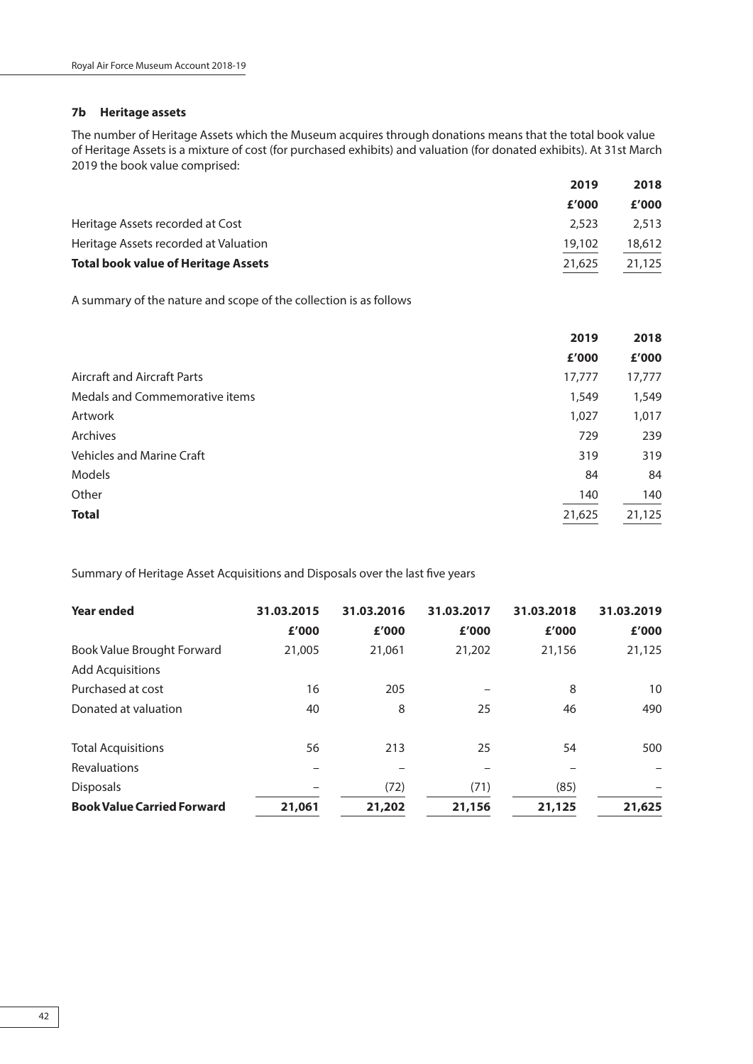### 7b Heritage assets

The number of Heritage Assets which the Museum acquires through donations means that the total book value of Heritage Assets is a mixture of cost (for purchased exhibits) and valuation (for donated exhibits). At 31st March 2019 the book value comprised:

| | 2019 | 2018 |
|---|---|---|
| | £'000 | £'000 |
| Heritage Assets recorded at Cost | 2,523 | 2,513 |
| Heritage Assets recorded at Valuation | 19,102 | 18,612 |
| **Total book value of Heritage Assets** | 21,625 | 21,125 |

A summary of the nature and scope of the collection is as follows

| | 2019 | 2018 |
|---|---|---|
| | £'000 | £'000 |
| Aircraft and Aircraft Parts | 17,777 | 17,777 |
| Medals and Commemorative items | 1,549 | 1,549 |
| Artwork | 1,027 | 1,017 |
| Archives | 729 | 239 |
| Vehicles and Marine Craft | 319 | 319 |
| Models | 84 | 84 |
| Other | 140 | 140 |
| **Total** | 21,625 | 21,125 |

Summary of Heritage Asset Acquisitions and Disposals over the last five years

| Year ended | 31.03.2015 | 31.03.2016 | 31.03.2017 | 31.03.2018 | 31.03.2019 |
|---|---|---|---|---|---|
| | £'000 | £'000 | £'000 | £'000 | £'000 |
| Book Value Brought Forward | 21,005 | 21,061 | 21,202 | 21,156 | 21,125 |
| Add Acquisitions | | | | | |
| Purchased at cost | 16 | 205 | – | 8 | 10 |
| Donated at valuation | 40 | 8 | 25 | 46 | 490 |
| Total Acquisitions | 56 | 213 | 25 | 54 | 500 |
| Revaluations | – | – | – | – | – |
| Disposals | – | (72) | (71) | (85) | – |
| **Book Value Carried Forward** | **21,061** | **21,202** | **21,156** | **21,125** | **21,625** |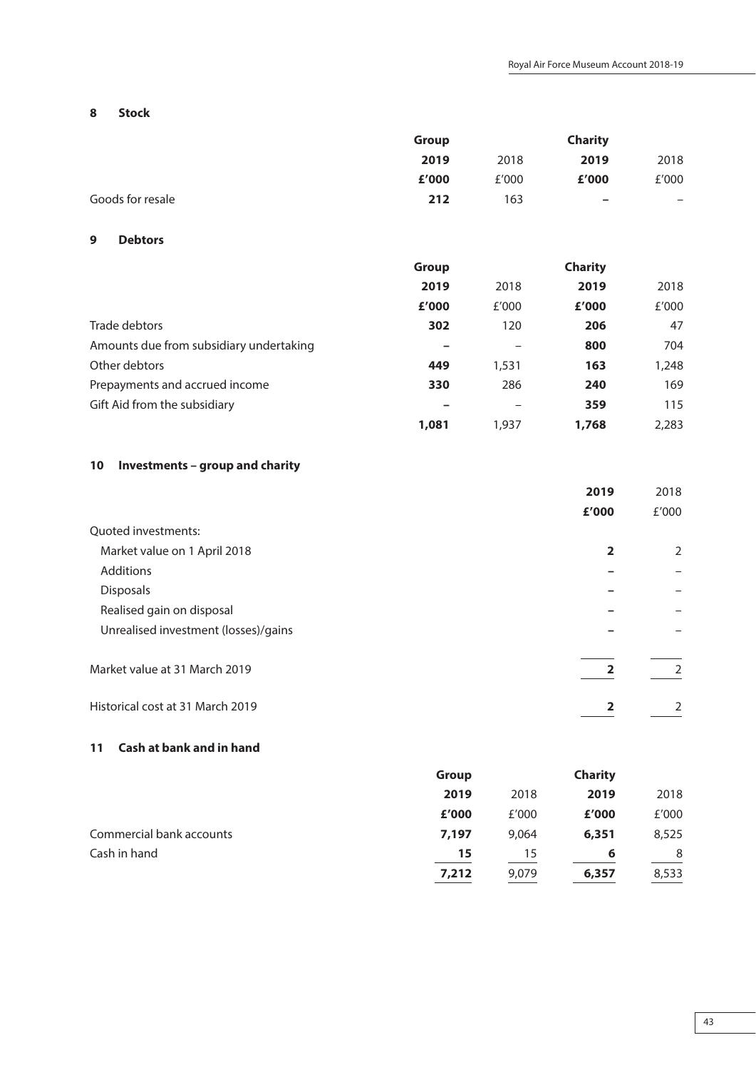## 8 Stock

| | Group | | Charity | |
|---|---|---|---|---|
| | **2019** | 2018 | **2019** | 2018 |
| | **£'000** | £'000 | **£'000** | £'000 |
| Goods for resale | **212** | 163 | **–** | – |

## 9 Debtors

| | Group | | Charity | |
|---|---|---|---|---|
| | **2019** | 2018 | **2019** | 2018 |
| | **£'000** | £'000 | **£'000** | £'000 |
| Trade debtors | **302** | 120 | **206** | 47 |
| Amounts due from subsidiary undertaking | **–** | – | **800** | 704 |
| Other debtors | **449** | 1,531 | **163** | 1,248 |
| Prepayments and accrued income | **330** | 286 | **240** | 169 |
| Gift Aid from the subsidiary | **–** | – | **359** | 115 |
| | **1,081** | 1,937 | **1,768** | 2,283 |

## 10 Investments – group and charity

| | **2019** | 2018 |
|---|---|---|
| | **£'000** | £'000 |
| Quoted investments: | | |
| Market value on 1 April 2018 | **2** | 2 |
| Additions | **–** | – |
| Disposals | **–** | – |
| Realised gain on disposal | **–** | – |
| Unrealised investment (losses)/gains | **–** | – |
| Market value at 31 March 2019 | **2** | 2 |
| Historical cost at 31 March 2019 | **2** | 2 |

## 11 Cash at bank and in hand

| | Group | | Charity | |
|---|---|---|---|---|
| | **2019** | 2018 | **2019** | 2018 |
| | **£'000** | £'000 | **£'000** | £'000 |
| Commercial bank accounts | **7,197** | 9,064 | **6,351** | 8,525 |
| Cash in hand | **15** | 15 | **6** | 8 |
| | **7,212** | 9,079 | **6,357** | 8,533 |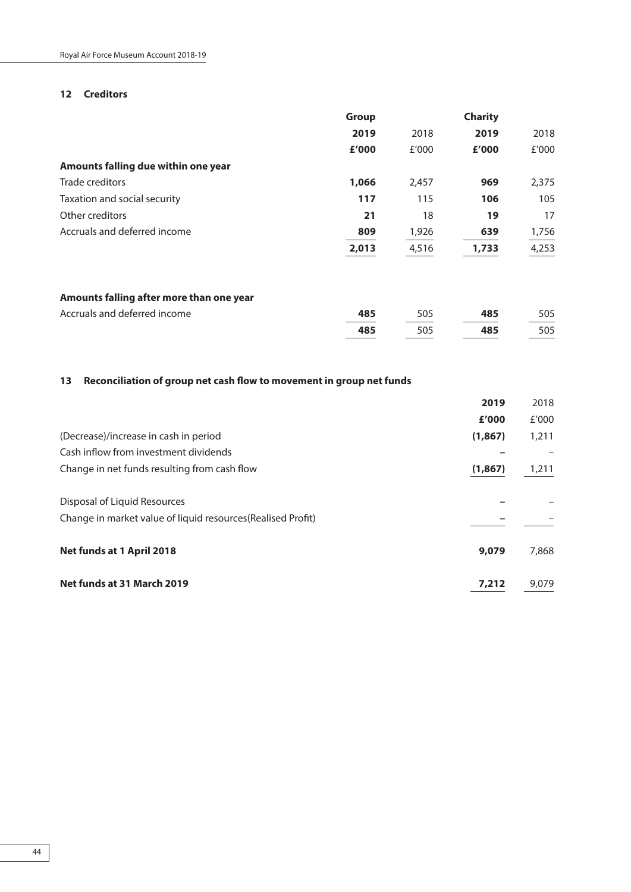## 12 Creditors

| | Group | | Charity | |
|---|---|---|---|---|
| | **2019** | 2018 | **2019** | 2018 |
| | **£'000** | £'000 | **£'000** | £'000 |
| **Amounts falling due within one year** | | | | |
| Trade creditors | **1,066** | 2,457 | **969** | 2,375 |
| Taxation and social security | **117** | 115 | **106** | 105 |
| Other creditors | **21** | 18 | **19** | 17 |
| Accruals and deferred income | **809** | 1,926 | **639** | 1,756 |
| | **2,013** | 4,516 | **1,733** | 4,253 |
| | | | | |
| **Amounts falling after more than one year** | | | | |
| Accruals and deferred income | **485** | 505 | **485** | 505 |
| | **485** | 505 | **485** | 505 |

## 13 Reconciliation of group net cash flow to movement in group net funds

| | **2019** | 2018 |
|---|---|---|
| | **£'000** | £'000 |
| (Decrease)/increase in cash in period | **(1,867)** | 1,211 |
| Cash inflow from investment dividends | **–** | – |
| Change in net funds resulting from cash flow | **(1,867)** | 1,211 |
| | | |
| Disposal of Liquid Resources | **–** | – |
| Change in market value of liquid resources(Realised Profit) | **–** | – |
| | | |
| **Net funds at 1 April 2018** | **9,079** | 7,868 |
| | | |
| **Net funds at 31 March 2019** | **7,212** | 9,079 |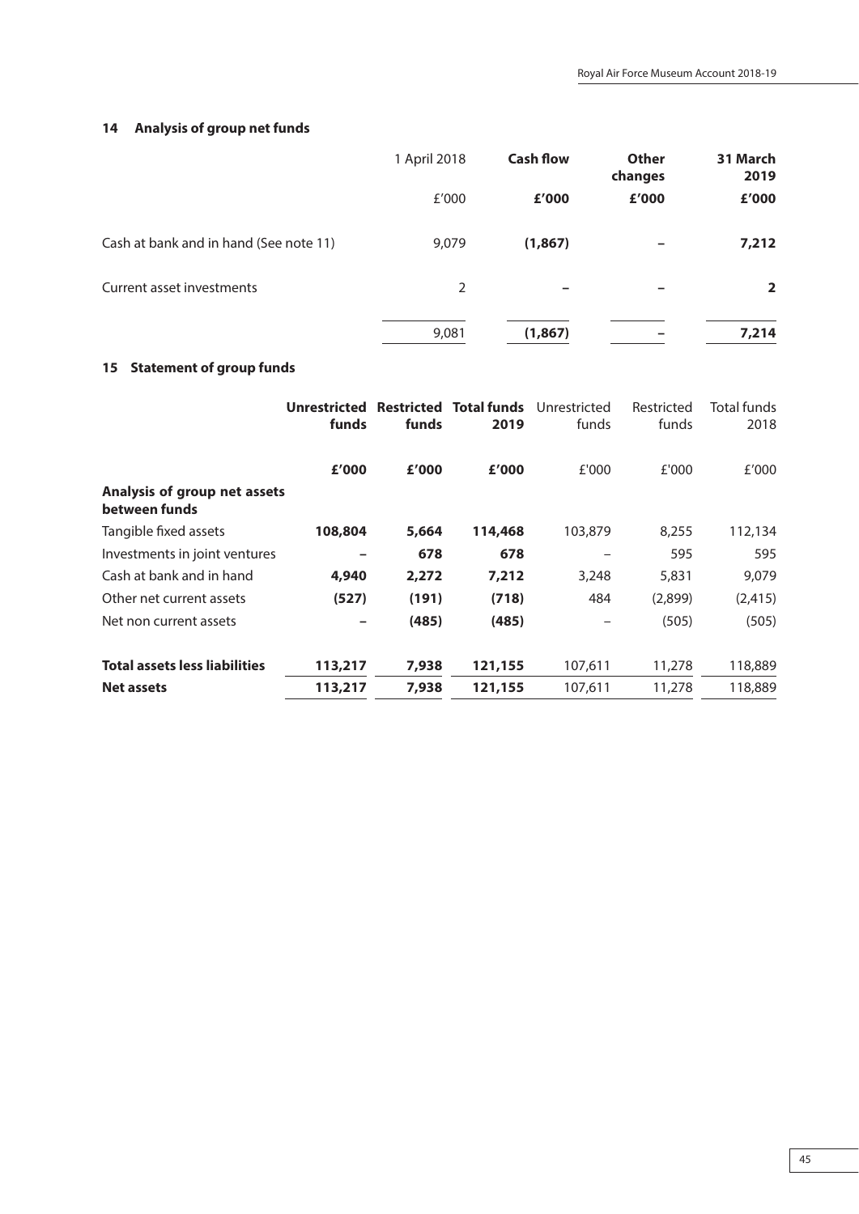## 14 Analysis of group net funds

| | 1 April 2018 | **Cash flow** | **Other changes** | **31 March 2019** |
|---|---|---|---|---|
| | £'000 | **£'000** | **£'000** | **£'000** |
| Cash at bank and in hand (See note 11) | 9,079 | **(1,867)** | **–** | **7,212** |
| Current asset investments | 2 | **–** | **–** | **2** |
| | 9,081 | **(1,867)** | **–** | **7,214** |

## 15 Statement of group funds

| | **Unrestricted funds** | **Restricted funds** | **Total funds 2019** | Unrestricted funds | Restricted funds | Total funds 2018 |
|---|---|---|---|---|---|---|
| | **£'000** | **£'000** | **£'000** | £'000 | £'000 | £'000 |
| **Analysis of group net assets between funds** | | | | | | |
| Tangible fixed assets | **108,804** | **5,664** | **114,468** | 103,879 | 8,255 | 112,134 |
| Investments in joint ventures | **–** | **678** | **678** | – | 595 | 595 |
| Cash at bank and in hand | **4,940** | **2,272** | **7,212** | 3,248 | 5,831 | 9,079 |
| Other net current assets | **(527)** | **(191)** | **(718)** | 484 | (2,899) | (2,415) |
| Net non current assets | **–** | **(485)** | **(485)** | – | (505) | (505) |
| **Total assets less liabilities** | **113,217** | **7,938** | **121,155** | 107,611 | 11,278 | 118,889 |
| **Net assets** | **113,217** | **7,938** | **121,155** | 107,611 | 11,278 | 118,889 |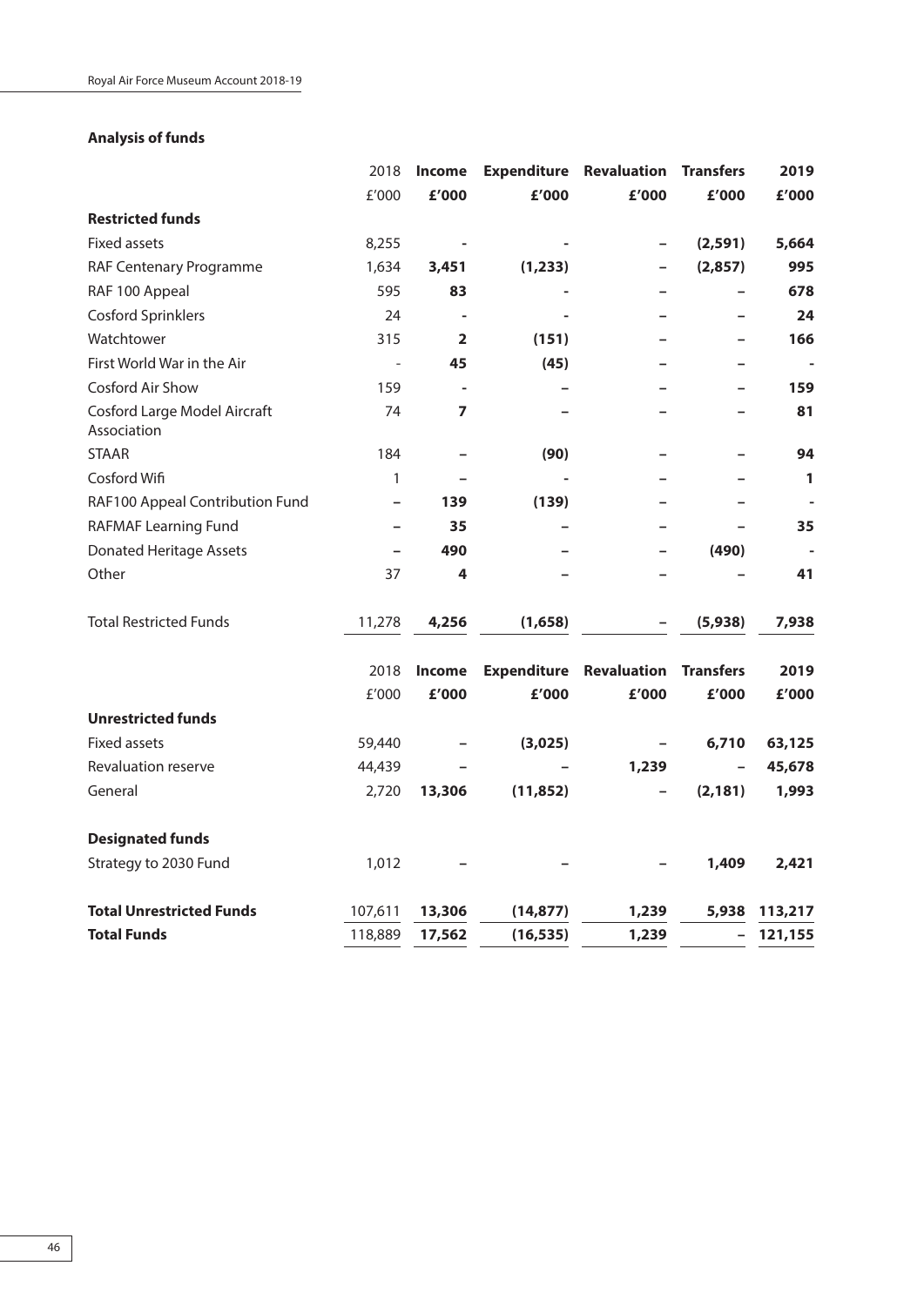### Analysis of funds

| | 2018 | **Income** | **Expenditure** | **Revaluation** | **Transfers** | **2019** |
|---|---|---|---|---|---|---|
| | £'000 | **£'000** | **£'000** | **£'000** | **£'000** | **£'000** |
| **Restricted funds** | | | | | | |
| Fixed assets | 8,255 | **-** | **-** | **–** | **(2,591)** | **5,664** |
| RAF Centenary Programme | 1,634 | **3,451** | **(1,233)** | **–** | **(2,857)** | **995** |
| RAF 100 Appeal | 595 | **83** | **-** | **–** | **–** | **678** |
| Cosford Sprinklers | 24 | **-** | **-** | **–** | **–** | **24** |
| Watchtower | 315 | **2** | **(151)** | **–** | **–** | **166** |
| First World War in the Air | - | **45** | **(45)** | **–** | **–** | **-** |
| Cosford Air Show | 159 | **-** | **–** | **–** | **–** | **159** |
| Cosford Large Model Aircraft Association | 74 | **7** | **–** | **–** | **–** | **81** |
| STAAR | 184 | **–** | **(90)** | **–** | **–** | **94** |
| Cosford Wifi | 1 | **–** | **-** | **–** | **–** | **1** |
| RAF100 Appeal Contribution Fund | – | **139** | **(139)** | **–** | **–** | **-** |
| RAFMAF Learning Fund | – | **35** | **–** | **–** | **–** | **35** |
| Donated Heritage Assets | – | **490** | **–** | **–** | **(490)** | **-** |
| Other | 37 | **4** | **–** | **–** | **–** | **41** |
| Total Restricted Funds | 11,278 | **4,256** | **(1,658)** | **–** | **(5,938)** | **7,938** |

| | 2018 | **Income** | **Expenditure** | **Revaluation** | **Transfers** | **2019** |
|---|---|---|---|---|---|---|
| | £'000 | **£'000** | **£'000** | **£'000** | **£'000** | **£'000** |
| **Unrestricted funds** | | | | | | |
| Fixed assets | 59,440 | **–** | **(3,025)** | **–** | **6,710** | **63,125** |
| Revaluation reserve | 44,439 | **–** | **–** | **1,239** | **–** | **45,678** |
| General | 2,720 | **13,306** | **(11,852)** | **–** | **(2,181)** | **1,993** |
| **Designated funds** | | | | | | |
| Strategy to 2030 Fund | 1,012 | **–** | **–** | **–** | **1,409** | **2,421** |
| **Total Unrestricted Funds** | 107,611 | **13,306** | **(14,877)** | **1,239** | **5,938** | **113,217** |
| **Total Funds** | 118,889 | **17,562** | **(16,535)** | **1,239** | **–** | **121,155** |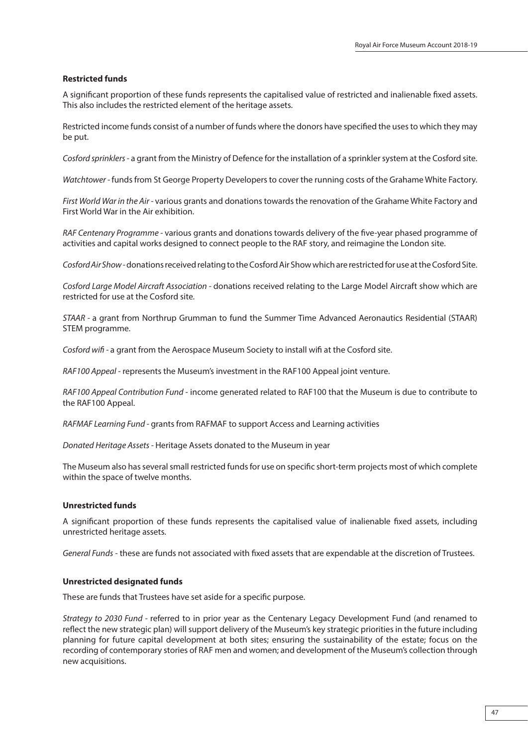**Restricted funds**

A significant proportion of these funds represents the capitalised value of restricted and inalienable fixed assets. This also includes the restricted element of the heritage assets.

Restricted income funds consist of a number of funds where the donors have specified the uses to which they may be put.

*Cosford sprinklers* - a grant from the Ministry of Defence for the installation of a sprinkler system at the Cosford site.

*Watchtower* - funds from St George Property Developers to cover the running costs of the Grahame White Factory.

*First World War in the Air* - various grants and donations towards the renovation of the Grahame White Factory and First World War in the Air exhibition.

*RAF Centenary Programme* - various grants and donations towards delivery of the five-year phased programme of activities and capital works designed to connect people to the RAF story, and reimagine the London site.

*Cosford Air Show* - donations received relating to the Cosford Air Show which are restricted for use at the Cosford Site.

*Cosford Large Model Aircraft Association* - donations received relating to the Large Model Aircraft show which are restricted for use at the Cosford site.

*STAAR* - a grant from Northrup Grumman to fund the Summer Time Advanced Aeronautics Residential (STAAR) STEM programme.

*Cosford wifi* - a grant from the Aerospace Museum Society to install wifi at the Cosford site.

*RAF100 Appeal* - represents the Museum's investment in the RAF100 Appeal joint venture.

*RAF100 Appeal Contribution Fund* - income generated related to RAF100 that the Museum is due to contribute to the RAF100 Appeal.

*RAFMAF Learning Fund* - grants from RAFMAF to support Access and Learning activities

*Donated Heritage Assets* - Heritage Assets donated to the Museum in year

The Museum also has several small restricted funds for use on specific short-term projects most of which complete within the space of twelve months.

**Unrestricted funds**

A significant proportion of these funds represents the capitalised value of inalienable fixed assets, including unrestricted heritage assets.

*General Funds* - these are funds not associated with fixed assets that are expendable at the discretion of Trustees.

**Unrestricted designated funds**

These are funds that Trustees have set aside for a specific purpose.

*Strategy to 2030 Fund* - referred to in prior year as the Centenary Legacy Development Fund (and renamed to reflect the new strategic plan) will support delivery of the Museum's key strategic priorities in the future including planning for future capital development at both sites; ensuring the sustainability of the estate; focus on the recording of contemporary stories of RAF men and women; and development of the Museum's collection through new acquisitions.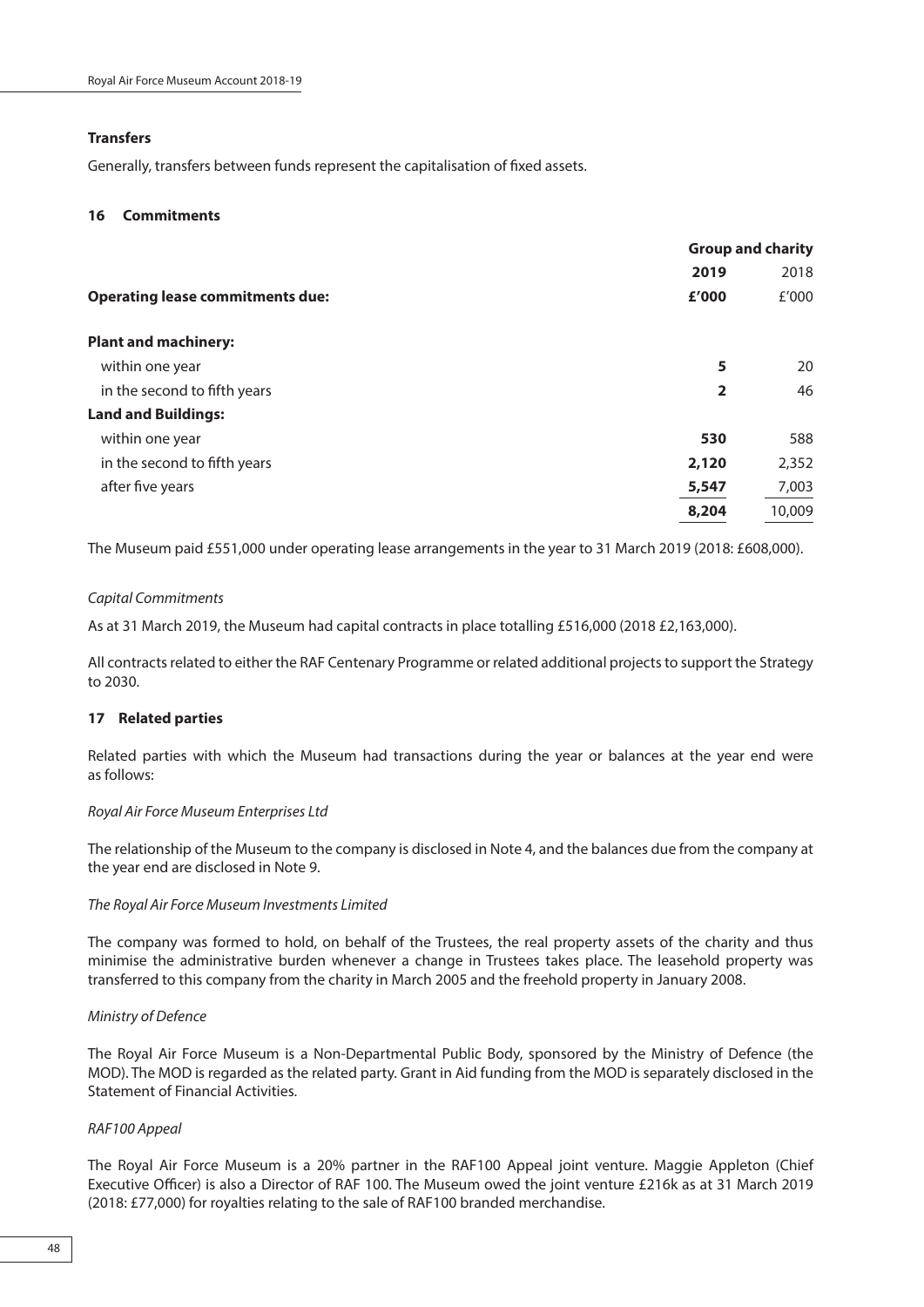**Transfers**

Generally, transfers between funds represent the capitalisation of fixed assets.

## 16 Commitments

| | Group and charity | |
|---|---|---|
| | **2019** | 2018 |
| **Operating lease commitments due:** | **£'000** | £'000 |
| **Plant and machinery:** | | |
| within one year | **5** | 20 |
| in the second to fifth years | **2** | 46 |
| **Land and Buildings:** | | |
| within one year | **530** | 588 |
| in the second to fifth years | **2,120** | 2,352 |
| after five years | **5,547** | 7,003 |
| | **8,204** | 10,009 |

The Museum paid £551,000 under operating lease arrangements in the year to 31 March 2019 (2018: £608,000).

*Capital Commitments*

As at 31 March 2019, the Museum had capital contracts in place totalling £516,000 (2018 £2,163,000).

All contracts related to either the RAF Centenary Programme or related additional projects to support the Strategy to 2030.

## 17 Related parties

Related parties with which the Museum had transactions during the year or balances at the year end were as follows:

*Royal Air Force Museum Enterprises Ltd*

The relationship of the Museum to the company is disclosed in Note 4, and the balances due from the company at the year end are disclosed in Note 9.

*The Royal Air Force Museum Investments Limited*

The company was formed to hold, on behalf of the Trustees, the real property assets of the charity and thus minimise the administrative burden whenever a change in Trustees takes place. The leasehold property was transferred to this company from the charity in March 2005 and the freehold property in January 2008.

*Ministry of Defence*

The Royal Air Force Museum is a Non-Departmental Public Body, sponsored by the Ministry of Defence (the MOD). The MOD is regarded as the related party. Grant in Aid funding from the MOD is separately disclosed in the Statement of Financial Activities.

*RAF100 Appeal*

The Royal Air Force Museum is a 20% partner in the RAF100 Appeal joint venture. Maggie Appleton (Chief Executive Officer) is also a Director of RAF 100. The Museum owed the joint venture £216k as at 31 March 2019 (2018: £77,000) for royalties relating to the sale of RAF100 branded merchandise.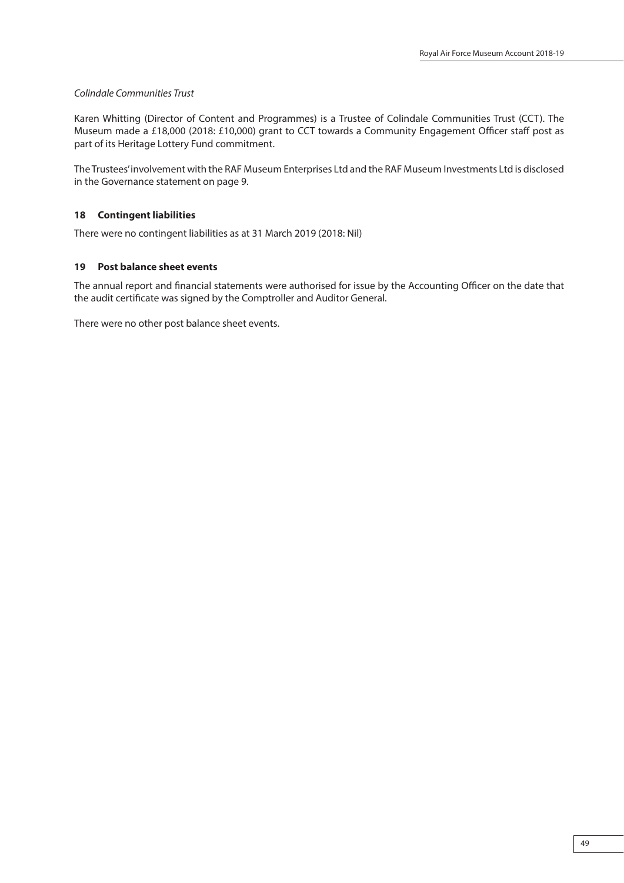*Colindale Communities Trust*

Karen Whitting (Director of Content and Programmes) is a Trustee of Colindale Communities Trust (CCT). The Museum made a £18,000 (2018: £10,000) grant to CCT towards a Community Engagement Officer staff post as part of its Heritage Lottery Fund commitment.

The Trustees' involvement with the RAF Museum Enterprises Ltd and the RAF Museum Investments Ltd is disclosed in the Governance statement on page 9.

## 18 Contingent liabilities

There were no contingent liabilities as at 31 March 2019 (2018: Nil)

## 19 Post balance sheet events

The annual report and financial statements were authorised for issue by the Accounting Officer on the date that the audit certificate was signed by the Comptroller and Auditor General.

There were no other post balance sheet events.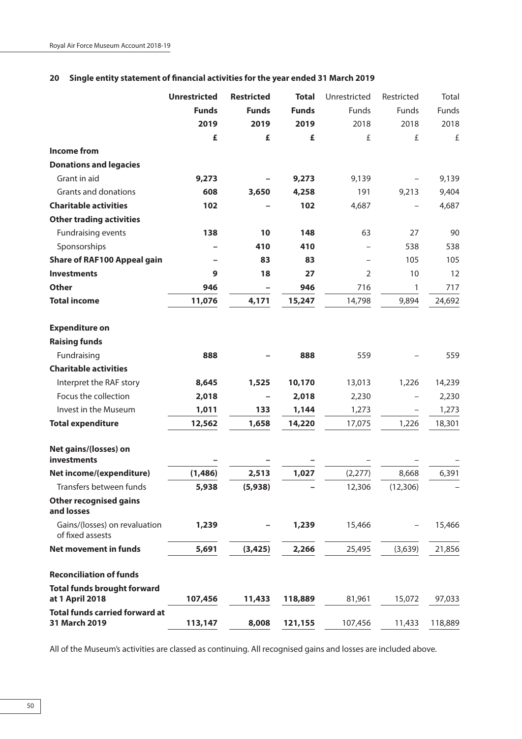## 20 Single entity statement of financial activities for the year ended 31 March 2019

| | **Unrestricted Funds 2019** | **Restricted Funds 2019** | **Total Funds 2019** | Unrestricted Funds 2018 | Restricted Funds 2018 | Total Funds 2018 |
|---|---|---|---|---|---|---|
| | **£** | **£** | **£** | £ | £ | £ |
| **Income from** | | | | | | |
| **Donations and legacies** | | | | | | |
| Grant in aid | **9,273** | **–** | **9,273** | 9,139 | – | 9,139 |
| Grants and donations | **608** | **3,650** | **4,258** | 191 | 9,213 | 9,404 |
| **Charitable activities** | **102** | **–** | **102** | 4,687 | – | 4,687 |
| **Other trading activities** | | | | | | |
| Fundraising events | **138** | **10** | **148** | 63 | 27 | 90 |
| Sponsorships | **–** | **410** | **410** | – | 538 | 538 |
| **Share of RAF100 Appeal gain** | **–** | **83** | **83** | – | 105 | 105 |
| **Investments** | **9** | **18** | **27** | 2 | 10 | 12 |
| **Other** | **946** | **–** | **946** | 716 | 1 | 717 |
| **Total income** | **11,076** | **4,171** | **15,247** | 14,798 | 9,894 | 24,692 |
| | | | | | | |
| **Expenditure on** | | | | | | |
| **Raising funds** | | | | | | |
| Fundraising | **888** | **–** | **888** | 559 | – | 559 |
| **Charitable activities** | | | | | | |
| Interpret the RAF story | **8,645** | **1,525** | **10,170** | 13,013 | 1,226 | 14,239 |
| Focus the collection | **2,018** | **–** | **2,018** | 2,230 | – | 2,230 |
| Invest in the Museum | **1,011** | **133** | **1,144** | 1,273 | – | 1,273 |
| **Total expenditure** | **12,562** | **1,658** | **14,220** | 17,075 | 1,226 | 18,301 |
| | | | | | | |
| **Net gains/(losses) on investments** | **–** | **–** | **–** | – | – | – |
| **Net income/(expenditure)** | **(1,486)** | **2,513** | **1,027** | (2,277) | 8,668 | 6,391 |
| Transfers between funds | **5,938** | **(5,938)** | **–** | 12,306 | (12,306) | – |
| **Other recognised gains and losses** | | | | | | |
| Gains/(losses) on revaluation of fixed assests | **1,239** | **–** | **1,239** | 15,466 | – | 15,466 |
| **Net movement in funds** | **5,691** | **(3,425)** | **2,266** | 25,495 | (3,639) | 21,856 |
| | | | | | | |
| **Reconciliation of funds** | | | | | | |
| **Total funds brought forward at 1 April 2018** | **107,456** | **11,433** | **118,889** | 81,961 | 15,072 | 97,033 |
| **Total funds carried forward at 31 March 2019** | **113,147** | **8,008** | **121,155** | 107,456 | 11,433 | 118,889 |

All of the Museum's activities are classed as continuing. All recognised gains and losses are included above.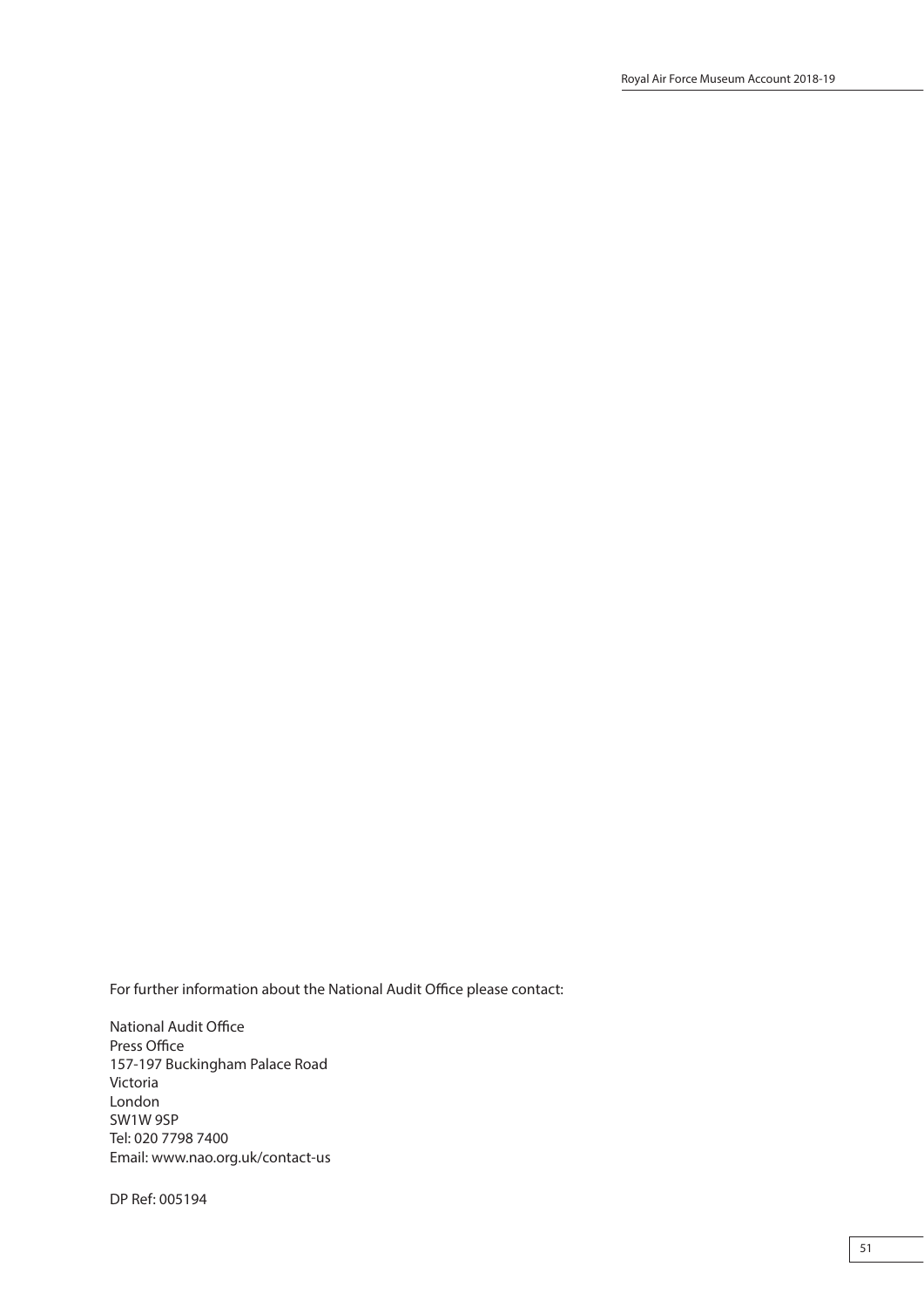For further information about the National Audit Office please contact:

National Audit Office
Press Office
157-197 Buckingham Palace Road
Victoria
London
SW1W 9SP
Tel: 020 7798 7400
Email: www.nao.org.uk/contact-us

DP Ref: 005194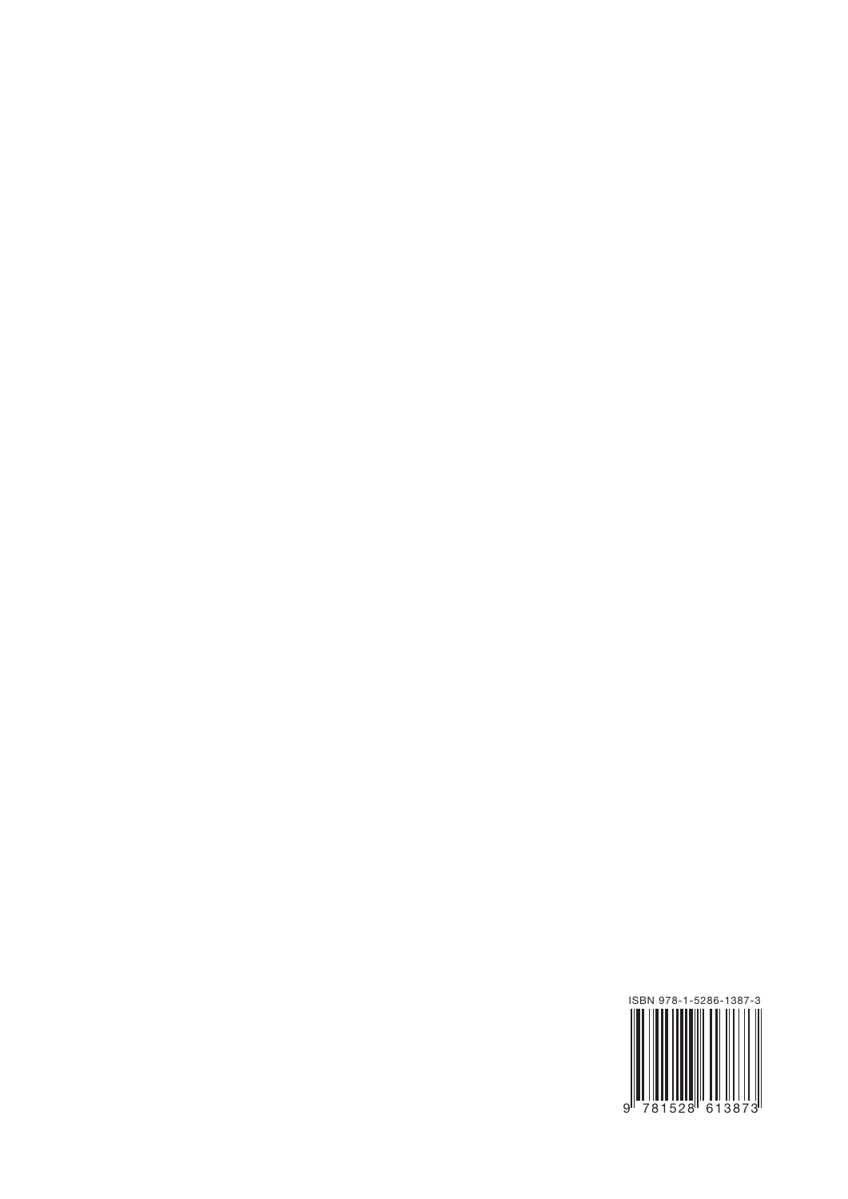ISBN 978-1-5286-1387-3

9 781528 613873